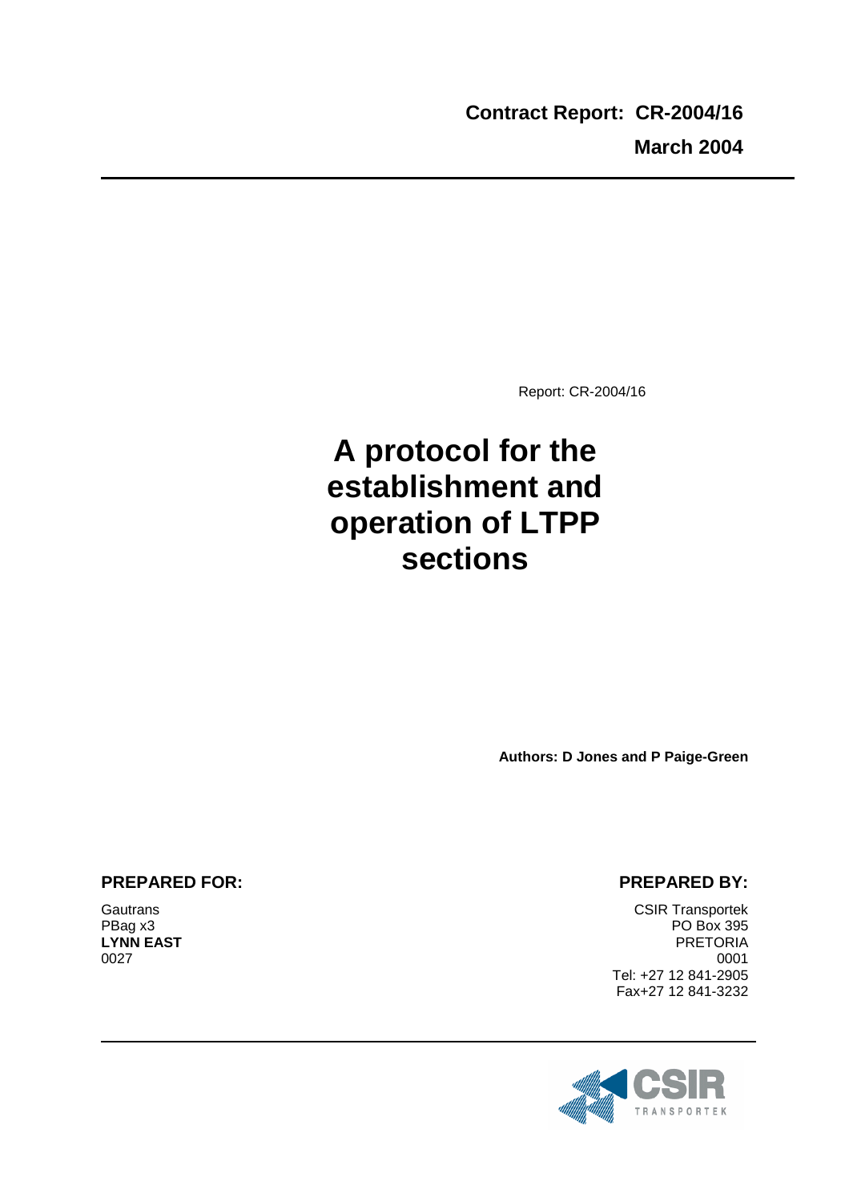**Contract Report: CR-2004/16**

**March 2004**

---

Report: CR-2004/16

# A protocol for the establishment and operation of LTPP sections

**Authors: D Jones and P Paige-Green**

**PREPARED FOR:**

Gautrans
PBag x3
**LYNN EAST**
0027

**PREPARED BY:**

CSIR Transportek
PO Box 395
PRETORIA
0001
Tel: +27 12 841-2905
Fax+27 12 841-3232

---

CSIR TRANSPORTEK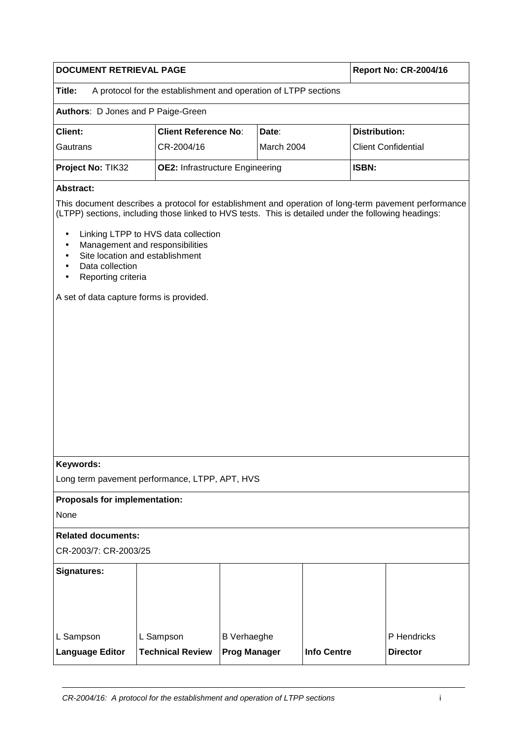| DOCUMENT RETRIEVAL PAGE | | | | Report No: CR-2004/16 |
|---|---|---|---|---|
| **Title:** A protocol for the establishment and operation of LTPP sections | | | | |
| **Authors**: D Jones and P Paige-Green | | | | |
| **Client:** Gautrans | **Client Reference No**: CR-2004/16 | **Date**: March 2004 | | **Distribution:** Client Confidential |
| **Project No:** TIK32 | **OE2:** Infrastructure Engineering | | | **ISBN:** |

**Abstract:**

This document describes a protocol for establishment and operation of long-term pavement performance (LTPP) sections, including those linked to HVS tests. This is detailed under the following headings:

- Linking LTPP to HVS data collection
- Management and responsibilities
- Site location and establishment
- Data collection
- Reporting criteria

A set of data capture forms is provided.

**Keywords:**

Long term pavement performance, LTPP, APT, HVS

**Proposals for implementation:**

None

**Related documents:**

CR-2003/7: CR-2003/25

| Signatures: | | | | |
|---|---|---|---|---|
| L Sampson | L Sampson | B Verhaeghe | | P Hendricks |
| **Language Editor** | **Technical Review** | **Prog Manager** | **Info Centre** | **Director** |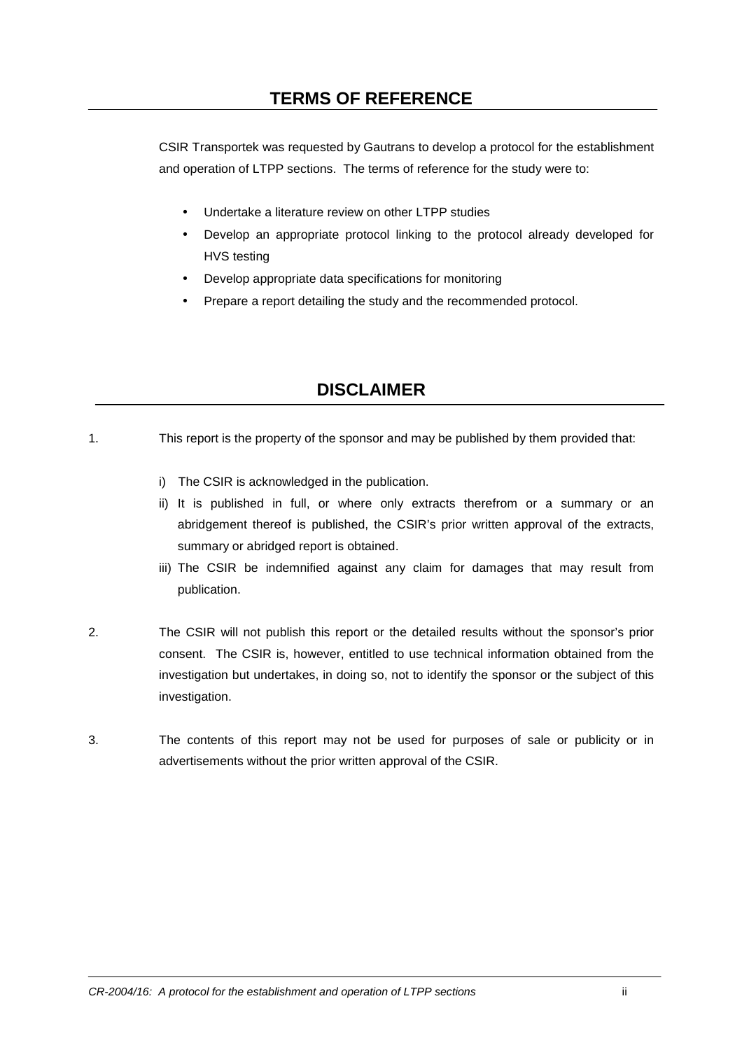## TERMS OF REFERENCE

CSIR Transportek was requested by Gautrans to develop a protocol for the establishment and operation of LTPP sections. The terms of reference for the study were to:

- Undertake a literature review on other LTPP studies
- Develop an appropriate protocol linking to the protocol already developed for HVS testing
- Develop appropriate data specifications for monitoring
- Prepare a report detailing the study and the recommended protocol.

## DISCLAIMER

1. This report is the property of the sponsor and may be published by them provided that:

   i) The CSIR is acknowledged in the publication.

   ii) It is published in full, or where only extracts therefrom or a summary or an abridgement thereof is published, the CSIR's prior written approval of the extracts, summary or abridged report is obtained.

   iii) The CSIR be indemnified against any claim for damages that may result from publication.

2. The CSIR will not publish this report or the detailed results without the sponsor's prior consent. The CSIR is, however, entitled to use technical information obtained from the investigation but undertakes, in doing so, not to identify the sponsor or the subject of this investigation.

3. The contents of this report may not be used for purposes of sale or publicity or in advertisements without the prior written approval of the CSIR.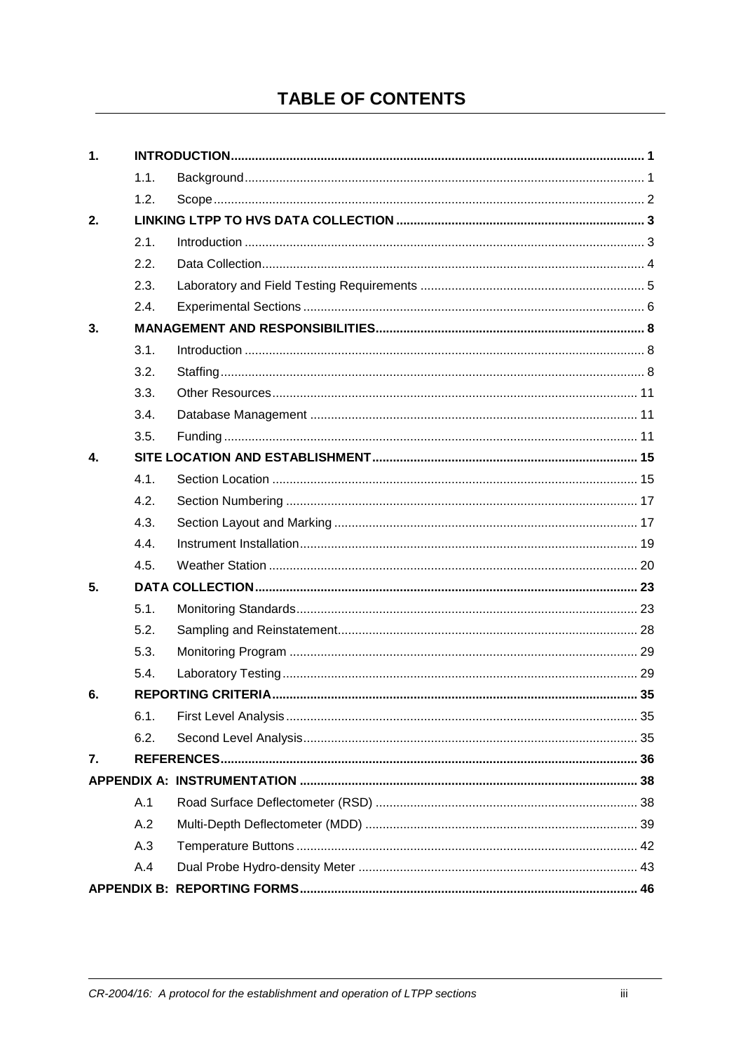# TABLE OF CONTENTS

| | | | |
|---|---|---|---|
| **1.** | **INTRODUCTION** | | **1** |
| | 1.1. | Background | 1 |
| | 1.2. | Scope | 2 |
| **2.** | **LINKING LTPP TO HVS DATA COLLECTION** | | **3** |
| | 2.1. | Introduction | 3 |
| | 2.2. | Data Collection | 4 |
| | 2.3. | Laboratory and Field Testing Requirements | 5 |
| | 2.4. | Experimental Sections | 6 |
| **3.** | **MANAGEMENT AND RESPONSIBILITIES** | | **8** |
| | 3.1. | Introduction | 8 |
| | 3.2. | Staffing | 8 |
| | 3.3. | Other Resources | 11 |
| | 3.4. | Database Management | 11 |
| | 3.5. | Funding | 11 |
| **4.** | **SITE LOCATION AND ESTABLISHMENT** | | **15** |
| | 4.1. | Section Location | 15 |
| | 4.2. | Section Numbering | 17 |
| | 4.3. | Section Layout and Marking | 17 |
| | 4.4. | Instrument Installation | 19 |
| | 4.5. | Weather Station | 20 |
| **5.** | **DATA COLLECTION** | | **23** |
| | 5.1. | Monitoring Standards | 23 |
| | 5.2. | Sampling and Reinstatement | 28 |
| | 5.3. | Monitoring Program | 29 |
| | 5.4. | Laboratory Testing | 29 |
| **6.** | **REPORTING CRITERIA** | | **35** |
| | 6.1. | First Level Analysis | 35 |
| | 6.2. | Second Level Analysis | 35 |
| **7.** | **REFERENCES** | | **36** |
| **APPENDIX A: INSTRUMENTATION** | | | **38** |
| | A.1 | Road Surface Deflectometer (RSD) | 38 |
| | A.2 | Multi-Depth Deflectometer (MDD) | 39 |
| | A.3 | Temperature Buttons | 42 |
| | A.4 | Dual Probe Hydro-density Meter | 43 |
| **APPENDIX B: REPORTING FORMS** | | | **46** |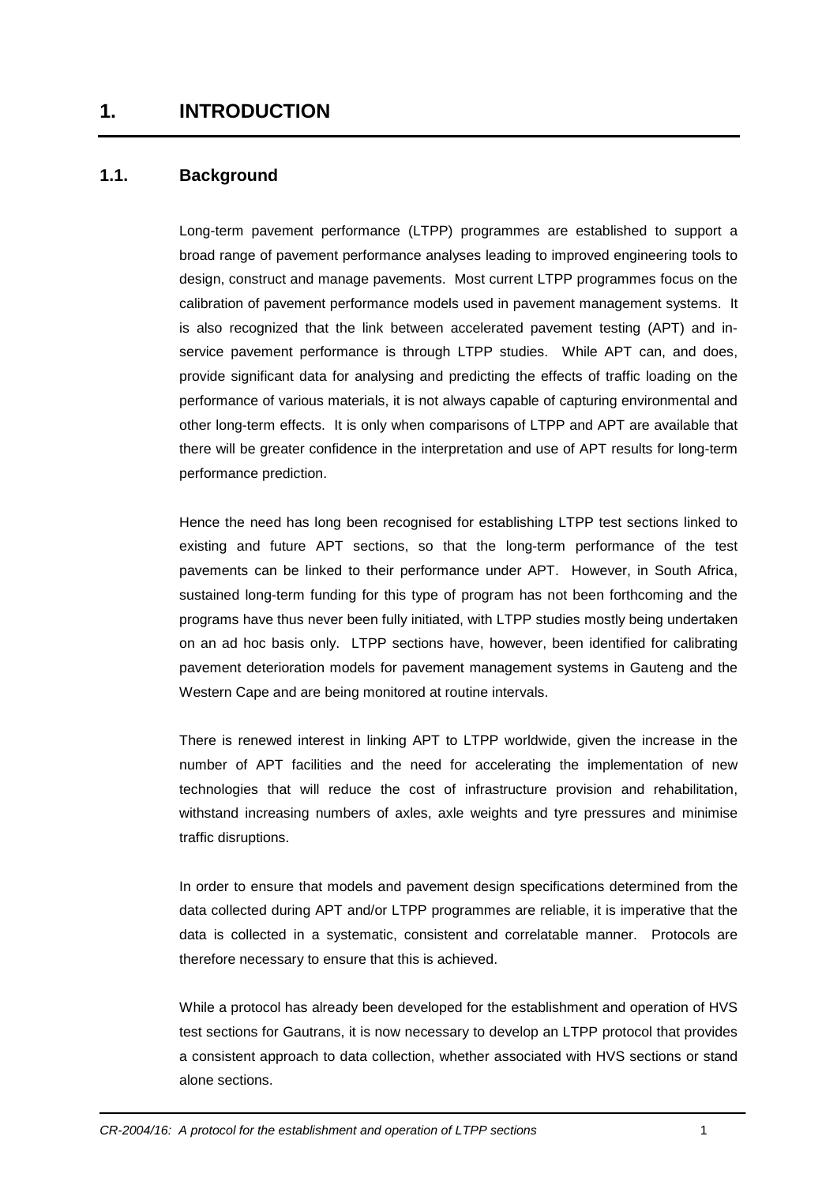# 1. INTRODUCTION

## 1.1. Background

Long-term pavement performance (LTPP) programmes are established to support a broad range of pavement performance analyses leading to improved engineering tools to design, construct and manage pavements. Most current LTPP programmes focus on the calibration of pavement performance models used in pavement management systems. It is also recognized that the link between accelerated pavement testing (APT) and in-service pavement performance is through LTPP studies. While APT can, and does, provide significant data for analysing and predicting the effects of traffic loading on the performance of various materials, it is not always capable of capturing environmental and other long-term effects. It is only when comparisons of LTPP and APT are available that there will be greater confidence in the interpretation and use of APT results for long-term performance prediction.

Hence the need has long been recognised for establishing LTPP test sections linked to existing and future APT sections, so that the long-term performance of the test pavements can be linked to their performance under APT. However, in South Africa, sustained long-term funding for this type of program has not been forthcoming and the programs have thus never been fully initiated, with LTPP studies mostly being undertaken on an ad hoc basis only. LTPP sections have, however, been identified for calibrating pavement deterioration models for pavement management systems in Gauteng and the Western Cape and are being monitored at routine intervals.

There is renewed interest in linking APT to LTPP worldwide, given the increase in the number of APT facilities and the need for accelerating the implementation of new technologies that will reduce the cost of infrastructure provision and rehabilitation, withstand increasing numbers of axles, axle weights and tyre pressures and minimise traffic disruptions.

In order to ensure that models and pavement design specifications determined from the data collected during APT and/or LTPP programmes are reliable, it is imperative that the data is collected in a systematic, consistent and correlatable manner. Protocols are therefore necessary to ensure that this is achieved.

While a protocol has already been developed for the establishment and operation of HVS test sections for Gautrans, it is now necessary to develop an LTPP protocol that provides a consistent approach to data collection, whether associated with HVS sections or stand alone sections.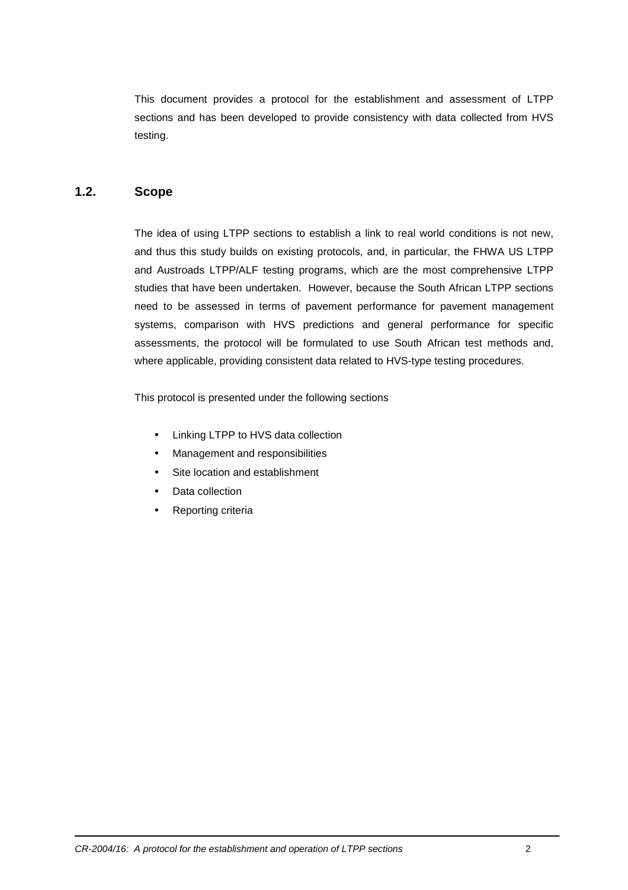This document provides a protocol for the establishment and assessment of LTPP sections and has been developed to provide consistency with data collected from HVS testing.

## 1.2. Scope

The idea of using LTPP sections to establish a link to real world conditions is not new, and thus this study builds on existing protocols, and, in particular, the FHWA US LTPP and Austroads LTPP/ALF testing programs, which are the most comprehensive LTPP studies that have been undertaken. However, because the South African LTPP sections need to be assessed in terms of pavement performance for pavement management systems, comparison with HVS predictions and general performance for specific assessments, the protocol will be formulated to use South African test methods and, where applicable, providing consistent data related to HVS-type testing procedures.

This protocol is presented under the following sections

- Linking LTPP to HVS data collection
- Management and responsibilities
- Site location and establishment
- Data collection
- Reporting criteria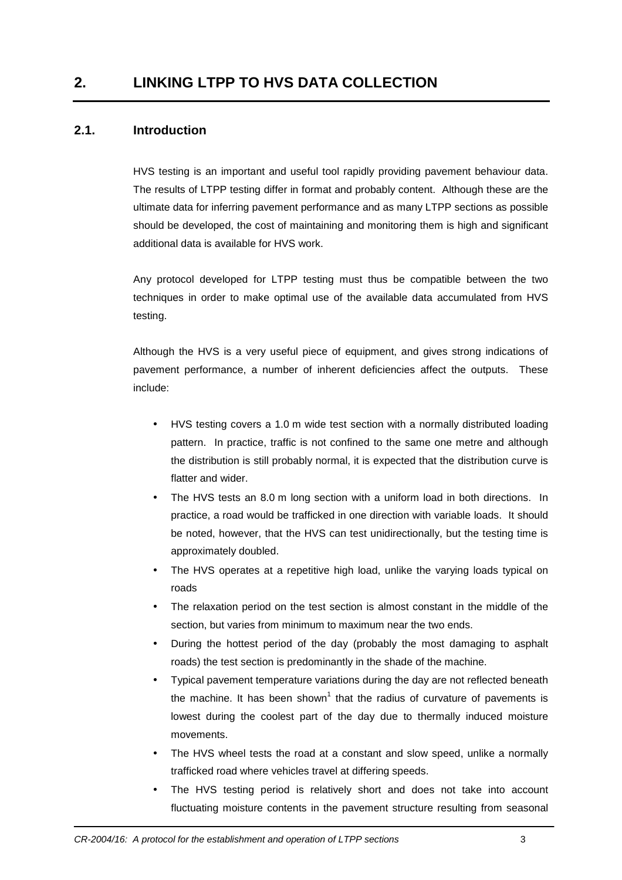# 2. LINKING LTPP TO HVS DATA COLLECTION

## 2.1. Introduction

HVS testing is an important and useful tool rapidly providing pavement behaviour data. The results of LTPP testing differ in format and probably content. Although these are the ultimate data for inferring pavement performance and as many LTPP sections as possible should be developed, the cost of maintaining and monitoring them is high and significant additional data is available for HVS work.

Any protocol developed for LTPP testing must thus be compatible between the two techniques in order to make optimal use of the available data accumulated from HVS testing.

Although the HVS is a very useful piece of equipment, and gives strong indications of pavement performance, a number of inherent deficiencies affect the outputs. These include:

- HVS testing covers a 1.0 m wide test section with a normally distributed loading pattern. In practice, traffic is not confined to the same one metre and although the distribution is still probably normal, it is expected that the distribution curve is flatter and wider.
- The HVS tests an 8.0 m long section with a uniform load in both directions. In practice, a road would be trafficked in one direction with variable loads. It should be noted, however, that the HVS can test unidirectionally, but the testing time is approximately doubled.
- The HVS operates at a repetitive high load, unlike the varying loads typical on roads
- The relaxation period on the test section is almost constant in the middle of the section, but varies from minimum to maximum near the two ends.
- During the hottest period of the day (probably the most damaging to asphalt roads) the test section is predominantly in the shade of the machine.
- Typical pavement temperature variations during the day are not reflected beneath the machine. It has been shown[1] that the radius of curvature of pavements is lowest during the coolest part of the day due to thermally induced moisture movements.
- The HVS wheel tests the road at a constant and slow speed, unlike a normally trafficked road where vehicles travel at differing speeds.
- The HVS testing period is relatively short and does not take into account fluctuating moisture contents in the pavement structure resulting from seasonal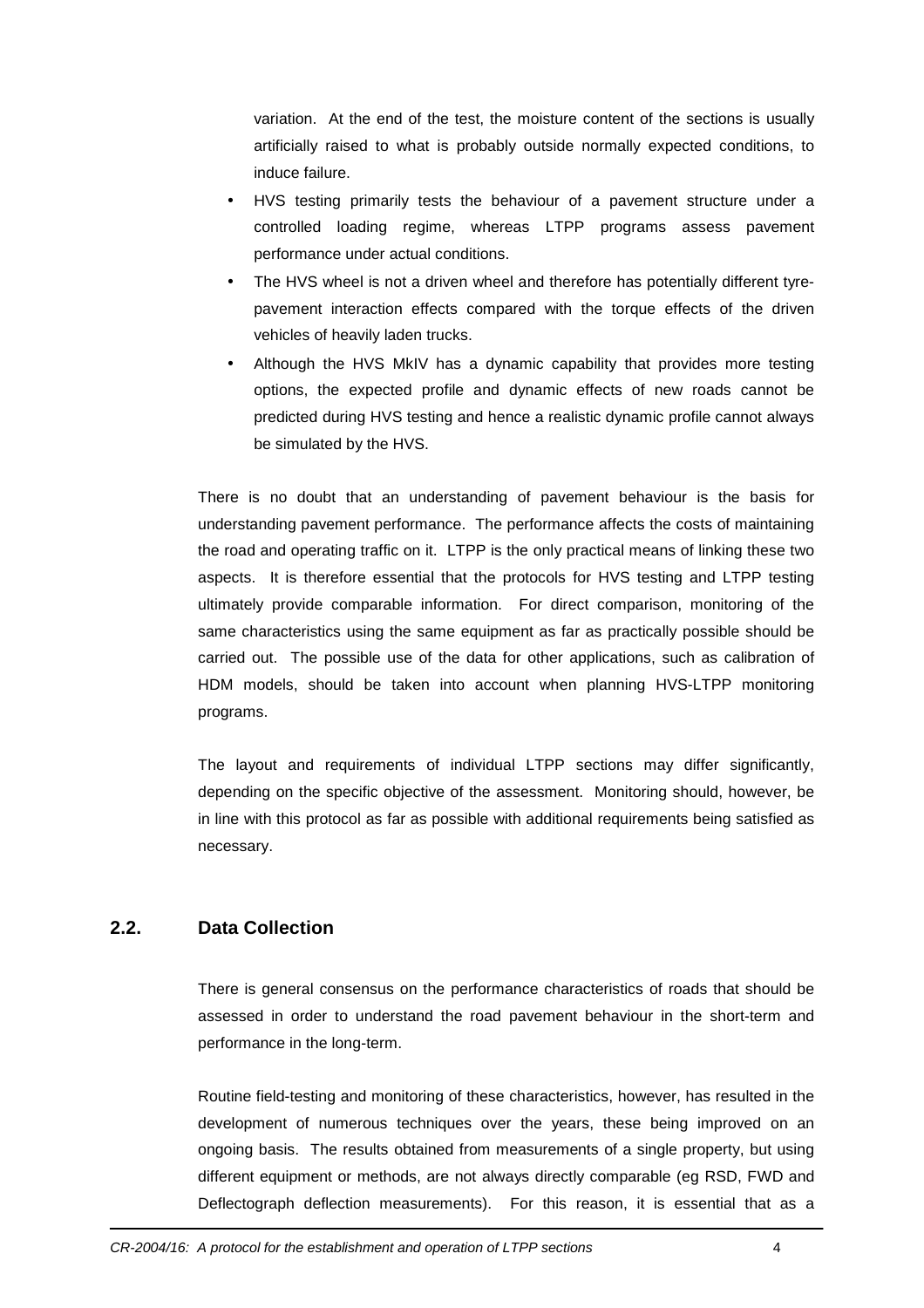variation. At the end of the test, the moisture content of the sections is usually artificially raised to what is probably outside normally expected conditions, to induce failure.

- HVS testing primarily tests the behaviour of a pavement structure under a controlled loading regime, whereas LTPP programs assess pavement performance under actual conditions.
- The HVS wheel is not a driven wheel and therefore has potentially different tyre-pavement interaction effects compared with the torque effects of the driven vehicles of heavily laden trucks.
- Although the HVS MkIV has a dynamic capability that provides more testing options, the expected profile and dynamic effects of new roads cannot be predicted during HVS testing and hence a realistic dynamic profile cannot always be simulated by the HVS.

There is no doubt that an understanding of pavement behaviour is the basis for understanding pavement performance. The performance affects the costs of maintaining the road and operating traffic on it. LTPP is the only practical means of linking these two aspects. It is therefore essential that the protocols for HVS testing and LTPP testing ultimately provide comparable information. For direct comparison, monitoring of the same characteristics using the same equipment as far as practically possible should be carried out. The possible use of the data for other applications, such as calibration of HDM models, should be taken into account when planning HVS-LTPP monitoring programs.

The layout and requirements of individual LTPP sections may differ significantly, depending on the specific objective of the assessment. Monitoring should, however, be in line with this protocol as far as possible with additional requirements being satisfied as necessary.

## 2.2. Data Collection

There is general consensus on the performance characteristics of roads that should be assessed in order to understand the road pavement behaviour in the short-term and performance in the long-term.

Routine field-testing and monitoring of these characteristics, however, has resulted in the development of numerous techniques over the years, these being improved on an ongoing basis. The results obtained from measurements of a single property, but using different equipment or methods, are not always directly comparable (eg RSD, FWD and Deflectograph deflection measurements). For this reason, it is essential that as a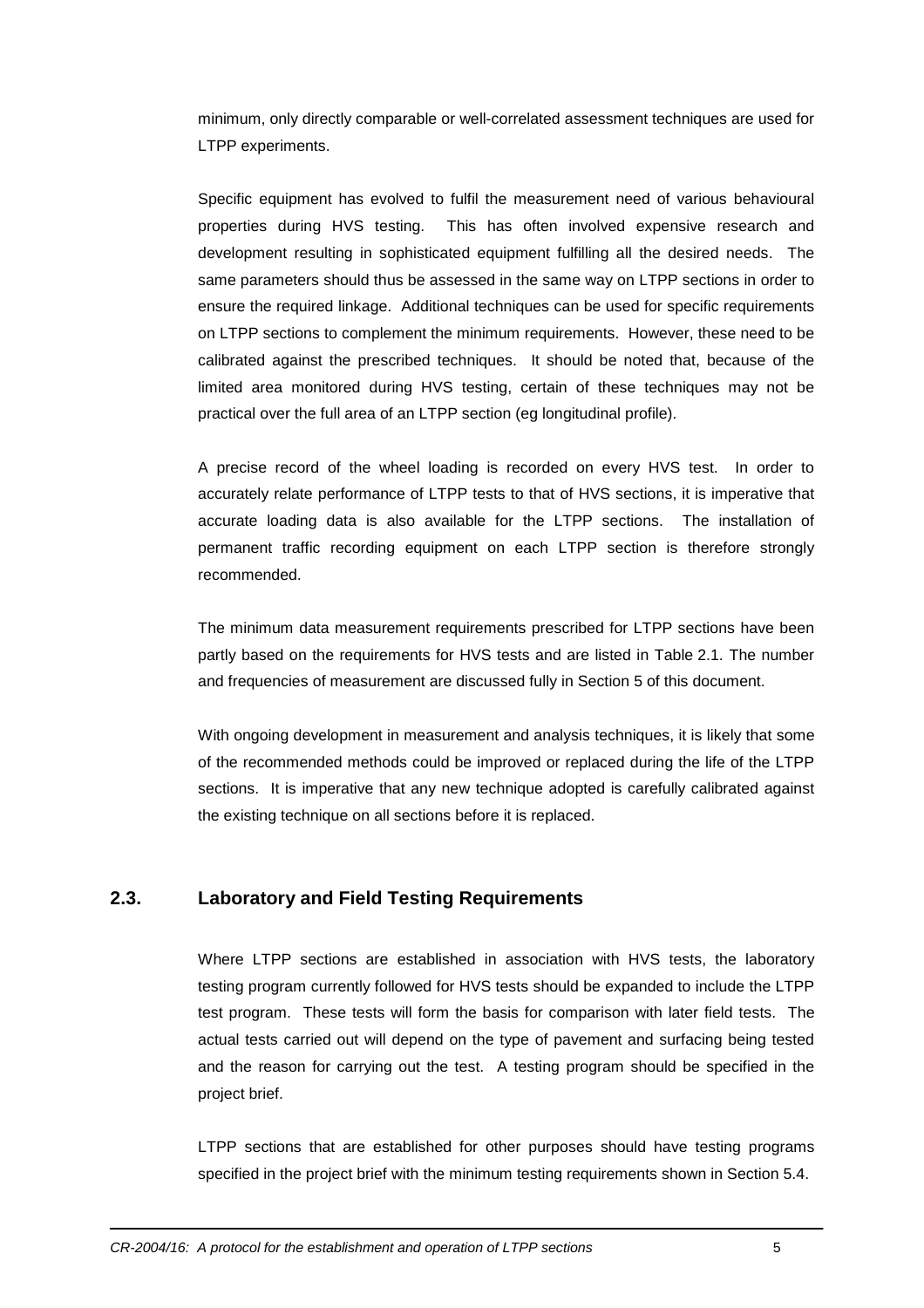minimum, only directly comparable or well-correlated assessment techniques are used for LTPP experiments.

Specific equipment has evolved to fulfil the measurement need of various behavioural properties during HVS testing. This has often involved expensive research and development resulting in sophisticated equipment fulfilling all the desired needs. The same parameters should thus be assessed in the same way on LTPP sections in order to ensure the required linkage. Additional techniques can be used for specific requirements on LTPP sections to complement the minimum requirements. However, these need to be calibrated against the prescribed techniques. It should be noted that, because of the limited area monitored during HVS testing, certain of these techniques may not be practical over the full area of an LTPP section (eg longitudinal profile).

A precise record of the wheel loading is recorded on every HVS test. In order to accurately relate performance of LTPP tests to that of HVS sections, it is imperative that accurate loading data is also available for the LTPP sections. The installation of permanent traffic recording equipment on each LTPP section is therefore strongly recommended.

The minimum data measurement requirements prescribed for LTPP sections have been partly based on the requirements for HVS tests and are listed in Table 2.1. The number and frequencies of measurement are discussed fully in Section 5 of this document.

With ongoing development in measurement and analysis techniques, it is likely that some of the recommended methods could be improved or replaced during the life of the LTPP sections. It is imperative that any new technique adopted is carefully calibrated against the existing technique on all sections before it is replaced.

## 2.3. Laboratory and Field Testing Requirements

Where LTPP sections are established in association with HVS tests, the laboratory testing program currently followed for HVS tests should be expanded to include the LTPP test program. These tests will form the basis for comparison with later field tests. The actual tests carried out will depend on the type of pavement and surfacing being tested and the reason for carrying out the test. A testing program should be specified in the project brief.

LTPP sections that are established for other purposes should have testing programs specified in the project brief with the minimum testing requirements shown in Section 5.4.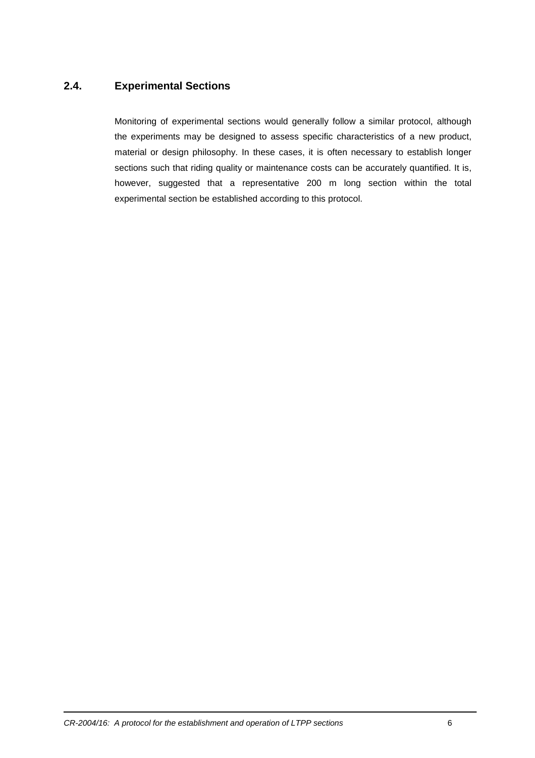## 2.4. Experimental Sections

Monitoring of experimental sections would generally follow a similar protocol, although the experiments may be designed to assess specific characteristics of a new product, material or design philosophy. In these cases, it is often necessary to establish longer sections such that riding quality or maintenance costs can be accurately quantified. It is, however, suggested that a representative 200 m long section within the total experimental section be established according to this protocol.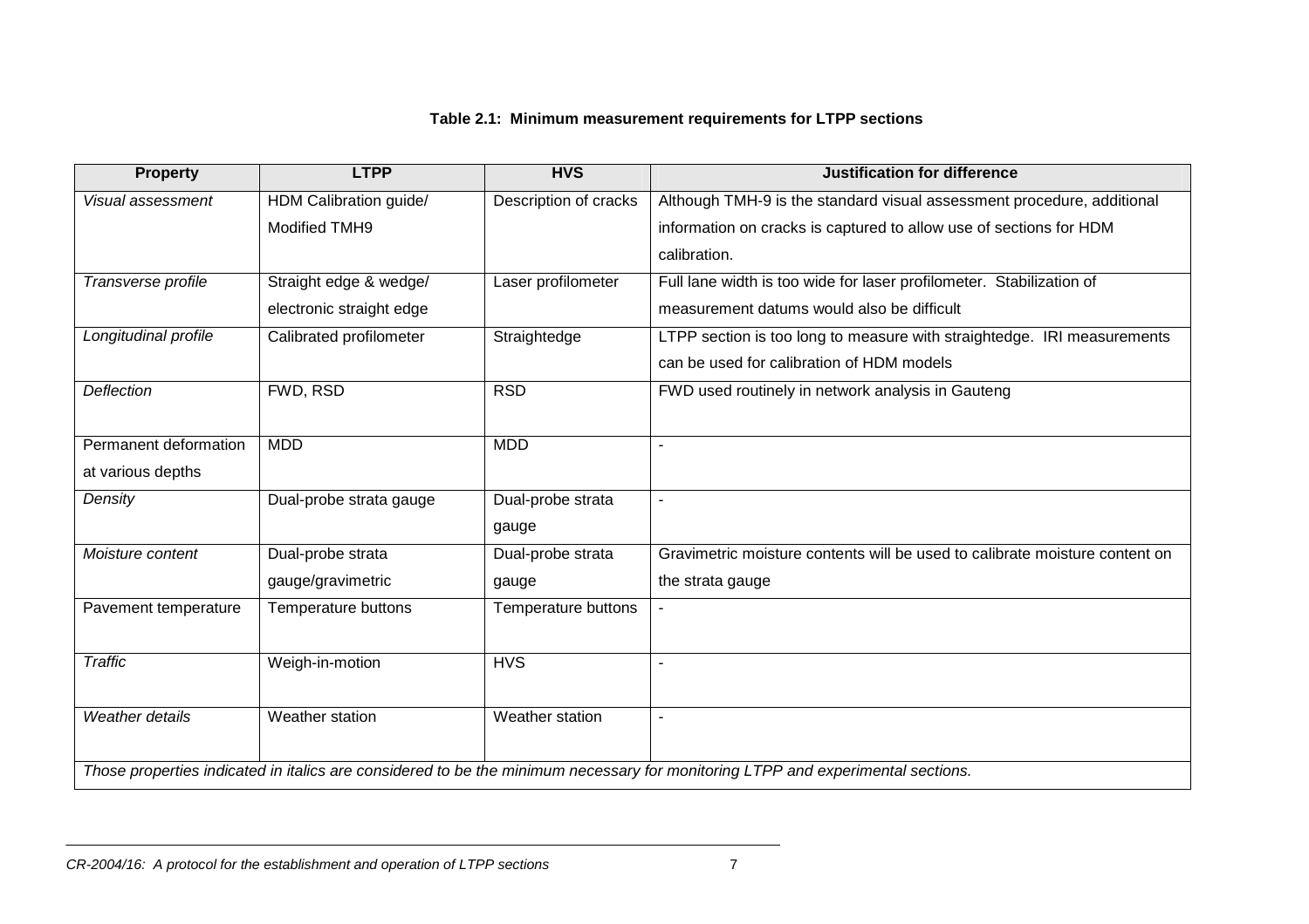**Table 2.1: Minimum measurement requirements for LTPP sections**

| Property | LTPP | HVS | Justification for difference |
|---|---|---|---|
| *Visual assessment* | HDM Calibration guide/ Modified TMH9 | Description of cracks | Although TMH-9 is the standard visual assessment procedure, additional information on cracks is captured to allow use of sections for HDM calibration. |
| *Transverse profile* | Straight edge & wedge/ electronic straight edge | Laser profilometer | Full lane width is too wide for laser profilometer. Stabilization of measurement datums would also be difficult |
| *Longitudinal profile* | Calibrated profilometer | Straightedge | LTPP section is too long to measure with straightedge. IRI measurements can be used for calibration of HDM models |
| *Deflection* | FWD, RSD | RSD | FWD used routinely in network analysis in Gauteng |
| Permanent deformation at various depths | MDD | MDD | - |
| *Density* | Dual-probe strata gauge | Dual-probe strata gauge | - |
| *Moisture content* | Dual-probe strata gauge/gravimetric | Dual-probe strata gauge | Gravimetric moisture contents will be used to calibrate moisture content on the strata gauge |
| Pavement temperature | Temperature buttons | Temperature buttons | - |
| *Traffic* | Weigh-in-motion | HVS | - |
| *Weather details* | Weather station | Weather station | - |

*Those properties indicated in italics are considered to be the minimum necessary for monitoring LTPP and experimental sections.*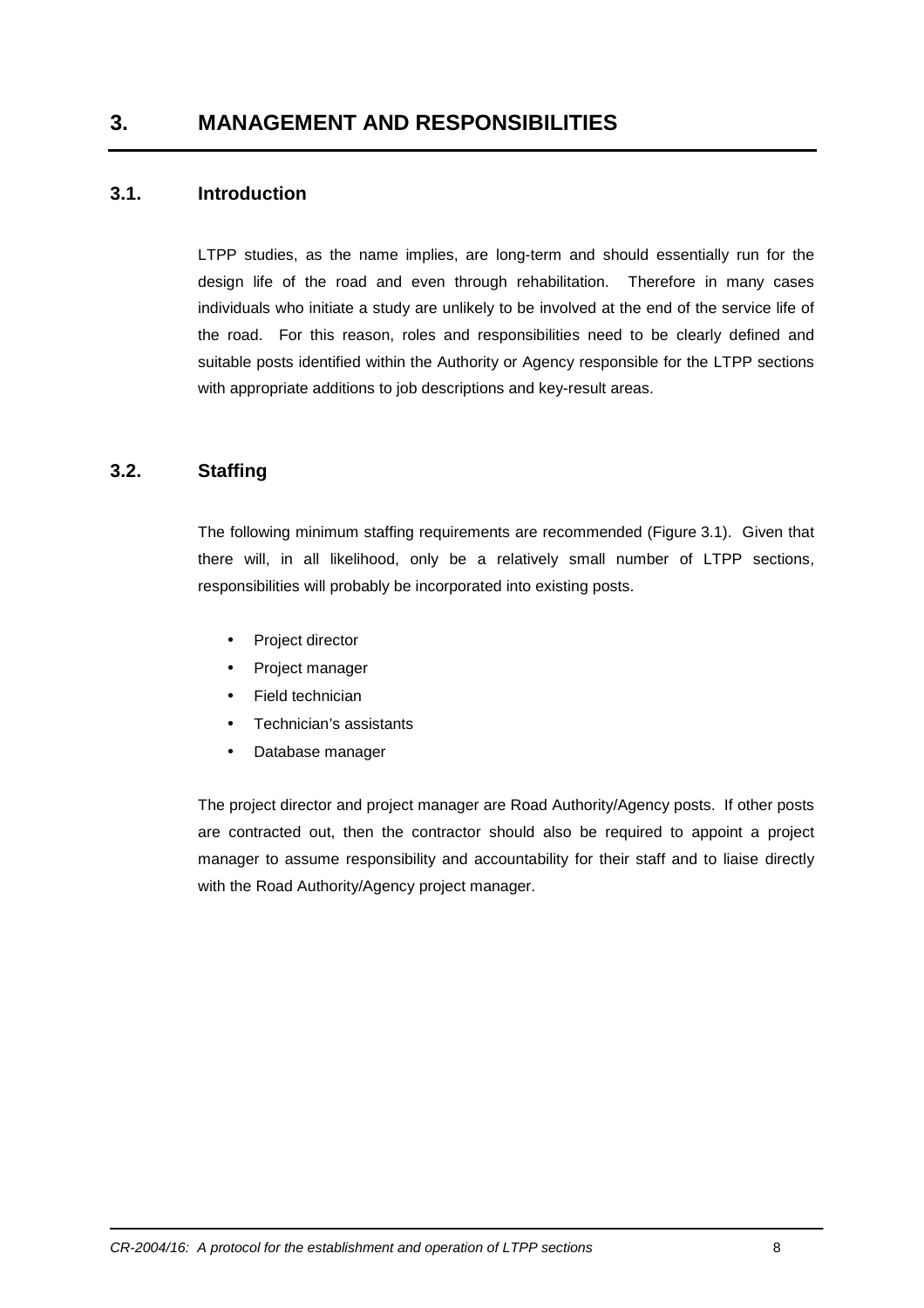# 3. MANAGEMENT AND RESPONSIBILITIES

## 3.1. Introduction

LTPP studies, as the name implies, are long-term and should essentially run for the design life of the road and even through rehabilitation. Therefore in many cases individuals who initiate a study are unlikely to be involved at the end of the service life of the road. For this reason, roles and responsibilities need to be clearly defined and suitable posts identified within the Authority or Agency responsible for the LTPP sections with appropriate additions to job descriptions and key-result areas.

## 3.2. Staffing

The following minimum staffing requirements are recommended (Figure 3.1). Given that there will, in all likelihood, only be a relatively small number of LTPP sections, responsibilities will probably be incorporated into existing posts.

- Project director
- Project manager
- Field technician
- Technician's assistants
- Database manager

The project director and project manager are Road Authority/Agency posts. If other posts are contracted out, then the contractor should also be required to appoint a project manager to assume responsibility and accountability for their staff and to liaise directly with the Road Authority/Agency project manager.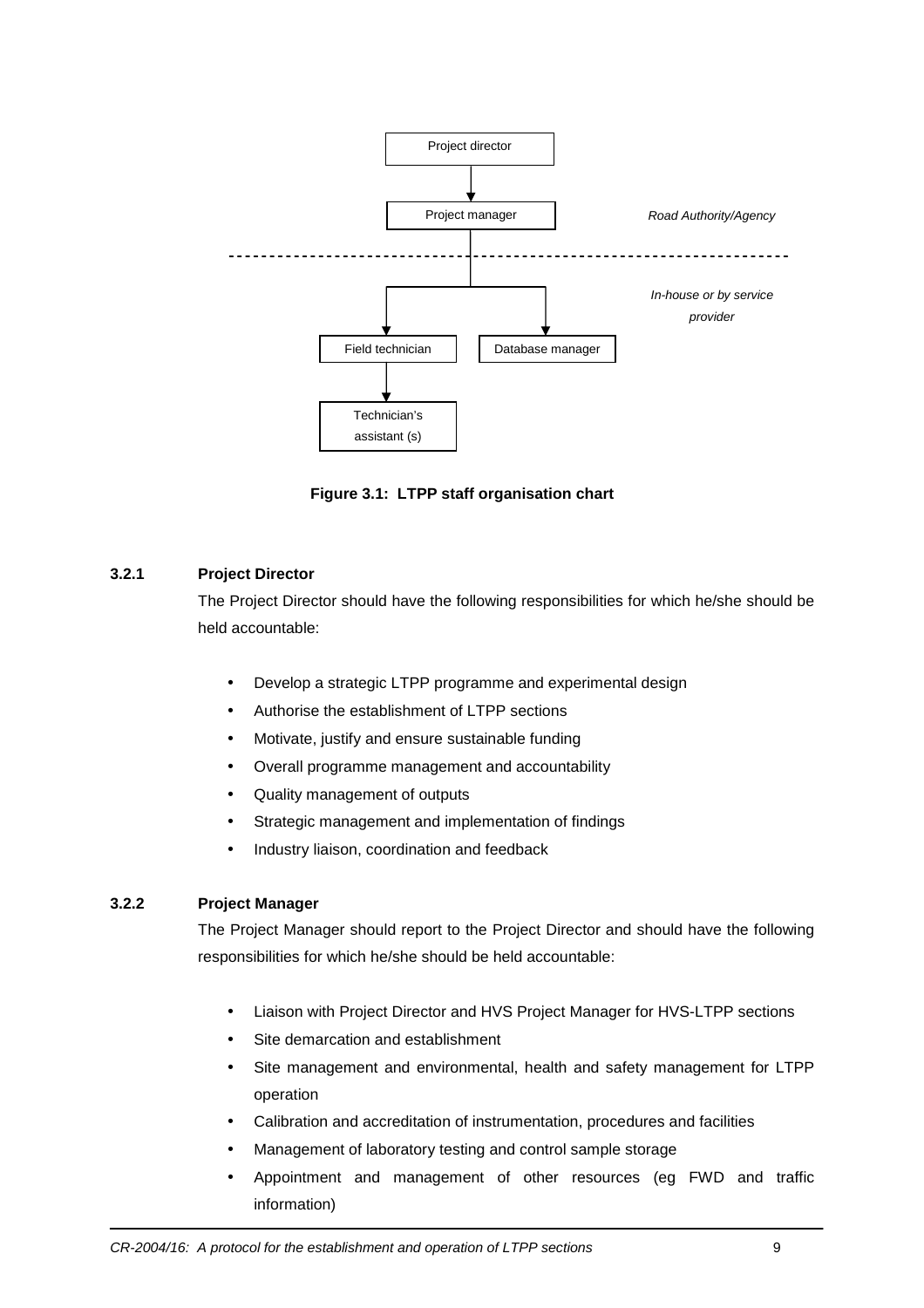Project director

Project manager

*Road Authority/Agency*

*In-house or by service provider*

Field technician

Database manager

Technician's assistant (s)

**Figure 3.1: LTPP staff organisation chart**

### 3.2.1 Project Director

The Project Director should have the following responsibilities for which he/she should be held accountable:

- Develop a strategic LTPP programme and experimental design
- Authorise the establishment of LTPP sections
- Motivate, justify and ensure sustainable funding
- Overall programme management and accountability
- Quality management of outputs
- Strategic management and implementation of findings
- Industry liaison, coordination and feedback

### 3.2.2 Project Manager

The Project Manager should report to the Project Director and should have the following responsibilities for which he/she should be held accountable:

- Liaison with Project Director and HVS Project Manager for HVS-LTPP sections
- Site demarcation and establishment
- Site management and environmental, health and safety management for LTPP operation
- Calibration and accreditation of instrumentation, procedures and facilities
- Management of laboratory testing and control sample storage
- Appointment and management of other resources (eg FWD and traffic information)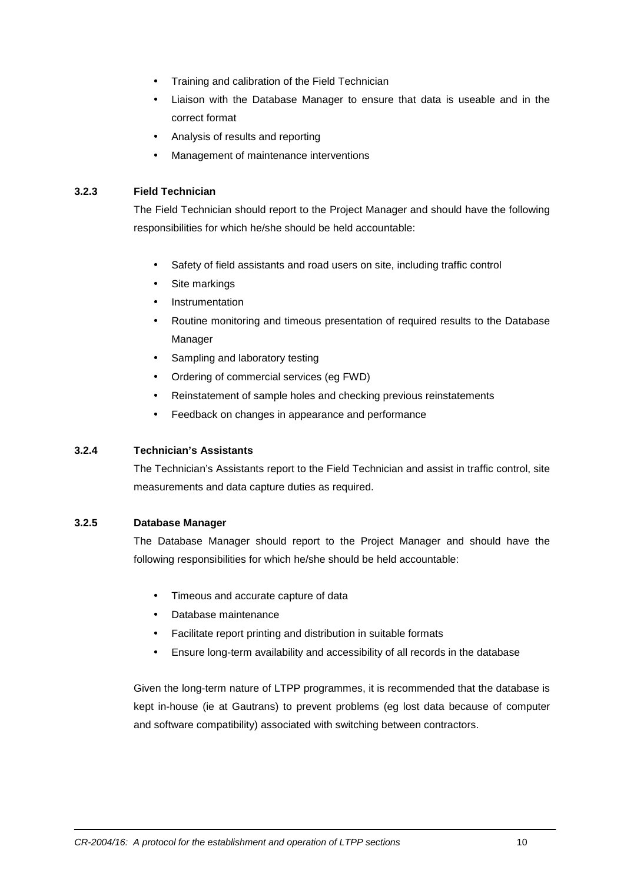- Training and calibration of the Field Technician
- Liaison with the Database Manager to ensure that data is useable and in the correct format
- Analysis of results and reporting
- Management of maintenance interventions

### 3.2.3 Field Technician

The Field Technician should report to the Project Manager and should have the following responsibilities for which he/she should be held accountable:

- Safety of field assistants and road users on site, including traffic control
- Site markings
- Instrumentation
- Routine monitoring and timeous presentation of required results to the Database Manager
- Sampling and laboratory testing
- Ordering of commercial services (eg FWD)
- Reinstatement of sample holes and checking previous reinstatements
- Feedback on changes in appearance and performance

### 3.2.4 Technician's Assistants

The Technician's Assistants report to the Field Technician and assist in traffic control, site measurements and data capture duties as required.

### 3.2.5 Database Manager

The Database Manager should report to the Project Manager and should have the following responsibilities for which he/she should be held accountable:

- Timeous and accurate capture of data
- Database maintenance
- Facilitate report printing and distribution in suitable formats
- Ensure long-term availability and accessibility of all records in the database

Given the long-term nature of LTPP programmes, it is recommended that the database is kept in-house (ie at Gautrans) to prevent problems (eg lost data because of computer and software compatibility) associated with switching between contractors.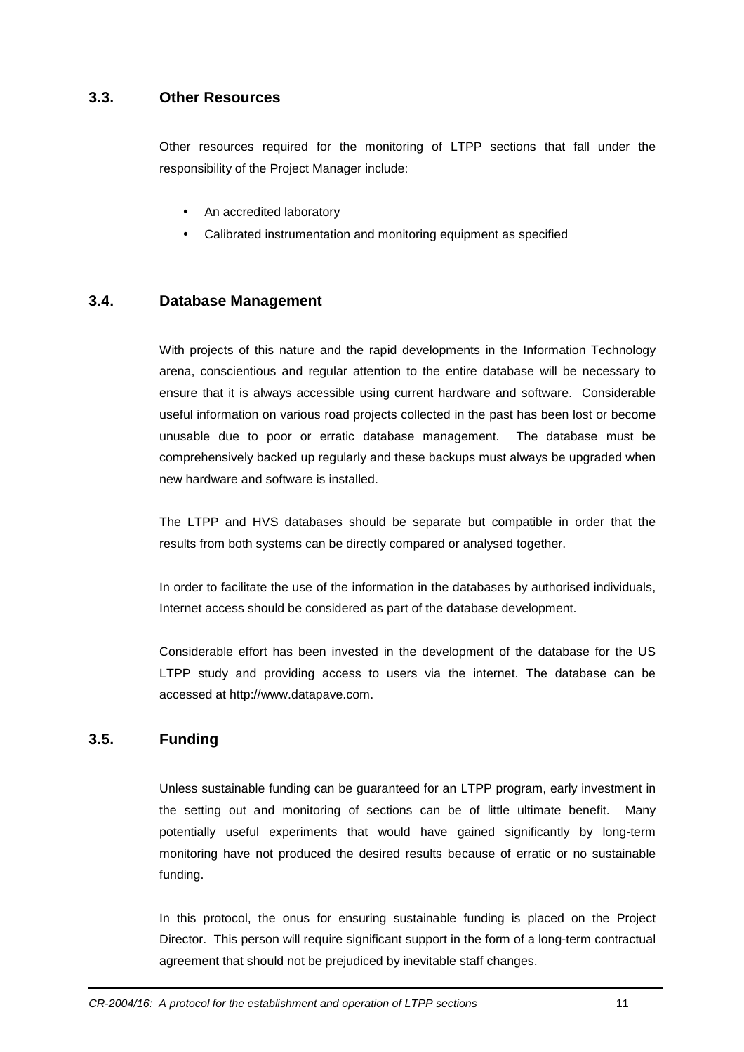## 3.3. Other Resources

Other resources required for the monitoring of LTPP sections that fall under the responsibility of the Project Manager include:

- An accredited laboratory
- Calibrated instrumentation and monitoring equipment as specified

## 3.4. Database Management

With projects of this nature and the rapid developments in the Information Technology arena, conscientious and regular attention to the entire database will be necessary to ensure that it is always accessible using current hardware and software. Considerable useful information on various road projects collected in the past has been lost or become unusable due to poor or erratic database management. The database must be comprehensively backed up regularly and these backups must always be upgraded when new hardware and software is installed.

The LTPP and HVS databases should be separate but compatible in order that the results from both systems can be directly compared or analysed together.

In order to facilitate the use of the information in the databases by authorised individuals, Internet access should be considered as part of the database development.

Considerable effort has been invested in the development of the database for the US LTPP study and providing access to users via the internet. The database can be accessed at http://www.datapave.com.

## 3.5. Funding

Unless sustainable funding can be guaranteed for an LTPP program, early investment in the setting out and monitoring of sections can be of little ultimate benefit. Many potentially useful experiments that would have gained significantly by long-term monitoring have not produced the desired results because of erratic or no sustainable funding.

In this protocol, the onus for ensuring sustainable funding is placed on the Project Director. This person will require significant support in the form of a long-term contractual agreement that should not be prejudiced by inevitable staff changes.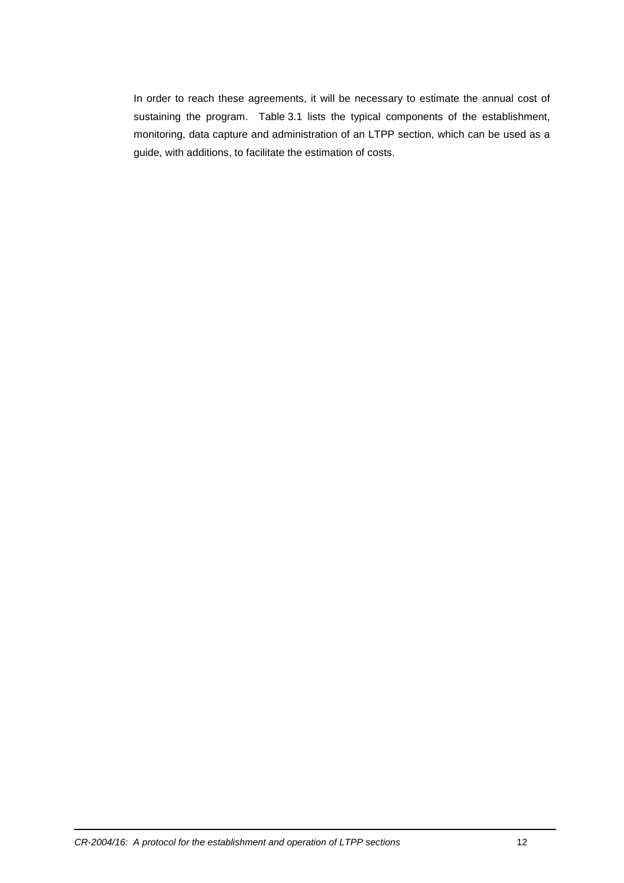In order to reach these agreements, it will be necessary to estimate the annual cost of sustaining the program. Table 3.1 lists the typical components of the establishment, monitoring, data capture and administration of an LTPP section, which can be used as a guide, with additions, to facilitate the estimation of costs.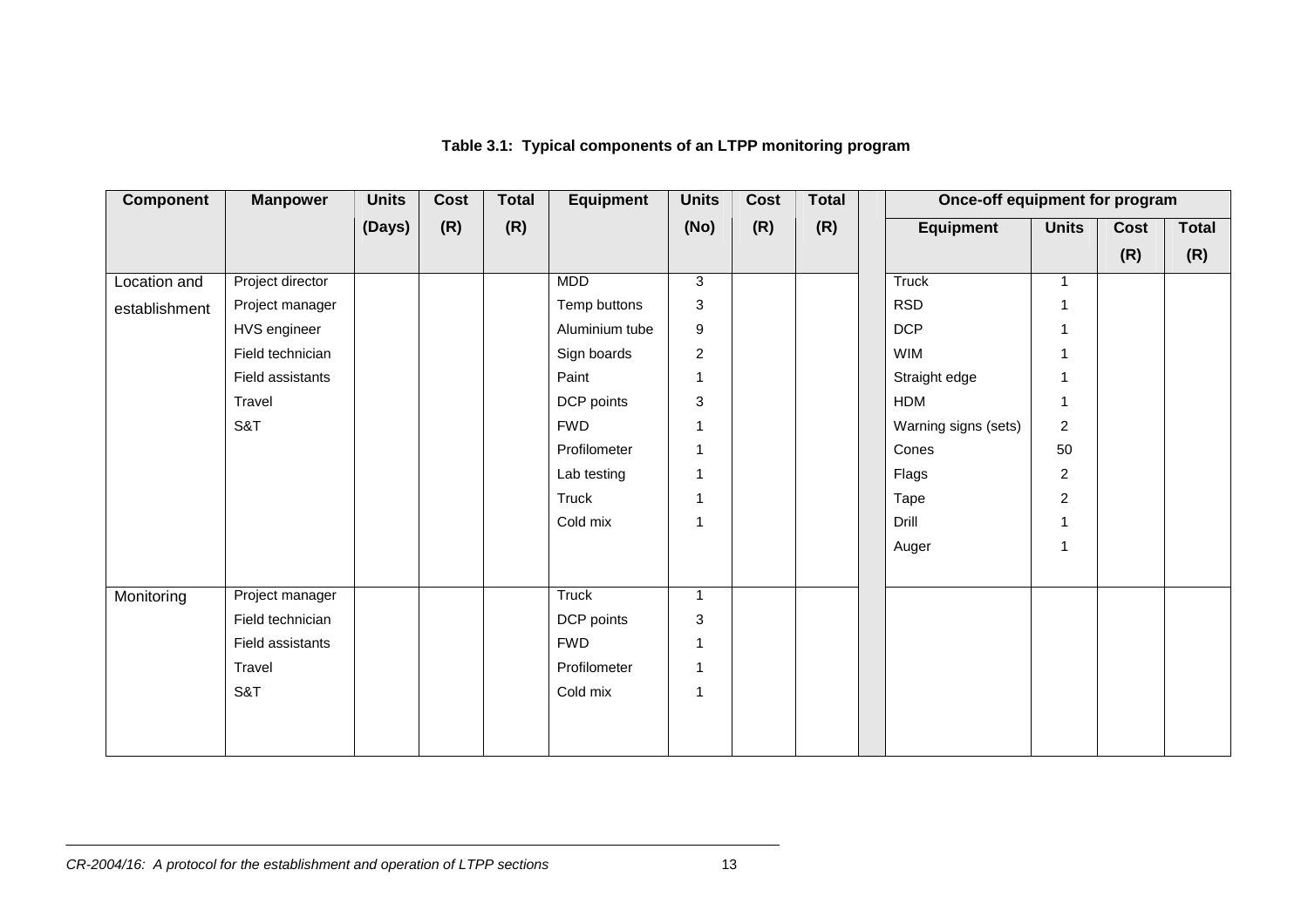**Table 3.1: Typical components of an LTPP monitoring program**

| Component | Manpower | Units (Days) | Cost (R) | Total (R) | Equipment | Units (No) | Cost (R) | Total (R) | | Once-off equipment for program | | | |
|---|---|---|---|---|---|---|---|---|---|---|---|---|---|
| | | | | | | | | | | Equipment | Units | Cost (R) | Total (R) |
| Location and establishment | Project director | | | | MDD | 3 | | | | Truck | 1 | | |
| | Project manager | | | | Temp buttons | 3 | | | | RSD | 1 | | |
| | HVS engineer | | | | Aluminium tube | 9 | | | | DCP | 1 | | |
| | Field technician | | | | Sign boards | 2 | | | | WIM | 1 | | |
| | Field assistants | | | | Paint | 1 | | | | Straight edge | 1 | | |
| | Travel | | | | DCP points | 3 | | | | HDM | 1 | | |
| | S&T | | | | FWD | 1 | | | | Warning signs (sets) | 2 | | |
| | | | | | Profilometer | 1 | | | | Cones | 50 | | |
| | | | | | Lab testing | 1 | | | | Flags | 2 | | |
| | | | | | Truck | 1 | | | | Tape | 2 | | |
| | | | | | Cold mix | 1 | | | | Drill | 1 | | |
| | | | | | | | | | | Auger | 1 | | |
| Monitoring | Project manager | | | | Truck | 1 | | | | | | | |
| | Field technician | | | | DCP points | 3 | | | | | | | |
| | Field assistants | | | | FWD | 1 | | | | | | | |
| | Travel | | | | Profilometer | 1 | | | | | | | |
| | S&T | | | | Cold mix | 1 | | | | | | | |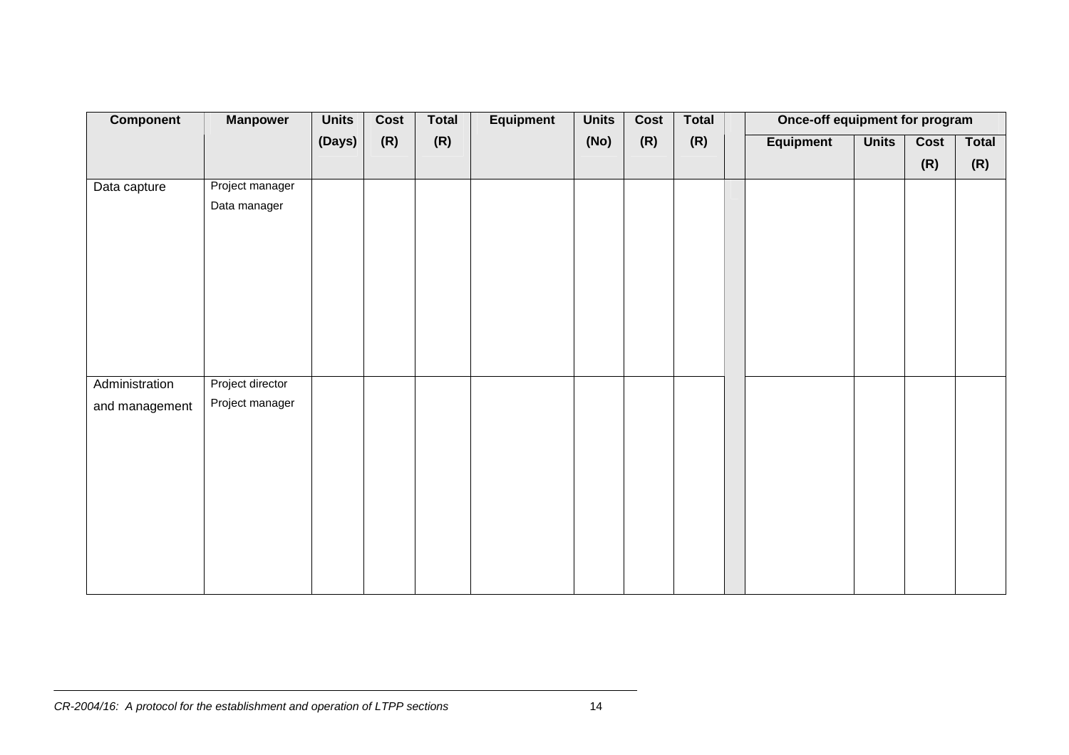| Component | Manpower | Units (Days) | Cost (R) | Total (R) | Equipment | Units (No) | Cost (R) | Total (R) | | Once-off equipment for program | | | |
|---|---|---|---|---|---|---|---|---|---|---|---|---|---|
| | | | | | | | | | | Equipment | Units | Cost (R) | Total (R) |
| Data capture | Project manager<br>Data manager | | | | | | | | | | | | |
| Administration and management | Project director<br>Project manager | | | | | | | | | | | | |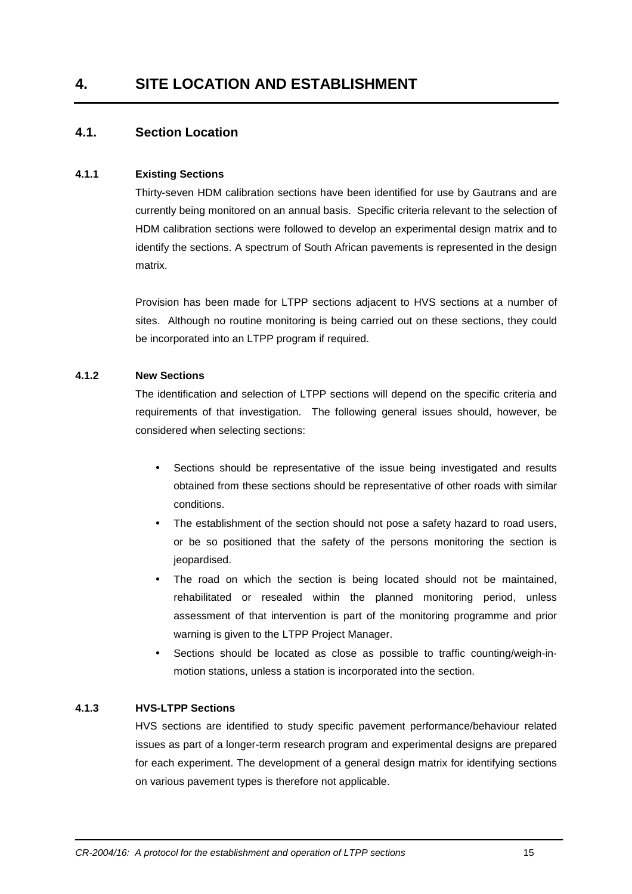# 4. SITE LOCATION AND ESTABLISHMENT

## 4.1. Section Location

### 4.1.1 Existing Sections

Thirty-seven HDM calibration sections have been identified for use by Gautrans and are currently being monitored on an annual basis. Specific criteria relevant to the selection of HDM calibration sections were followed to develop an experimental design matrix and to identify the sections. A spectrum of South African pavements is represented in the design matrix.

Provision has been made for LTPP sections adjacent to HVS sections at a number of sites. Although no routine monitoring is being carried out on these sections, they could be incorporated into an LTPP program if required.

### 4.1.2 New Sections

The identification and selection of LTPP sections will depend on the specific criteria and requirements of that investigation. The following general issues should, however, be considered when selecting sections:

- Sections should be representative of the issue being investigated and results obtained from these sections should be representative of other roads with similar conditions.
- The establishment of the section should not pose a safety hazard to road users, or be so positioned that the safety of the persons monitoring the section is jeopardised.
- The road on which the section is being located should not be maintained, rehabilitated or resealed within the planned monitoring period, unless assessment of that intervention is part of the monitoring programme and prior warning is given to the LTPP Project Manager.
- Sections should be located as close as possible to traffic counting/weigh-in-motion stations, unless a station is incorporated into the section.

### 4.1.3 HVS-LTPP Sections

HVS sections are identified to study specific pavement performance/behaviour related issues as part of a longer-term research program and experimental designs are prepared for each experiment. The development of a general design matrix for identifying sections on various pavement types is therefore not applicable.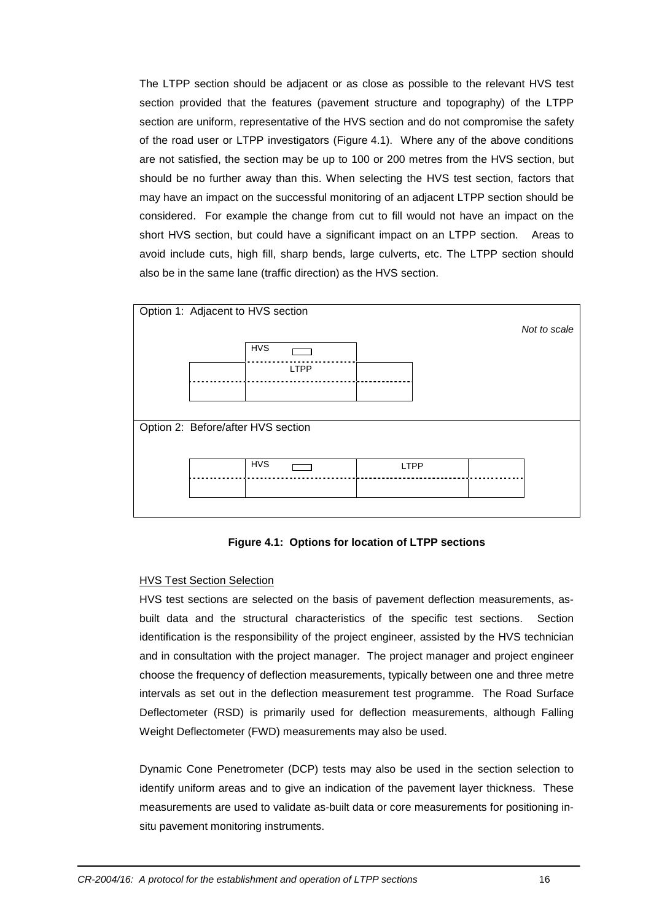The LTPP section should be adjacent or as close as possible to the relevant HVS test section provided that the features (pavement structure and topography) of the LTPP section are uniform, representative of the HVS section and do not compromise the safety of the road user or LTPP investigators (Figure 4.1). Where any of the above conditions are not satisfied, the section may be up to 100 or 200 metres from the HVS section, but should be no further away than this. When selecting the HVS test section, factors that may have an impact on the successful monitoring of an adjacent LTPP section should be considered. For example the change from cut to fill would not have an impact on the short HVS section, but could have a significant impact on an LTPP section. Areas to avoid include cuts, high fill, sharp bends, large culverts, etc. The LTPP section should also be in the same lane (traffic direction) as the HVS section.

Option 1: Adjacent to HVS section

*Not to scale*

HVS

LTPP

Option 2: Before/after HVS section

HVS

LTPP

**Figure 4.1: Options for location of LTPP sections**

<u>HVS Test Section Selection</u>

HVS test sections are selected on the basis of pavement deflection measurements, as-built data and the structural characteristics of the specific test sections. Section identification is the responsibility of the project engineer, assisted by the HVS technician and in consultation with the project manager. The project manager and project engineer choose the frequency of deflection measurements, typically between one and three metre intervals as set out in the deflection measurement test programme. The Road Surface Deflectometer (RSD) is primarily used for deflection measurements, although Falling Weight Deflectometer (FWD) measurements may also be used.

Dynamic Cone Penetrometer (DCP) tests may also be used in the section selection to identify uniform areas and to give an indication of the pavement layer thickness. These measurements are used to validate as-built data or core measurements for positioning in-situ pavement monitoring instruments.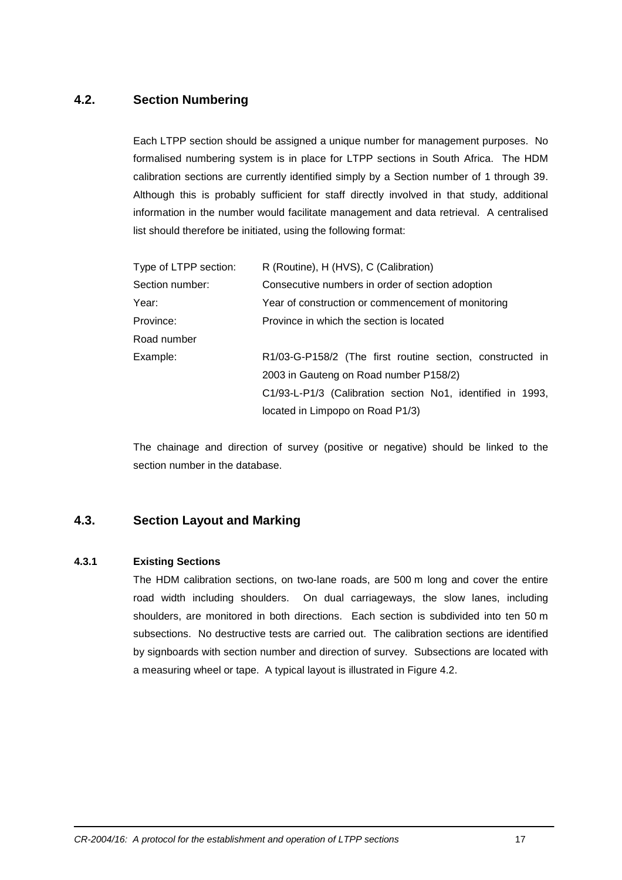## 4.2. Section Numbering

Each LTPP section should be assigned a unique number for management purposes. No formalised numbering system is in place for LTPP sections in South Africa. The HDM calibration sections are currently identified simply by a Section number of 1 through 39. Although this is probably sufficient for staff directly involved in that study, additional information in the number would facilitate management and data retrieval. A centralised list should therefore be initiated, using the following format:

| | |
|---|---|
| Type of LTPP section: | R (Routine), H (HVS), C (Calibration) |
| Section number: | Consecutive numbers in order of section adoption |
| Year: | Year of construction or commencement of monitoring |
| Province: | Province in which the section is located |
| Road number | |
| Example: | R1/03-G-P158/2 (The first routine section, constructed in 2003 in Gauteng on Road number P158/2) |
| | C1/93-L-P1/3 (Calibration section No1, identified in 1993, located in Limpopo on Road P1/3) |

The chainage and direction of survey (positive or negative) should be linked to the section number in the database.

## 4.3. Section Layout and Marking

### 4.3.1 Existing Sections

The HDM calibration sections, on two-lane roads, are 500 m long and cover the entire road width including shoulders. On dual carriageways, the slow lanes, including shoulders, are monitored in both directions. Each section is subdivided into ten 50 m subsections. No destructive tests are carried out. The calibration sections are identified by signboards with section number and direction of survey. Subsections are located with a measuring wheel or tape. A typical layout is illustrated in Figure 4.2.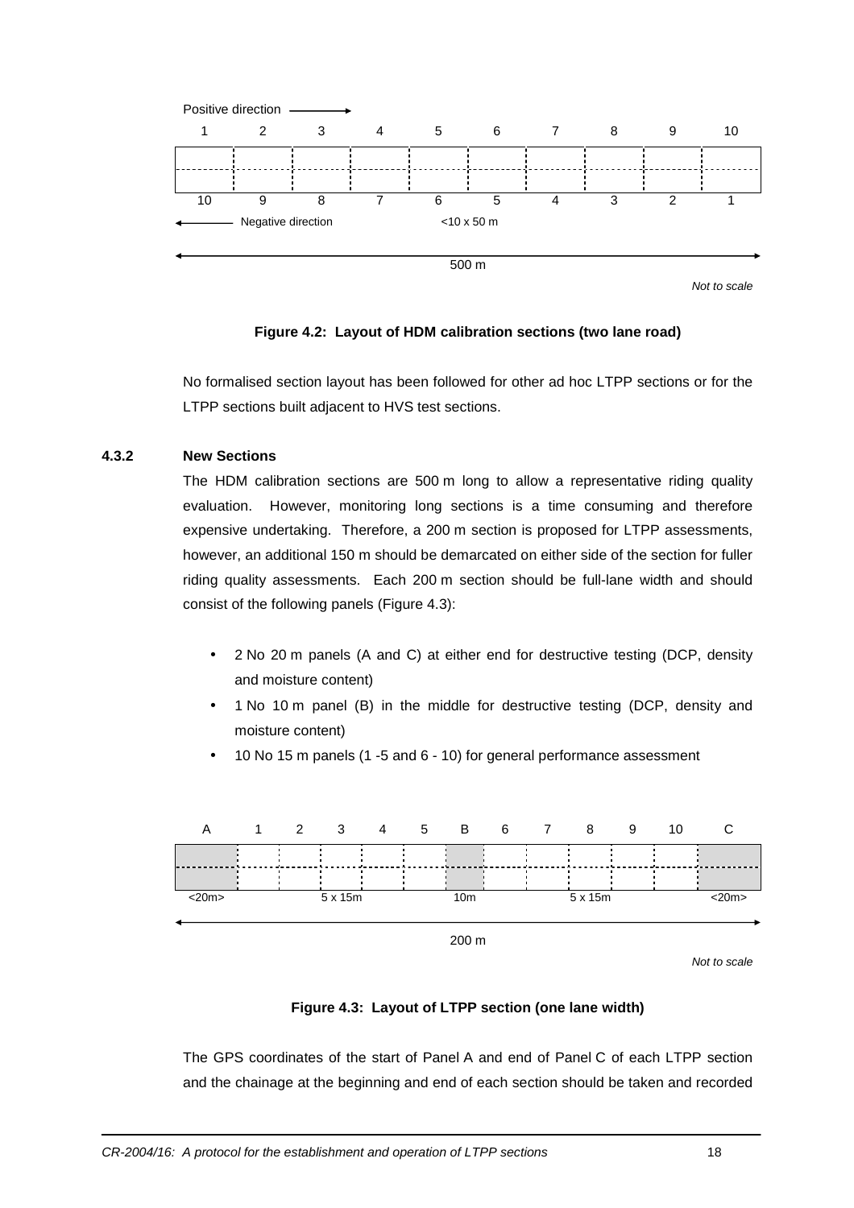| Positive direction → | | | | | | | | | |
|---|---|---|---|---|---|---|---|---|---|
| 1 | 2 | 3 | 4 | 5 | 6 | 7 | 8 | 9 | 10 |
| 10 | 9 | 8 | 7 | 6 | 5 | 4 | 3 | 2 | 1 |

← Negative direction   <10 x 50 m

500 m

*Not to scale*

**Figure 4.2: Layout of HDM calibration sections (two lane road)**

No formalised section layout has been followed for other ad hoc LTPP sections or for the LTPP sections built adjacent to HVS test sections.

### 4.3.2 New Sections

The HDM calibration sections are 500 m long to allow a representative riding quality evaluation. However, monitoring long sections is a time consuming and therefore expensive undertaking. Therefore, a 200 m section is proposed for LTPP assessments, however, an additional 150 m should be demarcated on either side of the section for fuller riding quality assessments. Each 200 m section should be full-lane width and should consist of the following panels (Figure 4.3):

- 2 No 20 m panels (A and C) at either end for destructive testing (DCP, density and moisture content)
- 1 No 10 m panel (B) in the middle for destructive testing (DCP, density and moisture content)
- 10 No 15 m panels (1 -5 and 6 - 10) for general performance assessment

| A | 1 | 2 | 3 | 4 | 5 | B | 6 | 7 | 8 | 9 | 10 | C |
|---|---|---|---|---|---|---|---|---|---|---|---|---|
| <20m> | | | 5 x 15m | | | 10m | | | 5 x 15m | | | <20m> |

200 m

*Not to scale*

**Figure 4.3: Layout of LTPP section (one lane width)**

The GPS coordinates of the start of Panel A and end of Panel C of each LTPP section and the chainage at the beginning and end of each section should be taken and recorded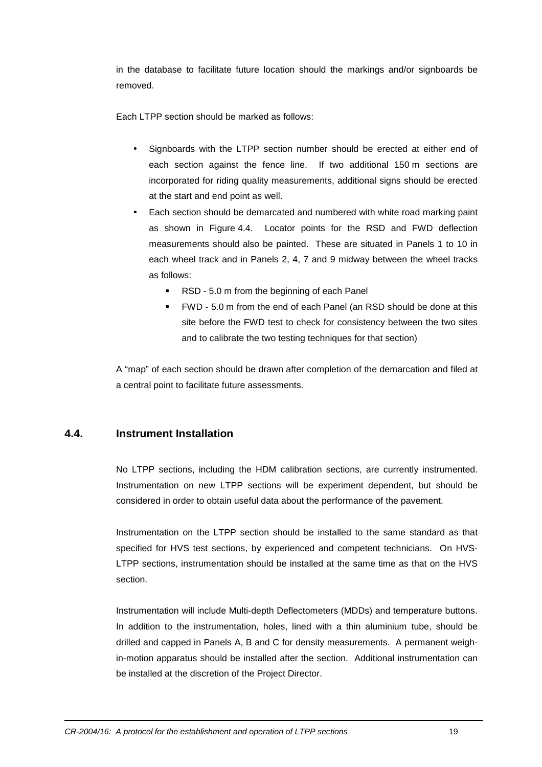in the database to facilitate future location should the markings and/or signboards be removed.

Each LTPP section should be marked as follows:

- Signboards with the LTPP section number should be erected at either end of each section against the fence line. If two additional 150 m sections are incorporated for riding quality measurements, additional signs should be erected at the start and end point as well.
- Each section should be demarcated and numbered with white road marking paint as shown in Figure 4.4. Locator points for the RSD and FWD deflection measurements should also be painted. These are situated in Panels 1 to 10 in each wheel track and in Panels 2, 4, 7 and 9 midway between the wheel tracks as follows:
  - RSD - 5.0 m from the beginning of each Panel
  - FWD - 5.0 m from the end of each Panel (an RSD should be done at this site before the FWD test to check for consistency between the two sites and to calibrate the two testing techniques for that section)

A "map" of each section should be drawn after completion of the demarcation and filed at a central point to facilitate future assessments.

## 4.4. Instrument Installation

No LTPP sections, including the HDM calibration sections, are currently instrumented. Instrumentation on new LTPP sections will be experiment dependent, but should be considered in order to obtain useful data about the performance of the pavement.

Instrumentation on the LTPP section should be installed to the same standard as that specified for HVS test sections, by experienced and competent technicians. On HVS-LTPP sections, instrumentation should be installed at the same time as that on the HVS section.

Instrumentation will include Multi-depth Deflectometers (MDDs) and temperature buttons. In addition to the instrumentation, holes, lined with a thin aluminium tube, should be drilled and capped in Panels A, B and C for density measurements. A permanent weigh-in-motion apparatus should be installed after the section. Additional instrumentation can be installed at the discretion of the Project Director.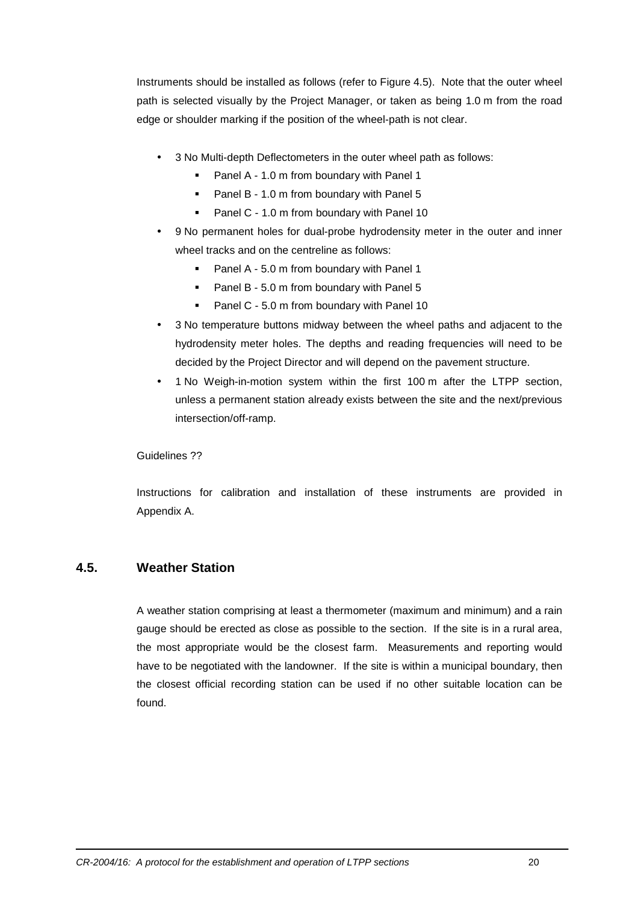Instruments should be installed as follows (refer to Figure 4.5). Note that the outer wheel path is selected visually by the Project Manager, or taken as being 1.0 m from the road edge or shoulder marking if the position of the wheel-path is not clear.

- 3 No Multi-depth Deflectometers in the outer wheel path as follows:
  - Panel A - 1.0 m from boundary with Panel 1
  - Panel B - 1.0 m from boundary with Panel 5
  - Panel C - 1.0 m from boundary with Panel 10
- 9 No permanent holes for dual-probe hydrodensity meter in the outer and inner wheel tracks and on the centreline as follows:
  - Panel A - 5.0 m from boundary with Panel 1
  - Panel B - 5.0 m from boundary with Panel 5
  - Panel C - 5.0 m from boundary with Panel 10
- 3 No temperature buttons midway between the wheel paths and adjacent to the hydrodensity meter holes. The depths and reading frequencies will need to be decided by the Project Director and will depend on the pavement structure.
- 1 No Weigh-in-motion system within the first 100 m after the LTPP section, unless a permanent station already exists between the site and the next/previous intersection/off-ramp.

Guidelines ??

Instructions for calibration and installation of these instruments are provided in Appendix A.

## 4.5. Weather Station

A weather station comprising at least a thermometer (maximum and minimum) and a rain gauge should be erected as close as possible to the section. If the site is in a rural area, the most appropriate would be the closest farm. Measurements and reporting would have to be negotiated with the landowner. If the site is within a municipal boundary, then the closest official recording station can be used if no other suitable location can be found.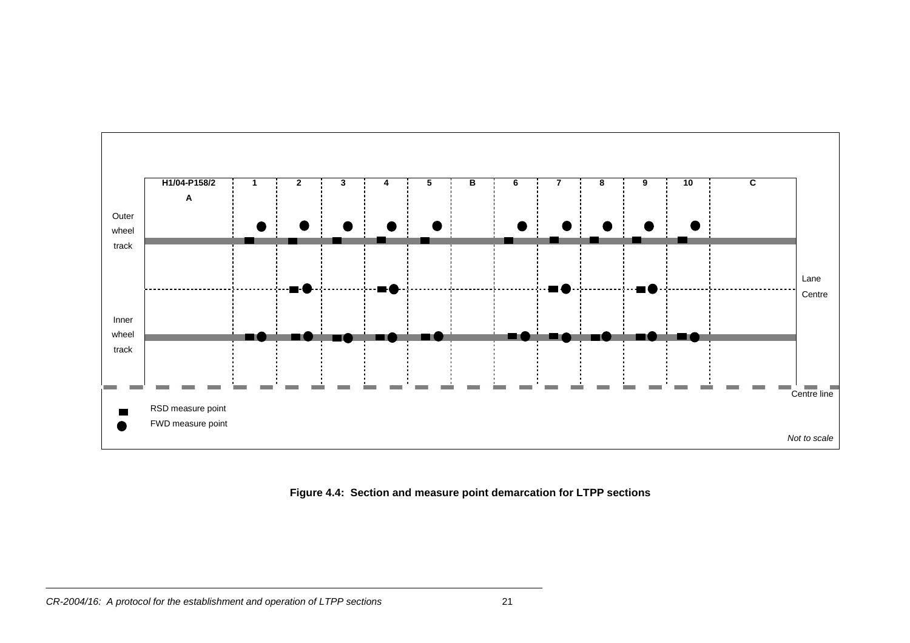| H1/04-P158/2 A | 1 | 2 | 3 | 4 | 5 | B | 6 | 7 | 8 | 9 | 10 | C |
|---|---|---|---|---|---|---|---|---|---|---|---|---|

Outer wheel track

Lane Centre

Inner wheel track

Centre line

RSD measure point

FWD measure point

*Not to scale*

**Figure 4.4: Section and measure point demarcation for LTPP sections**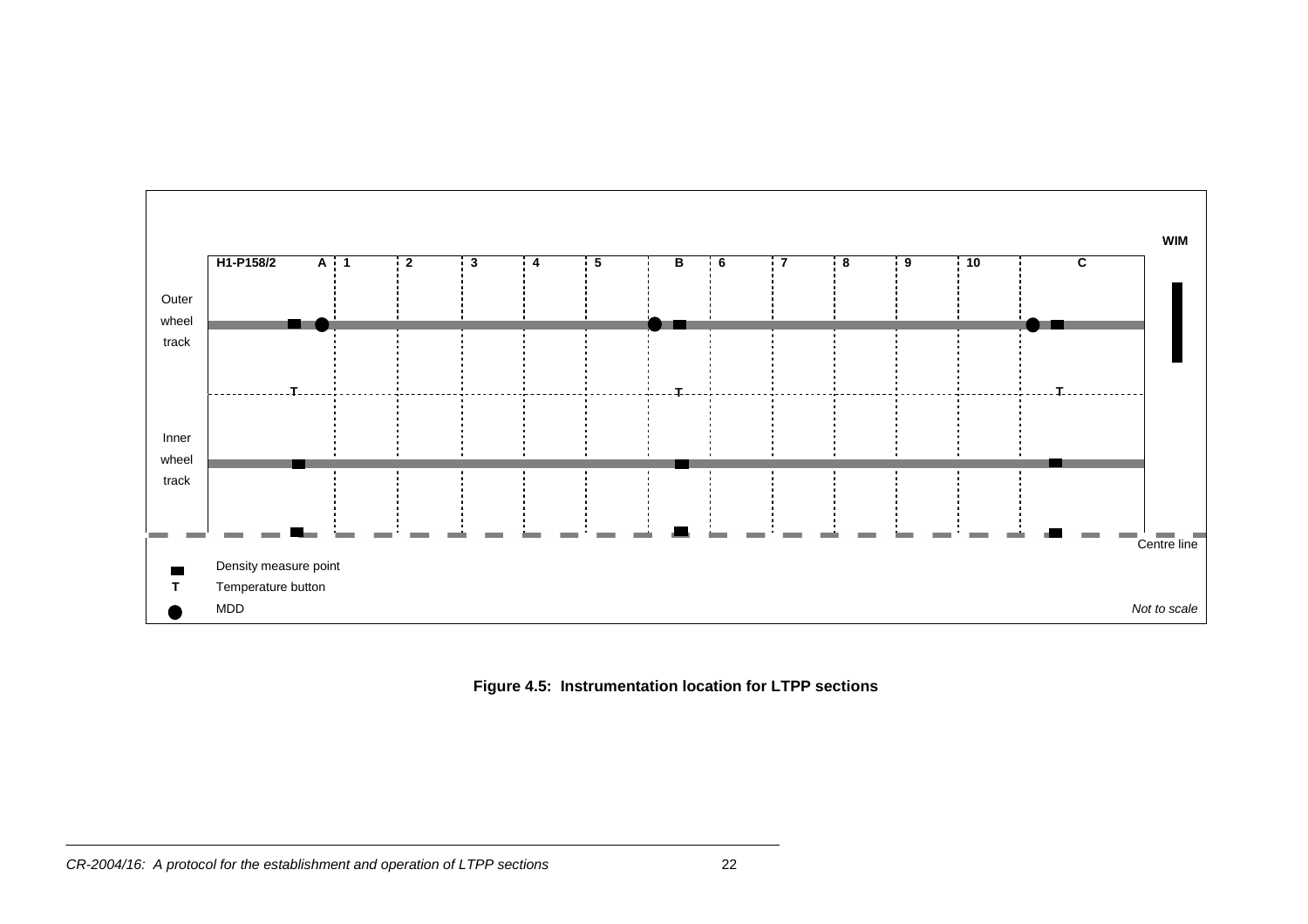| H1-P158/2 | A | 1 | 2 | 3 | 4 | 5 | B | 6 | 7 | 8 | 9 | 10 | C |
|---|---|---|---|---|---|---|---|---|---|---|---|---|---|

WIM

Outer wheel track

T T T

Inner wheel track

Centre line

Density measure point

T Temperature button

MDD

*Not to scale*

**Figure 4.5: Instrumentation location for LTPP sections**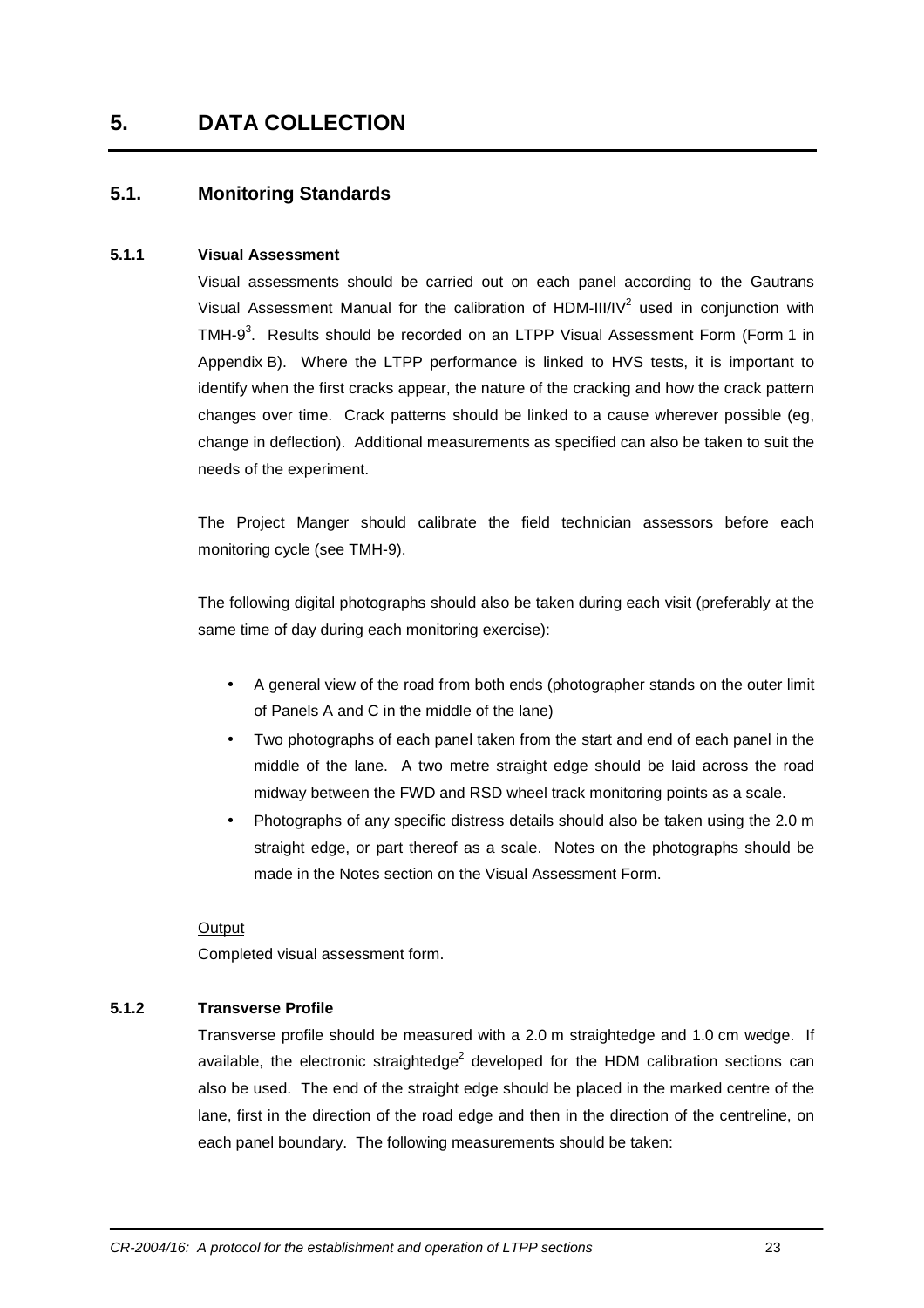# 5. DATA COLLECTION

## 5.1. Monitoring Standards

### 5.1.1 Visual Assessment

Visual assessments should be carried out on each panel according to the Gautrans Visual Assessment Manual for the calibration of HDM-III/IV[2] used in conjunction with TMH-9[3]. Results should be recorded on an LTPP Visual Assessment Form (Form 1 in Appendix B). Where the LTPP performance is linked to HVS tests, it is important to identify when the first cracks appear, the nature of the cracking and how the crack pattern changes over time. Crack patterns should be linked to a cause wherever possible (eg, change in deflection). Additional measurements as specified can also be taken to suit the needs of the experiment.

The Project Manger should calibrate the field technician assessors before each monitoring cycle (see TMH-9).

The following digital photographs should also be taken during each visit (preferably at the same time of day during each monitoring exercise):

- A general view of the road from both ends (photographer stands on the outer limit of Panels A and C in the middle of the lane)
- Two photographs of each panel taken from the start and end of each panel in the middle of the lane. A two metre straight edge should be laid across the road midway between the FWD and RSD wheel track monitoring points as a scale.
- Photographs of any specific distress details should also be taken using the 2.0 m straight edge, or part thereof as a scale. Notes on the photographs should be made in the Notes section on the Visual Assessment Form.

Output

Completed visual assessment form.

### 5.1.2 Transverse Profile

Transverse profile should be measured with a 2.0 m straightedge and 1.0 cm wedge. If available, the electronic straightedge[2] developed for the HDM calibration sections can also be used. The end of the straight edge should be placed in the marked centre of the lane, first in the direction of the road edge and then in the direction of the centreline, on each panel boundary. The following measurements should be taken: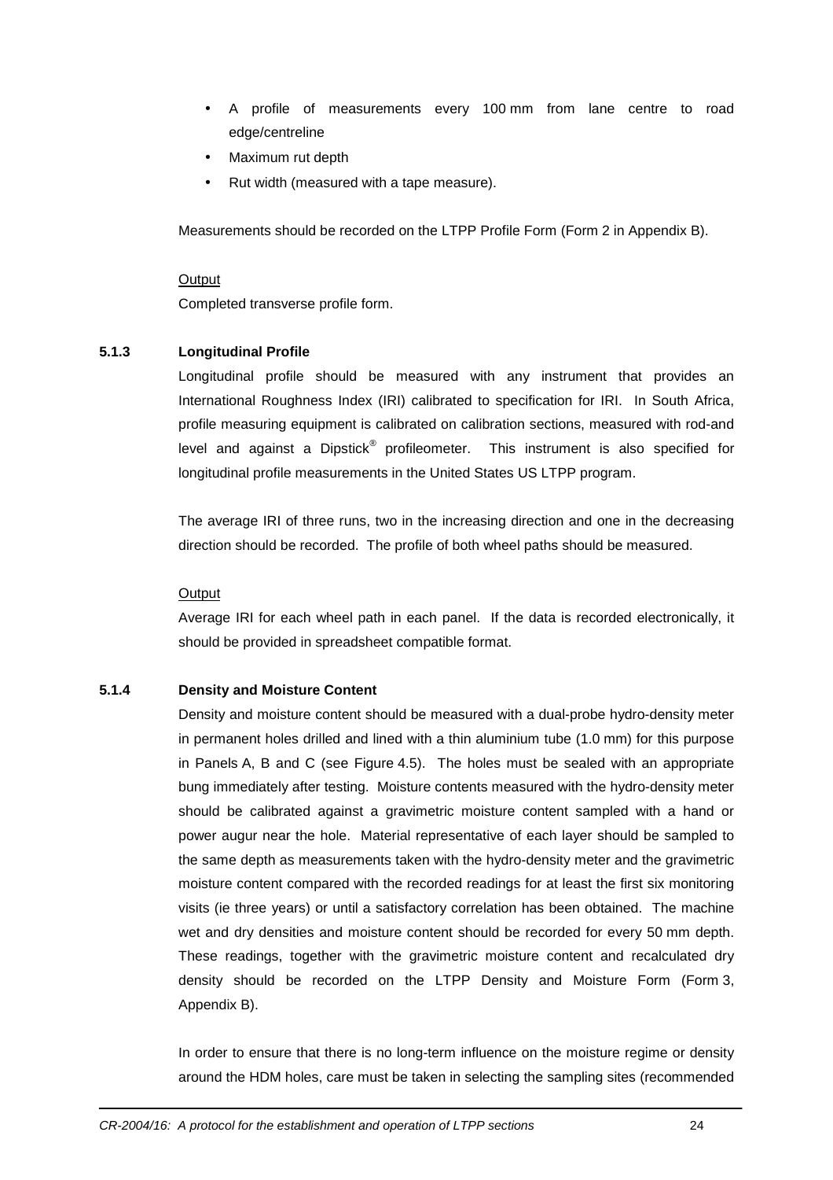- A profile of measurements every 100 mm from lane centre to road edge/centreline
- Maximum rut depth
- Rut width (measured with a tape measure).

Measurements should be recorded on the LTPP Profile Form (Form 2 in Appendix B).

Output

Completed transverse profile form.

### 5.1.3 Longitudinal Profile

Longitudinal profile should be measured with any instrument that provides an International Roughness Index (IRI) calibrated to specification for IRI. In South Africa, profile measuring equipment is calibrated on calibration sections, measured with rod-and level and against a Dipstick® profileometer. This instrument is also specified for longitudinal profile measurements in the United States US LTPP program.

The average IRI of three runs, two in the increasing direction and one in the decreasing direction should be recorded. The profile of both wheel paths should be measured.

Output

Average IRI for each wheel path in each panel. If the data is recorded electronically, it should be provided in spreadsheet compatible format.

### 5.1.4 Density and Moisture Content

Density and moisture content should be measured with a dual-probe hydro-density meter in permanent holes drilled and lined with a thin aluminium tube (1.0 mm) for this purpose in Panels A, B and C (see Figure 4.5). The holes must be sealed with an appropriate bung immediately after testing. Moisture contents measured with the hydro-density meter should be calibrated against a gravimetric moisture content sampled with a hand or power augur near the hole. Material representative of each layer should be sampled to the same depth as measurements taken with the hydro-density meter and the gravimetric moisture content compared with the recorded readings for at least the first six monitoring visits (ie three years) or until a satisfactory correlation has been obtained. The machine wet and dry densities and moisture content should be recorded for every 50 mm depth. These readings, together with the gravimetric moisture content and recalculated dry density should be recorded on the LTPP Density and Moisture Form (Form 3, Appendix B).

In order to ensure that there is no long-term influence on the moisture regime or density around the HDM holes, care must be taken in selecting the sampling sites (recommended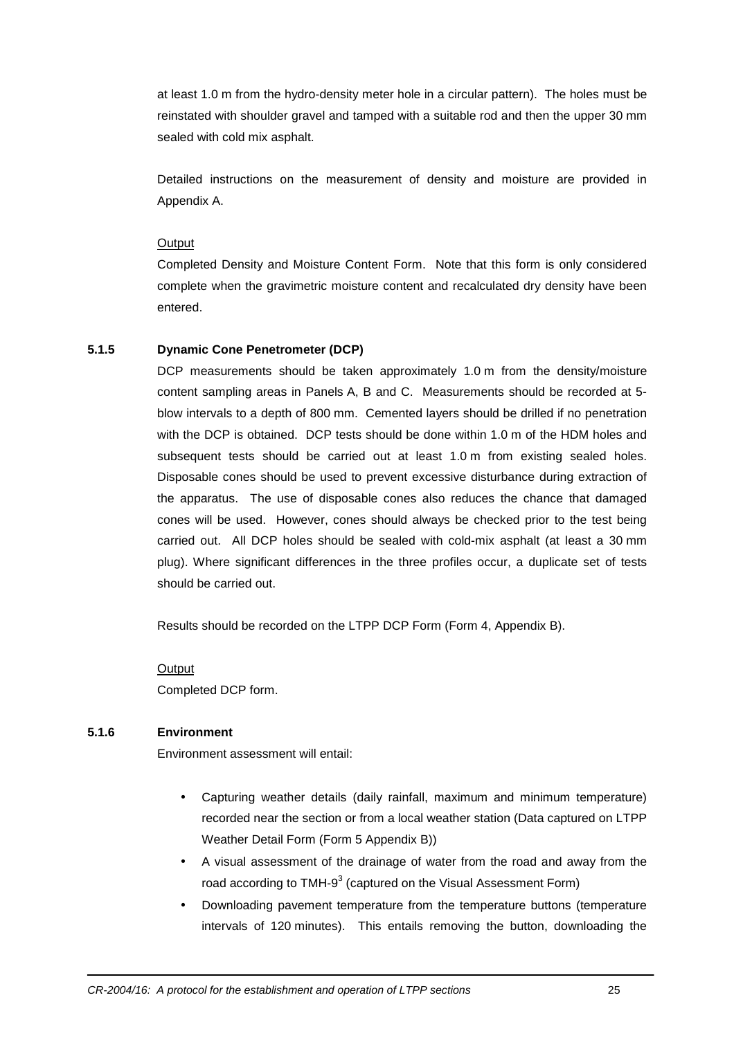at least 1.0 m from the hydro-density meter hole in a circular pattern). The holes must be reinstated with shoulder gravel and tamped with a suitable rod and then the upper 30 mm sealed with cold mix asphalt.

Detailed instructions on the measurement of density and moisture are provided in Appendix A.

Output

Completed Density and Moisture Content Form. Note that this form is only considered complete when the gravimetric moisture content and recalculated dry density have been entered.

### 5.1.5 Dynamic Cone Penetrometer (DCP)

DCP measurements should be taken approximately 1.0 m from the density/moisture content sampling areas in Panels A, B and C. Measurements should be recorded at 5-blow intervals to a depth of 800 mm. Cemented layers should be drilled if no penetration with the DCP is obtained. DCP tests should be done within 1.0 m of the HDM holes and subsequent tests should be carried out at least 1.0 m from existing sealed holes. Disposable cones should be used to prevent excessive disturbance during extraction of the apparatus. The use of disposable cones also reduces the chance that damaged cones will be used. However, cones should always be checked prior to the test being carried out. All DCP holes should be sealed with cold-mix asphalt (at least a 30 mm plug). Where significant differences in the three profiles occur, a duplicate set of tests should be carried out.

Results should be recorded on the LTPP DCP Form (Form 4, Appendix B).

Output

Completed DCP form.

### 5.1.6 Environment

Environment assessment will entail:

- Capturing weather details (daily rainfall, maximum and minimum temperature) recorded near the section or from a local weather station (Data captured on LTPP Weather Detail Form (Form 5 Appendix B))
- A visual assessment of the drainage of water from the road and away from the road according to TMH-9[3] (captured on the Visual Assessment Form)
- Downloading pavement temperature from the temperature buttons (temperature intervals of 120 minutes). This entails removing the button, downloading the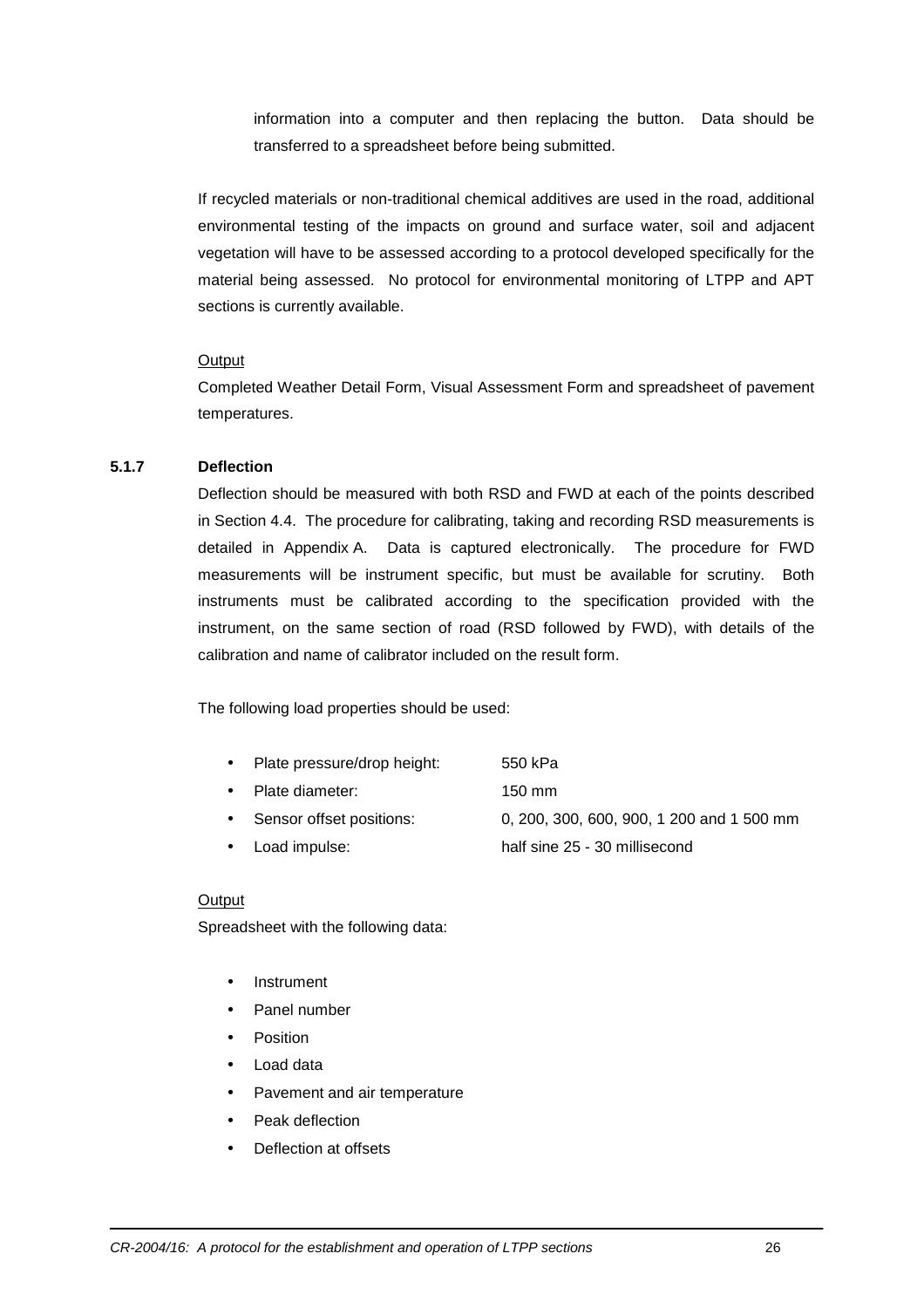information into a computer and then replacing the button. Data should be transferred to a spreadsheet before being submitted.

If recycled materials or non-traditional chemical additives are used in the road, additional environmental testing of the impacts on ground and surface water, soil and adjacent vegetation will have to be assessed according to a protocol developed specifically for the material being assessed. No protocol for environmental monitoring of LTPP and APT sections is currently available.

Output

Completed Weather Detail Form, Visual Assessment Form and spreadsheet of pavement temperatures.

### 5.1.7 Deflection

Deflection should be measured with both RSD and FWD at each of the points described in Section 4.4. The procedure for calibrating, taking and recording RSD measurements is detailed in Appendix A. Data is captured electronically. The procedure for FWD measurements will be instrument specific, but must be available for scrutiny. Both instruments must be calibrated according to the specification provided with the instrument, on the same section of road (RSD followed by FWD), with details of the calibration and name of calibrator included on the result form.

The following load properties should be used:

- Plate pressure/drop height: 550 kPa
- Plate diameter: 150 mm
- Sensor offset positions: 0, 200, 300, 600, 900, 1 200 and 1 500 mm
- Load impulse: half sine 25 - 30 millisecond

Output

Spreadsheet with the following data:

- Instrument
- Panel number
- Position
- Load data
- Pavement and air temperature
- Peak deflection
- Deflection at offsets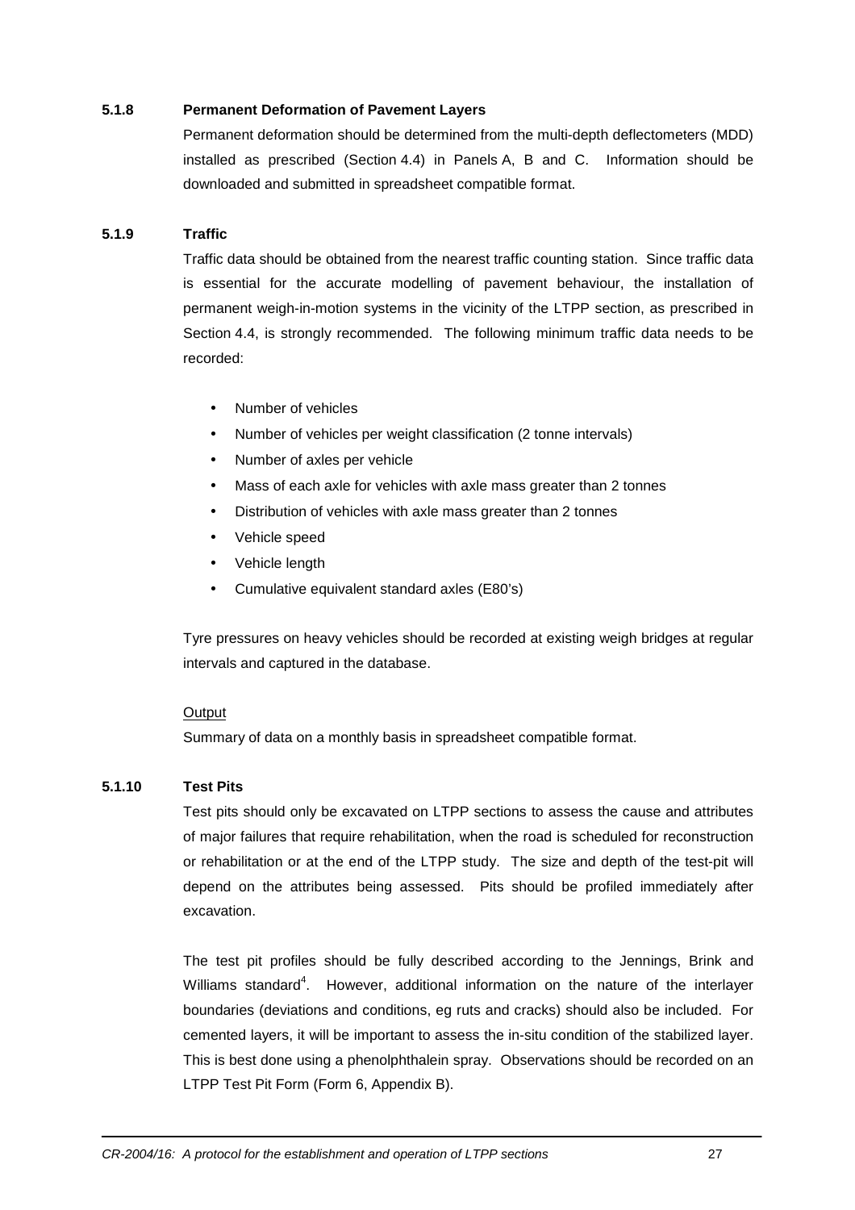### 5.1.8 Permanent Deformation of Pavement Layers

Permanent deformation should be determined from the multi-depth deflectometers (MDD) installed as prescribed (Section 4.4) in Panels A, B and C. Information should be downloaded and submitted in spreadsheet compatible format.

### 5.1.9 Traffic

Traffic data should be obtained from the nearest traffic counting station. Since traffic data is essential for the accurate modelling of pavement behaviour, the installation of permanent weigh-in-motion systems in the vicinity of the LTPP section, as prescribed in Section 4.4, is strongly recommended. The following minimum traffic data needs to be recorded:

- Number of vehicles
- Number of vehicles per weight classification (2 tonne intervals)
- Number of axles per vehicle
- Mass of each axle for vehicles with axle mass greater than 2 tonnes
- Distribution of vehicles with axle mass greater than 2 tonnes
- Vehicle speed
- Vehicle length
- Cumulative equivalent standard axles (E80's)

Tyre pressures on heavy vehicles should be recorded at existing weigh bridges at regular intervals and captured in the database.

<u>Output</u>

Summary of data on a monthly basis in spreadsheet compatible format.

### 5.1.10 Test Pits

Test pits should only be excavated on LTPP sections to assess the cause and attributes of major failures that require rehabilitation, when the road is scheduled for reconstruction or rehabilitation or at the end of the LTPP study. The size and depth of the test-pit will depend on the attributes being assessed. Pits should be profiled immediately after excavation.

The test pit profiles should be fully described according to the Jennings, Brink and Williams standard[4]. However, additional information on the nature of the interlayer boundaries (deviations and conditions, eg ruts and cracks) should also be included. For cemented layers, it will be important to assess the in-situ condition of the stabilized layer. This is best done using a phenolphthalein spray. Observations should be recorded on an LTPP Test Pit Form (Form 6, Appendix B).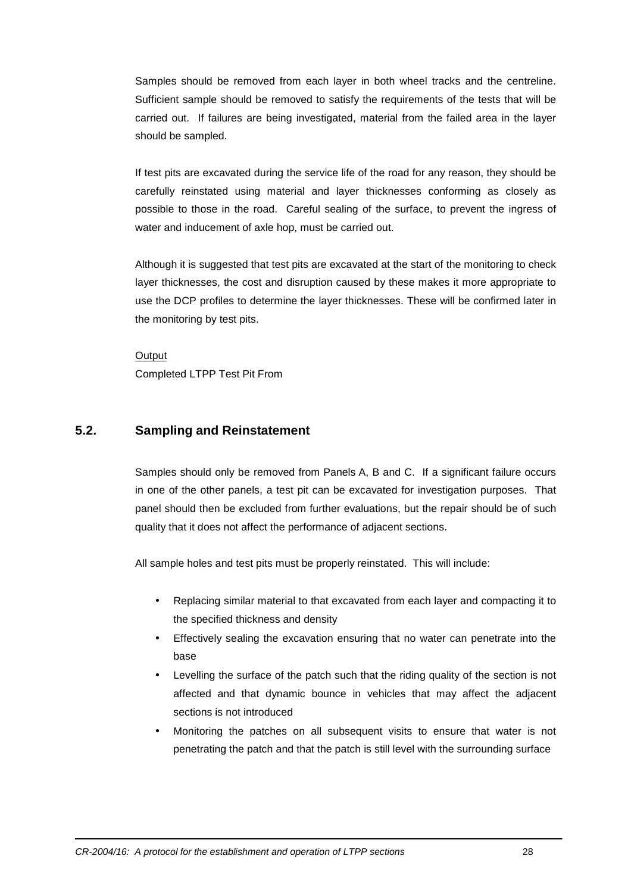Samples should be removed from each layer in both wheel tracks and the centreline. Sufficient sample should be removed to satisfy the requirements of the tests that will be carried out. If failures are being investigated, material from the failed area in the layer should be sampled.

If test pits are excavated during the service life of the road for any reason, they should be carefully reinstated using material and layer thicknesses conforming as closely as possible to those in the road. Careful sealing of the surface, to prevent the ingress of water and inducement of axle hop, must be carried out.

Although it is suggested that test pits are excavated at the start of the monitoring to check layer thicknesses, the cost and disruption caused by these makes it more appropriate to use the DCP profiles to determine the layer thicknesses. These will be confirmed later in the monitoring by test pits.

Output

Completed LTPP Test Pit From

## 5.2. Sampling and Reinstatement

Samples should only be removed from Panels A, B and C. If a significant failure occurs in one of the other panels, a test pit can be excavated for investigation purposes. That panel should then be excluded from further evaluations, but the repair should be of such quality that it does not affect the performance of adjacent sections.

All sample holes and test pits must be properly reinstated. This will include:

- Replacing similar material to that excavated from each layer and compacting it to the specified thickness and density
- Effectively sealing the excavation ensuring that no water can penetrate into the base
- Levelling the surface of the patch such that the riding quality of the section is not affected and that dynamic bounce in vehicles that may affect the adjacent sections is not introduced
- Monitoring the patches on all subsequent visits to ensure that water is not penetrating the patch and that the patch is still level with the surrounding surface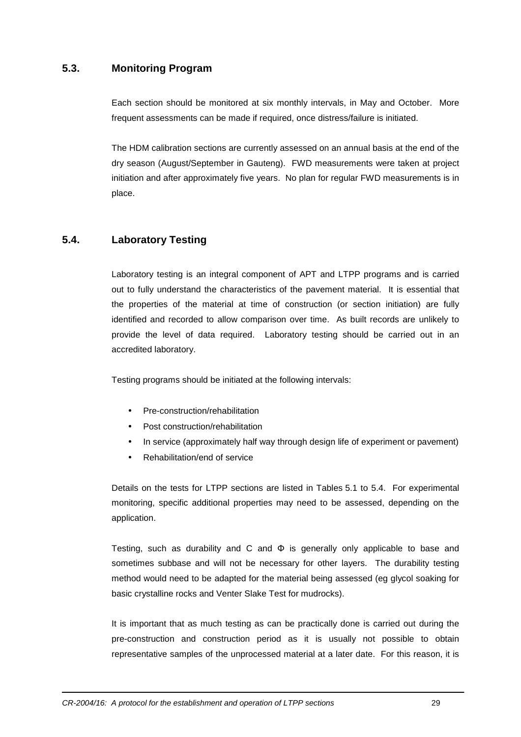## 5.3. Monitoring Program

Each section should be monitored at six monthly intervals, in May and October. More frequent assessments can be made if required, once distress/failure is initiated.

The HDM calibration sections are currently assessed on an annual basis at the end of the dry season (August/September in Gauteng). FWD measurements were taken at project initiation and after approximately five years. No plan for regular FWD measurements is in place.

## 5.4. Laboratory Testing

Laboratory testing is an integral component of APT and LTPP programs and is carried out to fully understand the characteristics of the pavement material. It is essential that the properties of the material at time of construction (or section initiation) are fully identified and recorded to allow comparison over time. As built records are unlikely to provide the level of data required. Laboratory testing should be carried out in an accredited laboratory.

Testing programs should be initiated at the following intervals:

- Pre-construction/rehabilitation
- Post construction/rehabilitation
- In service (approximately half way through design life of experiment or pavement)
- Rehabilitation/end of service

Details on the tests for LTPP sections are listed in Tables 5.1 to 5.4. For experimental monitoring, specific additional properties may need to be assessed, depending on the application.

Testing, such as durability and C and Φ is generally only applicable to base and sometimes subbase and will not be necessary for other layers. The durability testing method would need to be adapted for the material being assessed (eg glycol soaking for basic crystalline rocks and Venter Slake Test for mudrocks).

It is important that as much testing as can be practically done is carried out during the pre-construction and construction period as it is usually not possible to obtain representative samples of the unprocessed material at a later date. For this reason, it is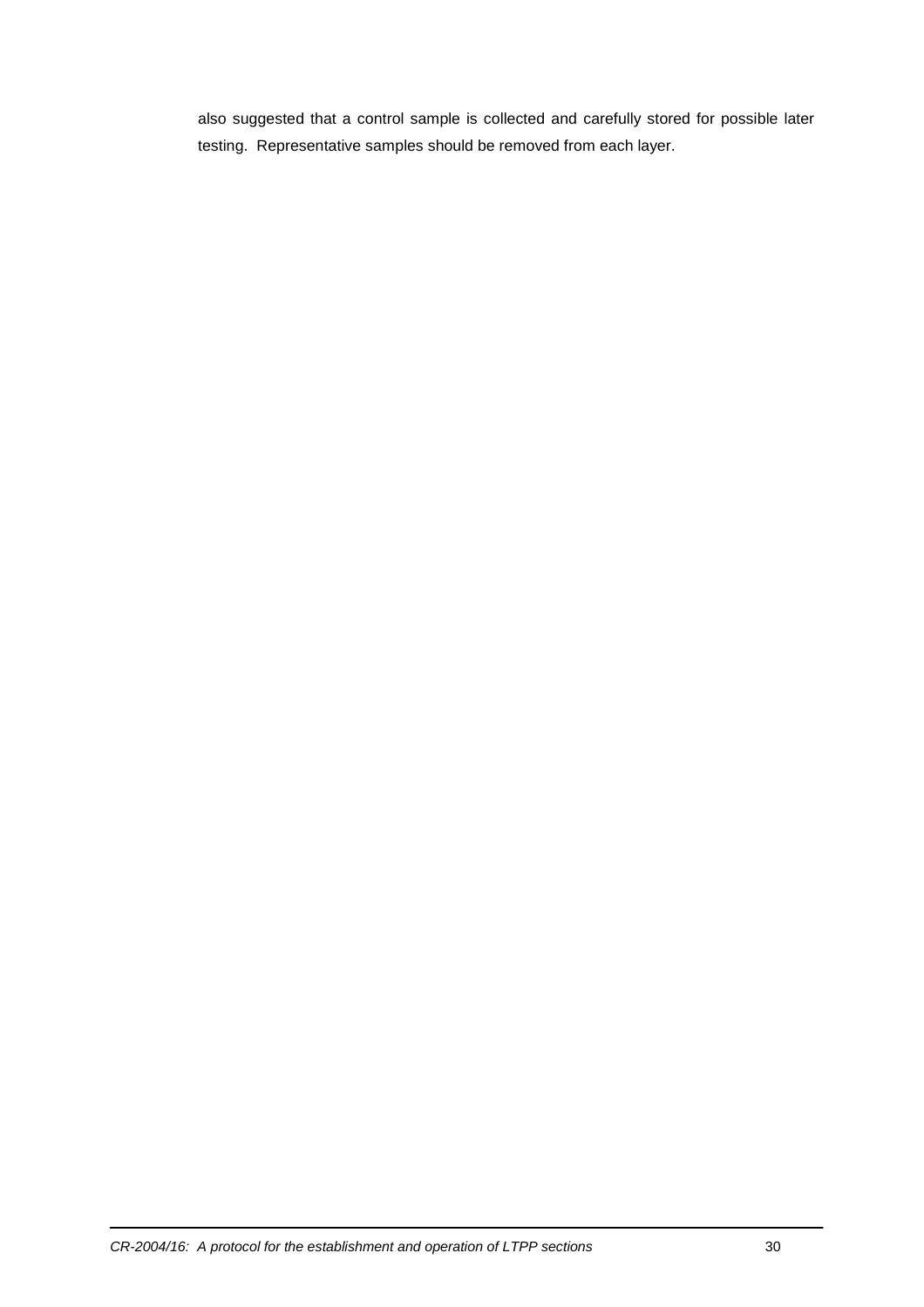also suggested that a control sample is collected and carefully stored for possible later testing. Representative samples should be removed from each layer.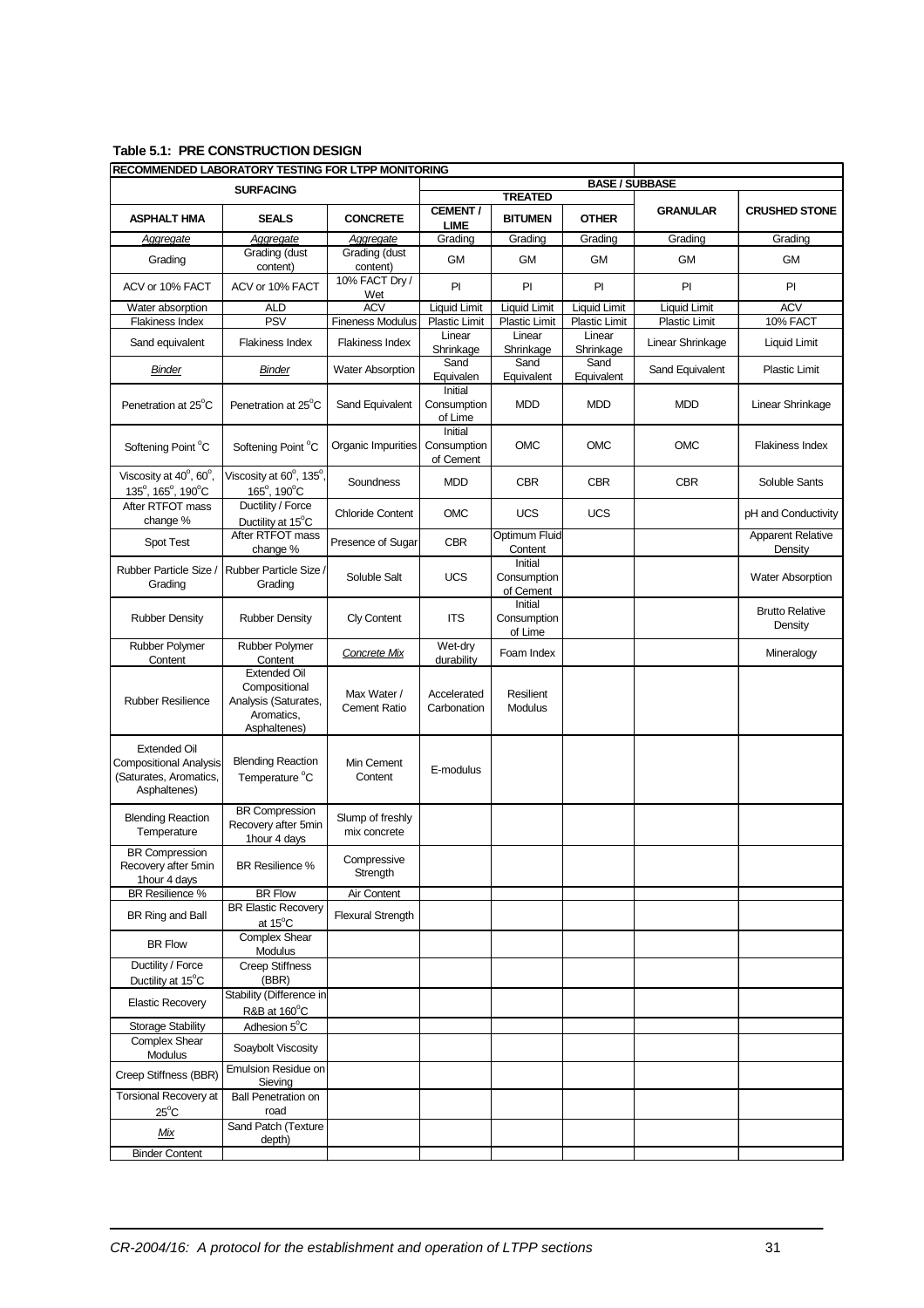**Table 5.1: PRE CONSTRUCTION DESIGN**

| RECOMMENDED LABORATORY TESTING FOR LTPP MONITORING | | | | | | | |
|---|---|---|---|---|---|---|---|
| SURFACING | | | BASE / SUBBASE | | | | |
| | | | TREATED | | | | |
| ASPHALT HMA | SEALS | CONCRETE | CEMENT / LIME | BITUMEN | OTHER | GRANULAR | CRUSHED STONE |
| *Aggregate* | *Aggregate* | *Aggregate* | Grading | Grading | Grading | Grading | Grading |
| Grading | Grading (dust content) | Grading (dust content) | GM | GM | GM | GM | GM |
| ACV or 10% FACT | ACV or 10% FACT | 10% FACT Dry / Wet | PI | PI | PI | PI | PI |
| Water absorption | ALD | ACV | Liquid Limit | Liquid Limit | Liquid Limit | Liquid Limit | ACV |
| Flakiness Index | PSV | Fineness Modulus | Plastic Limit | Plastic Limit | Plastic Limit | Plastic Limit | 10% FACT |
| Sand equivalent | Flakiness Index | Flakiness Index | Linear Shrinkage | Linear Shrinkage | Linear Shrinkage | Linear Shrinkage | Liquid Limit |
| *Binder* | *Binder* | Water Absorption | Sand Equivalen | Sand Equivalent | Sand Equivalent | Sand Equivalent | Plastic Limit |
| Penetration at 25°C | Penetration at 25°C | Sand Equivalent | Initial Consumption of Lime | MDD | MDD | MDD | Linear Shrinkage |
| Softening Point °C | Softening Point °C | Organic Impurities | Initial Consumption of Cement | OMC | OMC | OMC | Flakiness Index |
| Viscosity at 40°, 60°, 135°, 165°, 190°C | Viscosity at 60°, 135°, 165°, 190°C | Soundness | MDD | CBR | CBR | CBR | Soluble Sants |
| After RTFOT mass change % | Ductility / Force Ductility at 15°C | Chloride Content | OMC | UCS | UCS | | pH and Conductivity |
| Spot Test | After RTFOT mass change % | Presence of Sugar | CBR | Optimum Fluid Content | | | Apparent Relative Density |
| Rubber Particle Size / Grading | Rubber Particle Size / Grading | Soluble Salt | UCS | Initial Consumption of Cement | | | Water Absorption |
| Rubber Density | Rubber Density | Cly Content | ITS | Initial Consumption of Lime | | | Brutto Relative Density |
| Rubber Polymer Content | Rubber Polymer Content | *Concrete Mix* | Wet-dry durability | Foam Index | | | Mineralogy |
| Rubber Resilience | Extended Oil Compositional Analysis (Saturates, Aromatics, Asphaltenes) | Max Water / Cement Ratio | Accelerated Carbonation | Resilient Modulus | | | |
| Extended Oil Compositional Analysis (Saturates, Aromatics, Asphaltenes) | Blending Reaction Temperature °C | Min Cement Content | E-modulus | | | | |
| Blending Reaction Temperature | BR Compression Recovery after 5min 1hour 4 days | Slump of freshly mix concrete | | | | | |
| BR Compression Recovery after 5min 1hour 4 days | BR Resilience % | Compressive Strength | | | | | |
| BR Resilience % | BR Flow | Air Content | | | | | |
| BR Ring and Ball | BR Elastic Recovery at 15°C | Flexural Strength | | | | | |
| BR Flow | Complex Shear Modulus | | | | | | |
| Ductility / Force Ductility at 15°C | Creep Stiffness (BBR) | | | | | | |
| Elastic Recovery | Stability (Difference in R&B at 160°C | | | | | | |
| Storage Stability | Adhesion 5°C | | | | | | |
| Complex Shear Modulus | Soaybolt Viscosity | | | | | | |
| Creep Stiffness (BBR) | Emulsion Residue on Sieving | | | | | | |
| Torsional Recovery at 25°C | Ball Penetration on road | | | | | | |
| *Mix* | Sand Patch (Texture depth) | | | | | | |
| Binder Content | | | | | | | |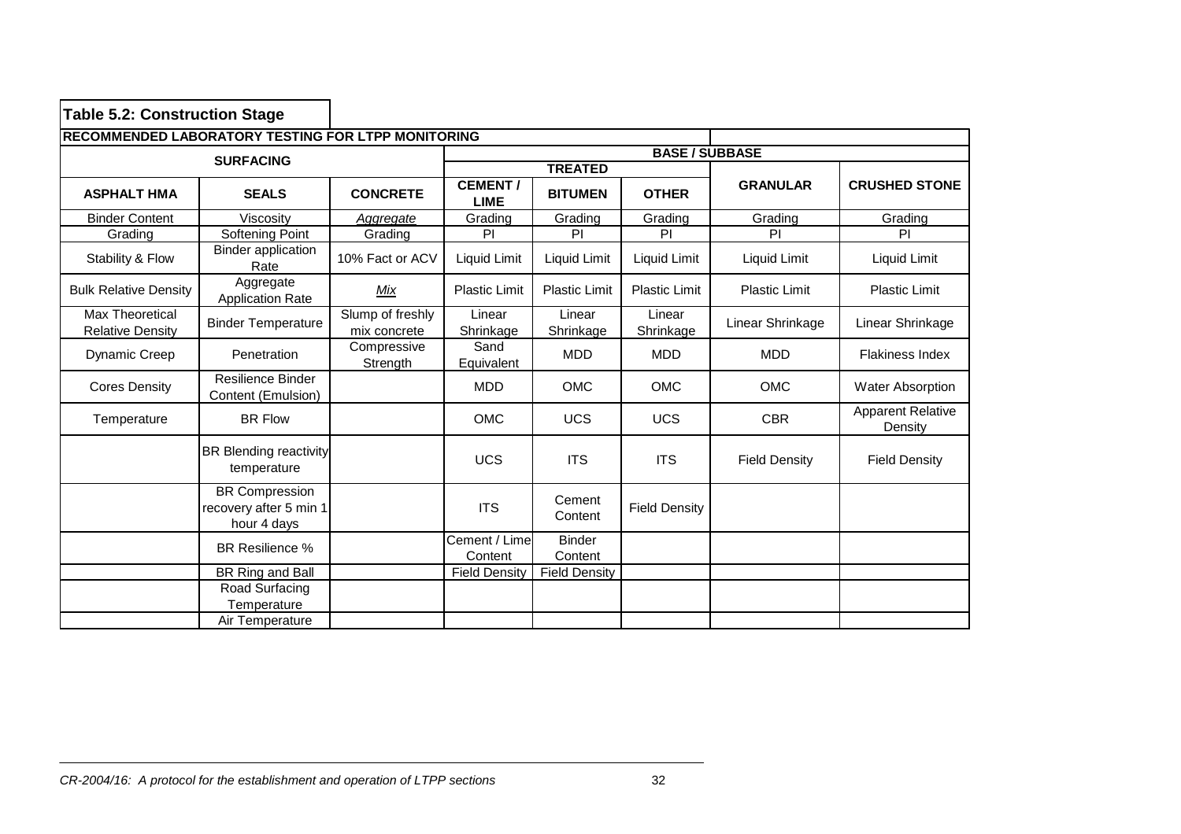**Table 5.2: Construction Stage**

**RECOMMENDED LABORATORY TESTING FOR LTPP MONITORING**

| **SURFACING** | | | **BASE / SUBBASE** | | | | |
|---|---|---|---|---|---|---|---|
| | | | **TREATED** | | | | |
| **ASPHALT HMA** | **SEALS** | **CONCRETE** | **CEMENT / LIME** | **BITUMEN** | **OTHER** | **GRANULAR** | **CRUSHED STONE** |
| Binder Content | Viscosity | *Aggregate* | Grading | Grading | Grading | Grading | Grading |
| Grading | Softening Point | Grading | PI | PI | PI | PI | PI |
| Stability & Flow | Binder application Rate | 10% Fact or ACV | Liquid Limit | Liquid Limit | Liquid Limit | Liquid Limit | Liquid Limit |
| Bulk Relative Density | Aggregate Application Rate | *Mix* | Plastic Limit | Plastic Limit | Plastic Limit | Plastic Limit | Plastic Limit |
| Max Theoretical Relative Density | Binder Temperature | Slump of freshly mix concrete | Linear Shrinkage | Linear Shrinkage | Linear Shrinkage | Linear Shrinkage | Linear Shrinkage |
| Dynamic Creep | Penetration | Compressive Strength | Sand Equivalent | MDD | MDD | MDD | Flakiness Index |
| Cores Density | Resilience Binder Content (Emulsion) | | MDD | OMC | OMC | OMC | Water Absorption |
| Temperature | BR Flow | | OMC | UCS | UCS | CBR | Apparent Relative Density |
| | BR Blending reactivity temperature | | UCS | ITS | ITS | Field Density | Field Density |
| | BR Compression recovery after 5 min 1 hour 4 days | | ITS | Cement Content | Field Density | | |
| | BR Resilience % | | Cement / Lime Content | Binder Content | | | |
| | BR Ring and Ball | | Field Density | Field Density | | | |
| | Road Surfacing Temperature | | | | | | |
| | Air Temperature | | | | | | |

*CR-2004/16: A protocol for the establishment and operation of LTPP sections*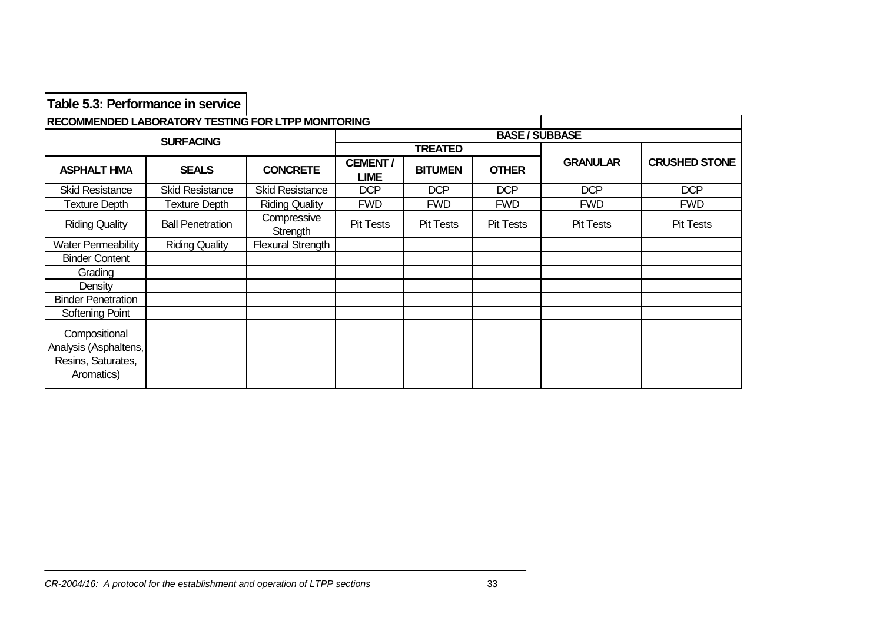**Table 5.3: Performance in service**

| RECOMMENDED LABORATORY TESTING FOR LTPP MONITORING | | | | | | | |
|---|---|---|---|---|---|---|---|
| SURFACING | | | BASE / SUBBASE | | | | |
| | | | TREATED | | | | |
| ASPHALT HMA | SEALS | CONCRETE | CEMENT / LIME | BITUMEN | OTHER | GRANULAR | CRUSHED STONE |
| Skid Resistance | Skid Resistance | Skid Resistance | DCP | DCP | DCP | DCP | DCP |
| Texture Depth | Texture Depth | Riding Quality | FWD | FWD | FWD | FWD | FWD |
| Riding Quality | Ball Penetration | Compressive Strength | Pit Tests | Pit Tests | Pit Tests | Pit Tests | Pit Tests |
| Water Permeability | Riding Quality | Flexural Strength | | | | | |
| Binder Content | | | | | | | |
| Grading | | | | | | | |
| Density | | | | | | | |
| Binder Penetration | | | | | | | |
| Softening Point | | | | | | | |
| Compositional Analysis (Asphaltens, Resins, Saturates, Aromatics) | | | | | | | |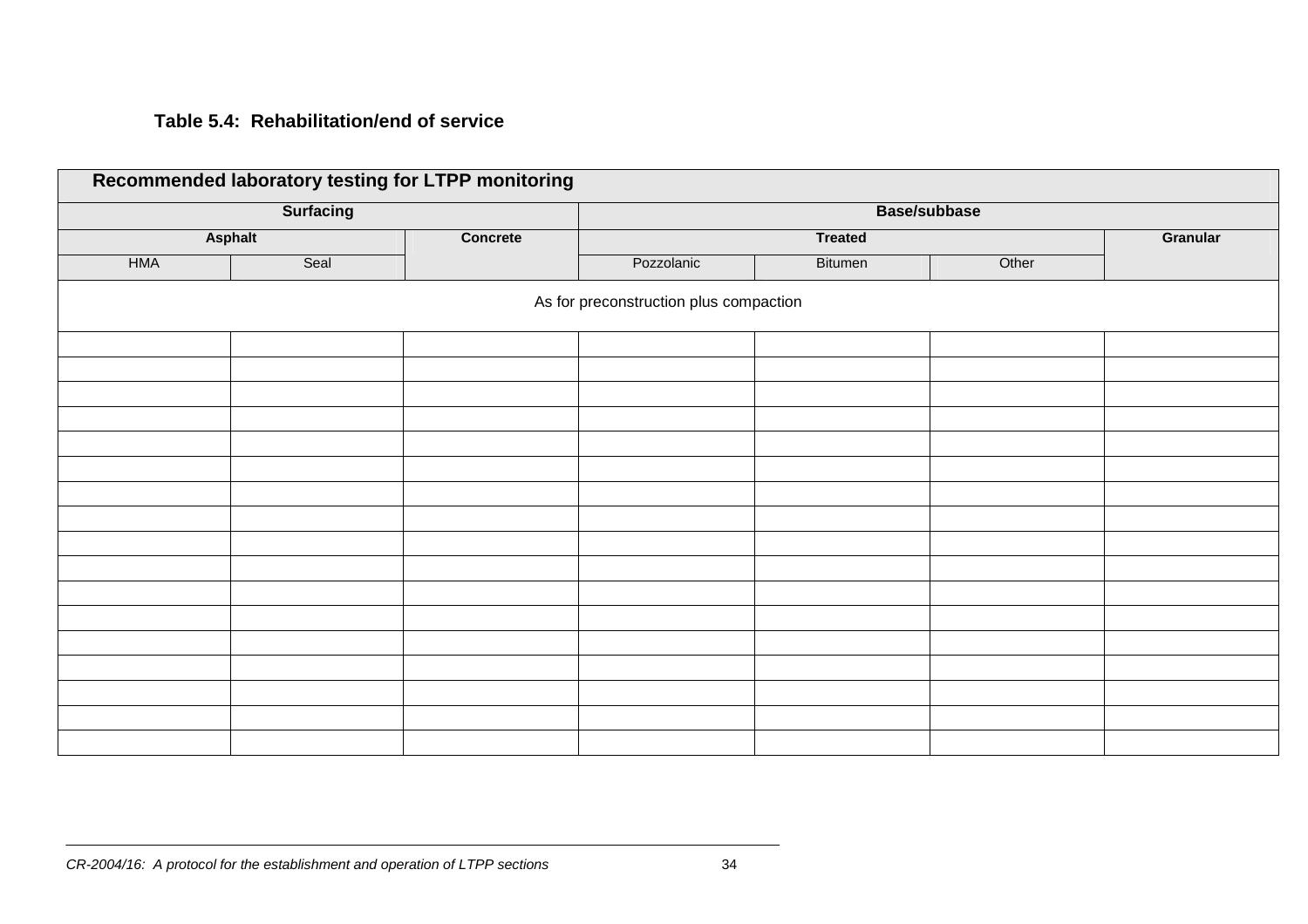**Table 5.4: Rehabilitation/end of service**

| Recommended laboratory testing for LTPP monitoring | | | | | | |
|---|---|---|---|---|---|---|
| Surfacing | | | Base/subbase | | | |
| Asphalt | | Concrete | Treated | | | Granular |
| HMA | Seal | | Pozzolanic | Bitumen | Other | |
| As for preconstruction plus compaction | | | | | | |
| | | | | | | |
| | | | | | | |
| | | | | | | |
| | | | | | | |
| | | | | | | |
| | | | | | | |
| | | | | | | |
| | | | | | | |
| | | | | | | |
| | | | | | | |
| | | | | | | |
| | | | | | | |
| | | | | | | |
| | | | | | | |
| | | | | | | |
| | | | | | | |
| | | | | | | |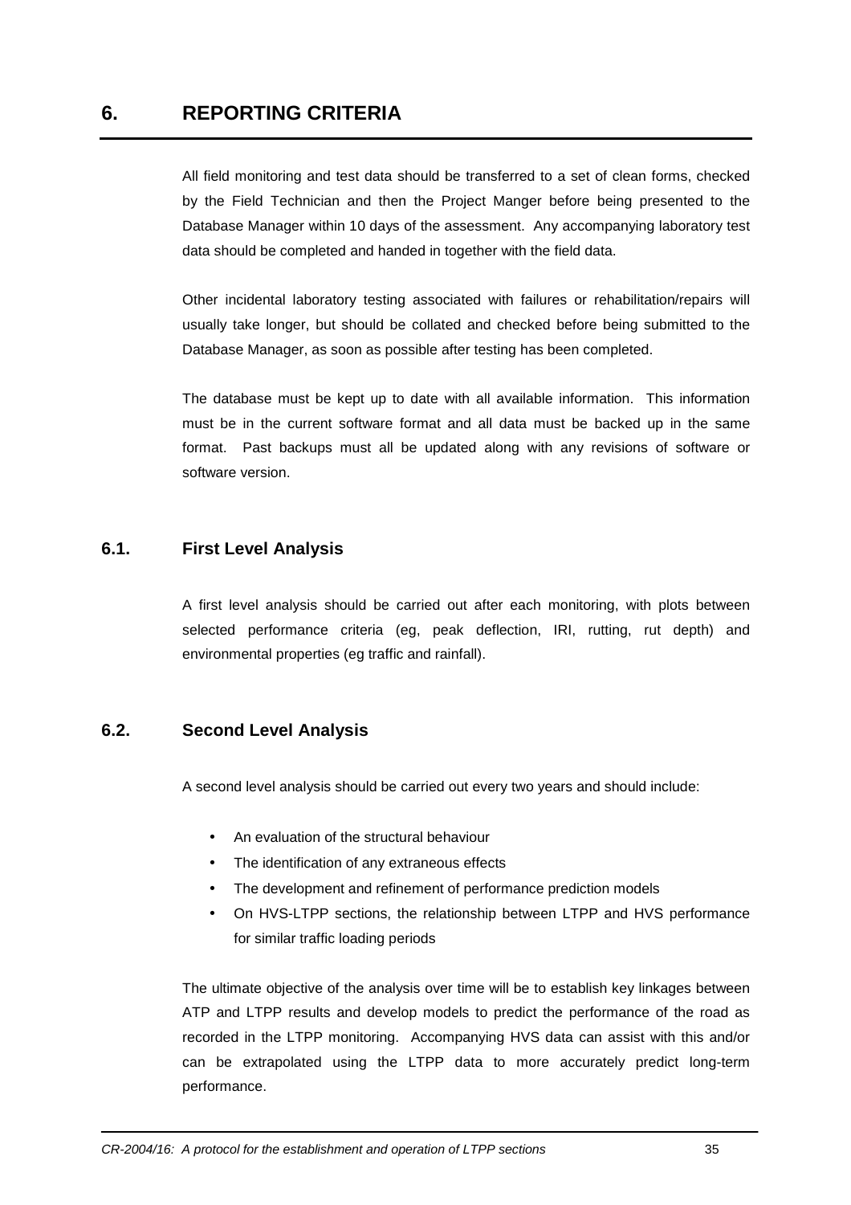# 6. REPORTING CRITERIA

All field monitoring and test data should be transferred to a set of clean forms, checked by the Field Technician and then the Project Manger before being presented to the Database Manager within 10 days of the assessment. Any accompanying laboratory test data should be completed and handed in together with the field data.

Other incidental laboratory testing associated with failures or rehabilitation/repairs will usually take longer, but should be collated and checked before being submitted to the Database Manager, as soon as possible after testing has been completed.

The database must be kept up to date with all available information. This information must be in the current software format and all data must be backed up in the same format. Past backups must all be updated along with any revisions of software or software version.

## 6.1. First Level Analysis

A first level analysis should be carried out after each monitoring, with plots between selected performance criteria (eg, peak deflection, IRI, rutting, rut depth) and environmental properties (eg traffic and rainfall).

## 6.2. Second Level Analysis

A second level analysis should be carried out every two years and should include:

- An evaluation of the structural behaviour
- The identification of any extraneous effects
- The development and refinement of performance prediction models
- On HVS-LTPP sections, the relationship between LTPP and HVS performance for similar traffic loading periods

The ultimate objective of the analysis over time will be to establish key linkages between ATP and LTPP results and develop models to predict the performance of the road as recorded in the LTPP monitoring. Accompanying HVS data can assist with this and/or can be extrapolated using the LTPP data to more accurately predict long-term performance.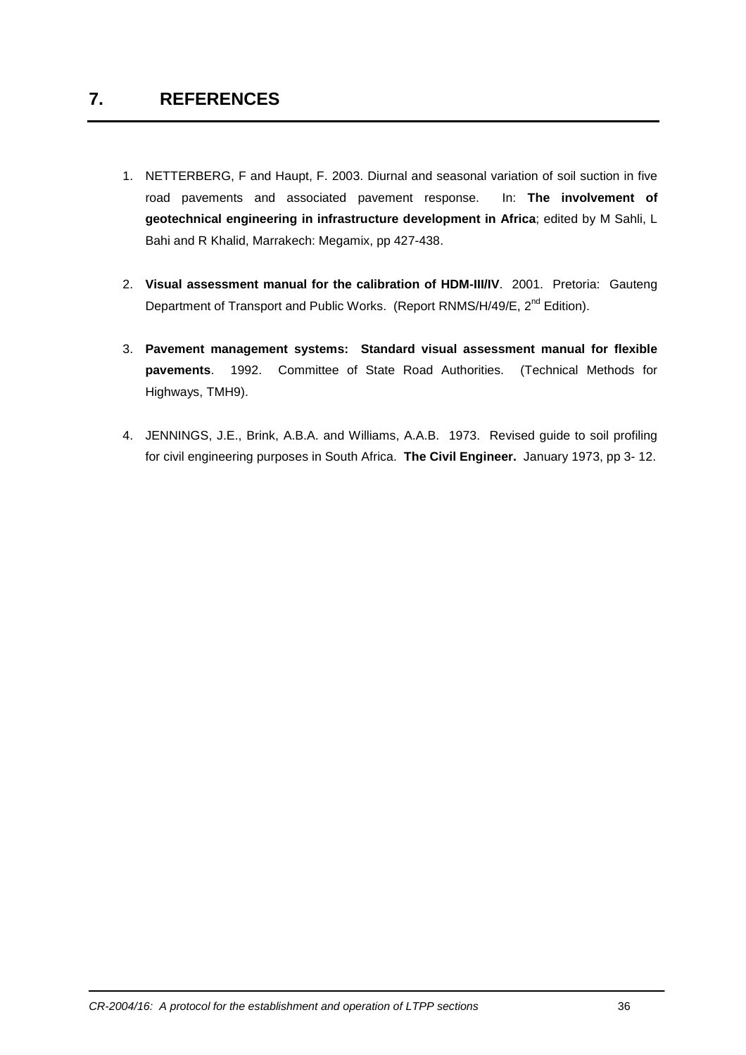# 7. REFERENCES

1. NETTERBERG, F and Haupt, F. 2003. Diurnal and seasonal variation of soil suction in five road pavements and associated pavement response. In: **The involvement of geotechnical engineering in infrastructure development in Africa**; edited by M Sahli, L Bahi and R Khalid, Marrakech: Megamix, pp 427-438.

2. **Visual assessment manual for the calibration of HDM-III/IV**. 2001. Pretoria: Gauteng Department of Transport and Public Works. (Report RNMS/H/49/E, 2nd Edition).

3. **Pavement management systems: Standard visual assessment manual for flexible pavements**. 1992. Committee of State Road Authorities. (Technical Methods for Highways, TMH9).

4. JENNINGS, J.E., Brink, A.B.A. and Williams, A.A.B. 1973. Revised guide to soil profiling for civil engineering purposes in South Africa. **The Civil Engineer.** January 1973, pp 3- 12.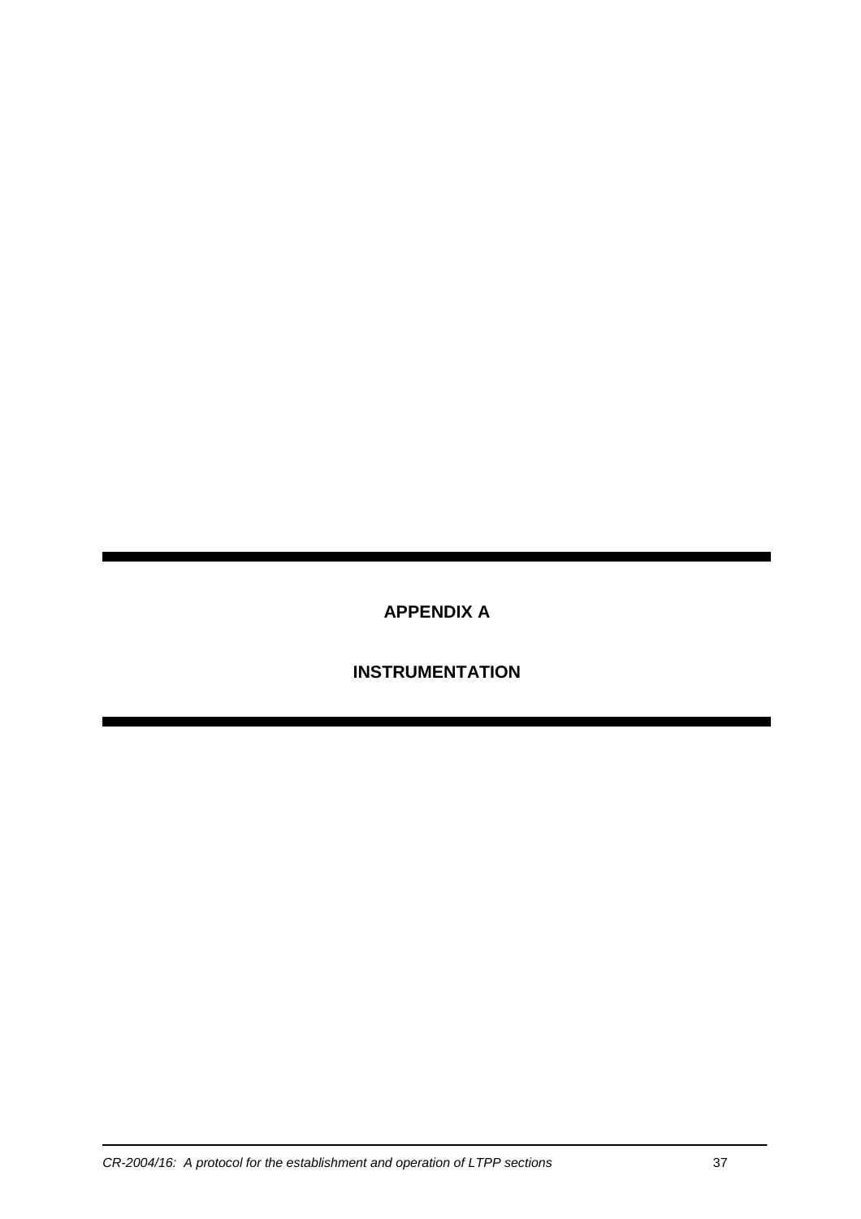# APPENDIX A

# INSTRUMENTATION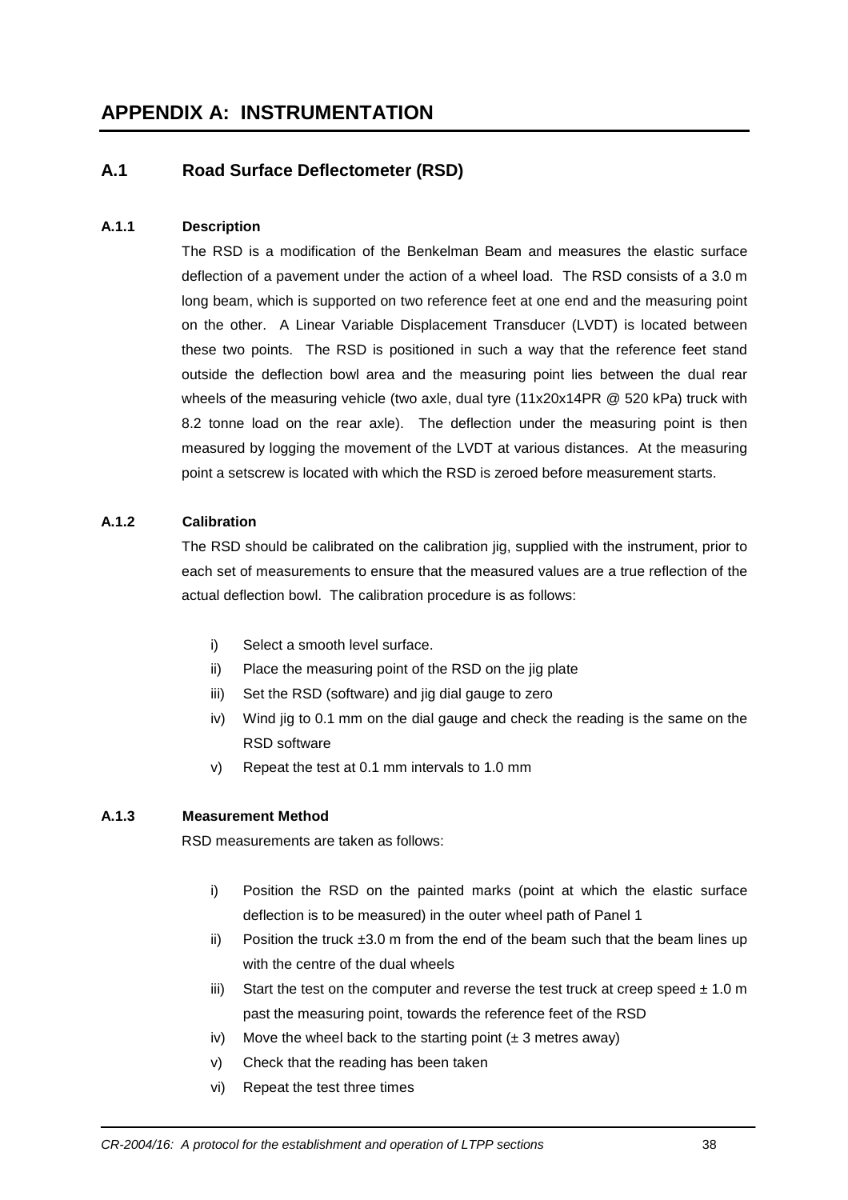# APPENDIX A: INSTRUMENTATION

## A.1 Road Surface Deflectometer (RSD)

### A.1.1 Description

The RSD is a modification of the Benkelman Beam and measures the elastic surface deflection of a pavement under the action of a wheel load. The RSD consists of a 3.0 m long beam, which is supported on two reference feet at one end and the measuring point on the other. A Linear Variable Displacement Transducer (LVDT) is located between these two points. The RSD is positioned in such a way that the reference feet stand outside the deflection bowl area and the measuring point lies between the dual rear wheels of the measuring vehicle (two axle, dual tyre (11x20x14PR @ 520 kPa) truck with 8.2 tonne load on the rear axle). The deflection under the measuring point is then measured by logging the movement of the LVDT at various distances. At the measuring point a setscrew is located with which the RSD is zeroed before measurement starts.

### A.1.2 Calibration

The RSD should be calibrated on the calibration jig, supplied with the instrument, prior to each set of measurements to ensure that the measured values are a true reflection of the actual deflection bowl. The calibration procedure is as follows:

i) Select a smooth level surface.
ii) Place the measuring point of the RSD on the jig plate
iii) Set the RSD (software) and jig dial gauge to zero
iv) Wind jig to 0.1 mm on the dial gauge and check the reading is the same on the RSD software
v) Repeat the test at 0.1 mm intervals to 1.0 mm

### A.1.3 Measurement Method

RSD measurements are taken as follows:

i) Position the RSD on the painted marks (point at which the elastic surface deflection is to be measured) in the outer wheel path of Panel 1
ii) Position the truck ±3.0 m from the end of the beam such that the beam lines up with the centre of the dual wheels
iii) Start the test on the computer and reverse the test truck at creep speed ± 1.0 m past the measuring point, towards the reference feet of the RSD
iv) Move the wheel back to the starting point (± 3 metres away)
v) Check that the reading has been taken
vi) Repeat the test three times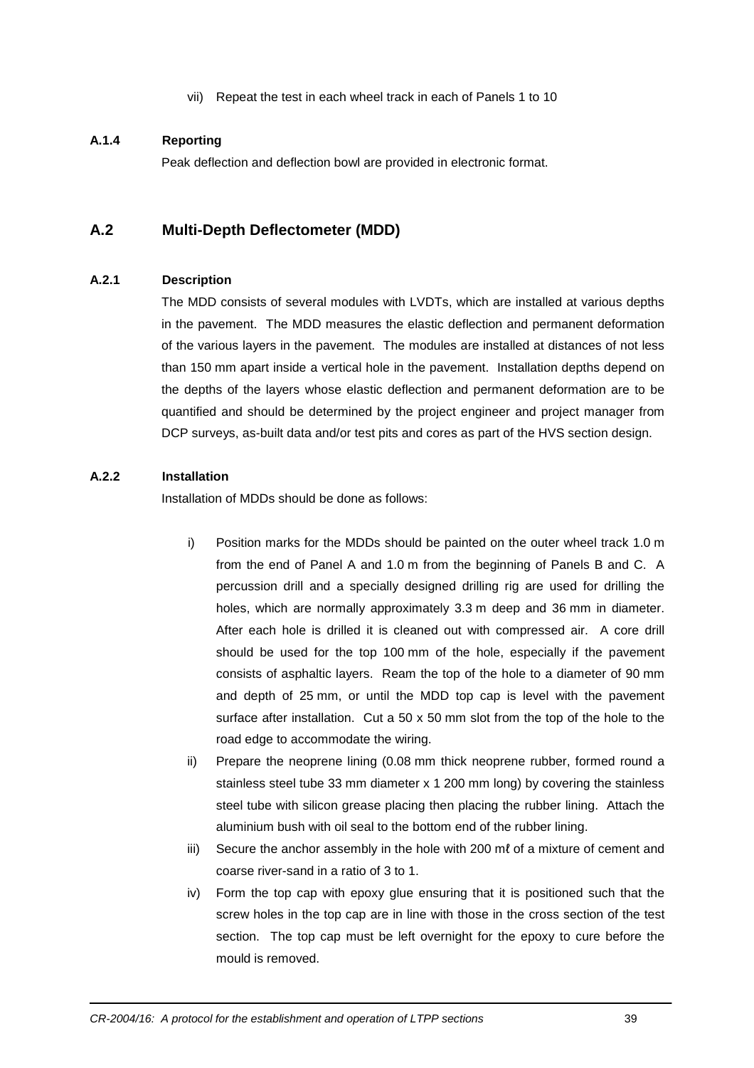vii) Repeat the test in each wheel track in each of Panels 1 to 10

#### A.1.4 Reporting

Peak deflection and deflection bowl are provided in electronic format.

## A.2 Multi-Depth Deflectometer (MDD)

#### A.2.1 Description

The MDD consists of several modules with LVDTs, which are installed at various depths in the pavement. The MDD measures the elastic deflection and permanent deformation of the various layers in the pavement. The modules are installed at distances of not less than 150 mm apart inside a vertical hole in the pavement. Installation depths depend on the depths of the layers whose elastic deflection and permanent deformation are to be quantified and should be determined by the project engineer and project manager from DCP surveys, as-built data and/or test pits and cores as part of the HVS section design.

#### A.2.2 Installation

Installation of MDDs should be done as follows:

i) Position marks for the MDDs should be painted on the outer wheel track 1.0 m from the end of Panel A and 1.0 m from the beginning of Panels B and C. A percussion drill and a specially designed drilling rig are used for drilling the holes, which are normally approximately 3.3 m deep and 36 mm in diameter. After each hole is drilled it is cleaned out with compressed air. A core drill should be used for the top 100 mm of the hole, especially if the pavement consists of asphaltic layers. Ream the top of the hole to a diameter of 90 mm and depth of 25 mm, or until the MDD top cap is level with the pavement surface after installation. Cut a 50 x 50 mm slot from the top of the hole to the road edge to accommodate the wiring.

ii) Prepare the neoprene lining (0.08 mm thick neoprene rubber, formed round a stainless steel tube 33 mm diameter x 1 200 mm long) by covering the stainless steel tube with silicon grease placing then placing the rubber lining. Attach the aluminium bush with oil seal to the bottom end of the rubber lining.

iii) Secure the anchor assembly in the hole with 200 mℓ of a mixture of cement and coarse river-sand in a ratio of 3 to 1.

iv) Form the top cap with epoxy glue ensuring that it is positioned such that the screw holes in the top cap are in line with those in the cross section of the test section. The top cap must be left overnight for the epoxy to cure before the mould is removed.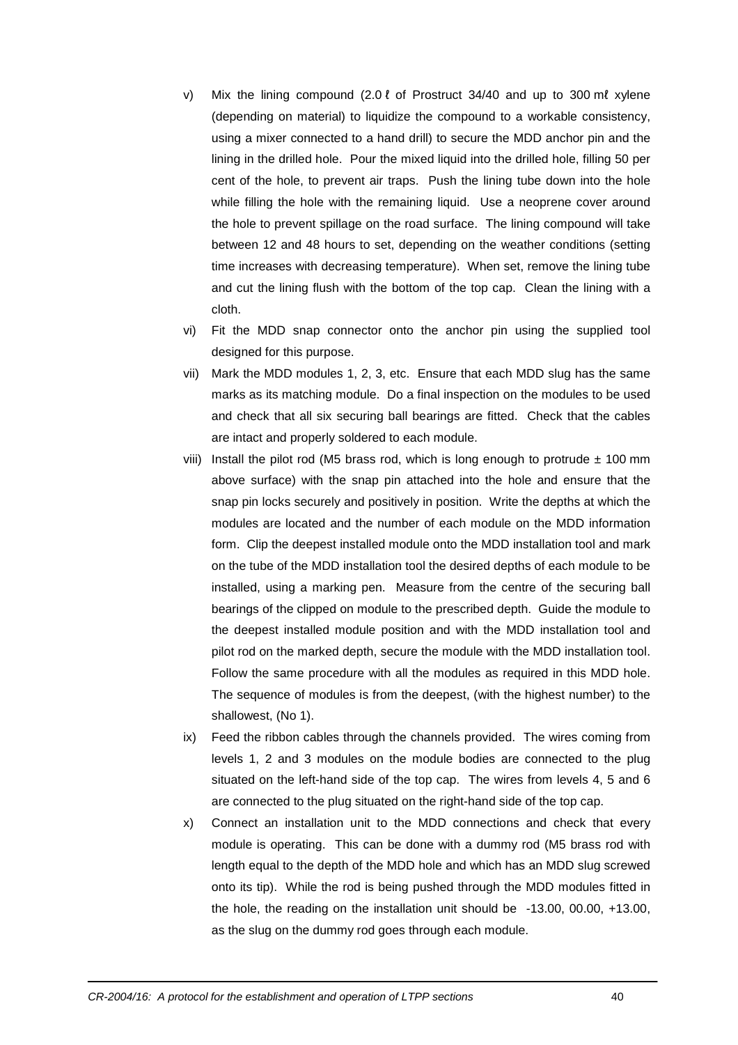v) Mix the lining compound (2.0 ℓ of Prostruct 34/40 and up to 300 mℓ xylene (depending on material) to liquidize the compound to a workable consistency, using a mixer connected to a hand drill) to secure the MDD anchor pin and the lining in the drilled hole. Pour the mixed liquid into the drilled hole, filling 50 per cent of the hole, to prevent air traps. Push the lining tube down into the hole while filling the hole with the remaining liquid. Use a neoprene cover around the hole to prevent spillage on the road surface. The lining compound will take between 12 and 48 hours to set, depending on the weather conditions (setting time increases with decreasing temperature). When set, remove the lining tube and cut the lining flush with the bottom of the top cap. Clean the lining with a cloth.

vi) Fit the MDD snap connector onto the anchor pin using the supplied tool designed for this purpose.

vii) Mark the MDD modules 1, 2, 3, etc. Ensure that each MDD slug has the same marks as its matching module. Do a final inspection on the modules to be used and check that all six securing ball bearings are fitted. Check that the cables are intact and properly soldered to each module.

viii) Install the pilot rod (M5 brass rod, which is long enough to protrude ± 100 mm above surface) with the snap pin attached into the hole and ensure that the snap pin locks securely and positively in position. Write the depths at which the modules are located and the number of each module on the MDD information form. Clip the deepest installed module onto the MDD installation tool and mark on the tube of the MDD installation tool the desired depths of each module to be installed, using a marking pen. Measure from the centre of the securing ball bearings of the clipped on module to the prescribed depth. Guide the module to the deepest installed module position and with the MDD installation tool and pilot rod on the marked depth, secure the module with the MDD installation tool. Follow the same procedure with all the modules as required in this MDD hole. The sequence of modules is from the deepest, (with the highest number) to the shallowest, (No 1).

ix) Feed the ribbon cables through the channels provided. The wires coming from levels 1, 2 and 3 modules on the module bodies are connected to the plug situated on the left-hand side of the top cap. The wires from levels 4, 5 and 6 are connected to the plug situated on the right-hand side of the top cap.

x) Connect an installation unit to the MDD connections and check that every module is operating. This can be done with a dummy rod (M5 brass rod with length equal to the depth of the MDD hole and which has an MDD slug screwed onto its tip). While the rod is being pushed through the MDD modules fitted in the hole, the reading on the installation unit should be -13.00, 00.00, +13.00, as the slug on the dummy rod goes through each module.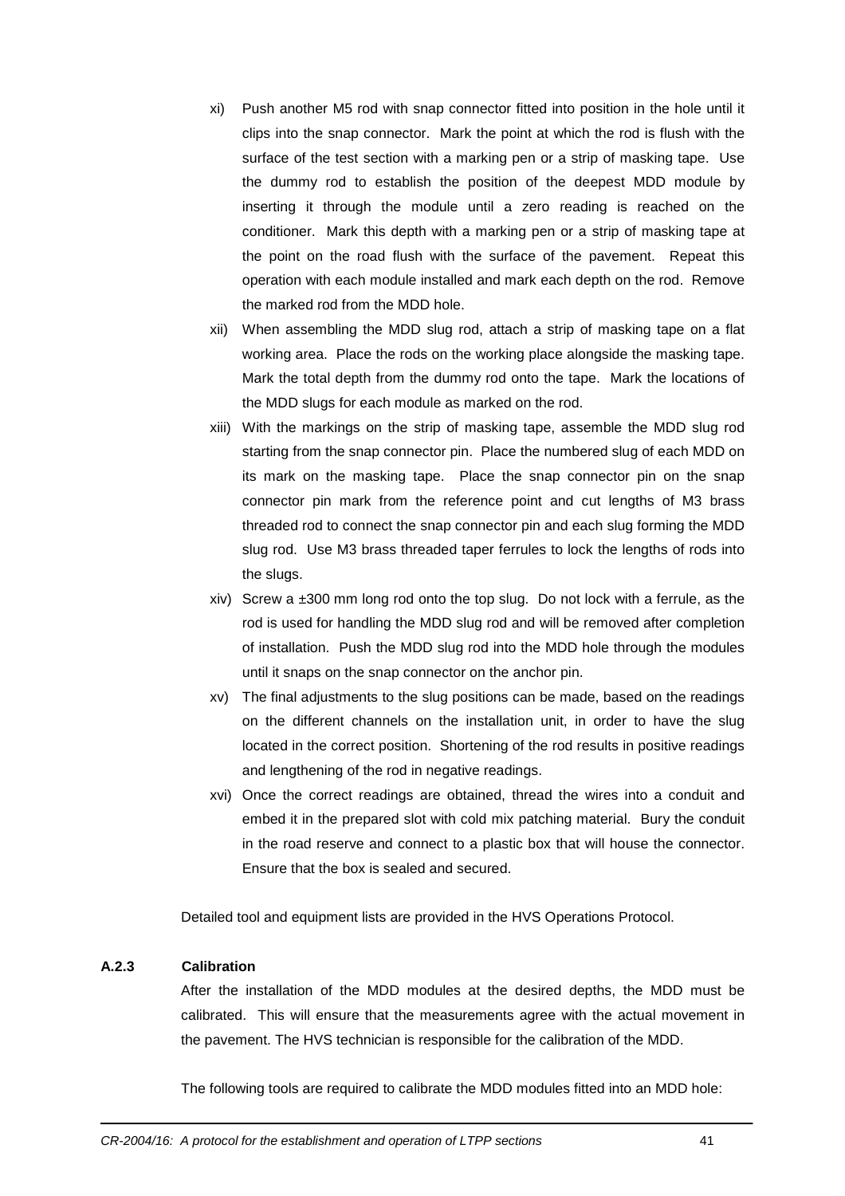xi) Push another M5 rod with snap connector fitted into position in the hole until it clips into the snap connector. Mark the point at which the rod is flush with the surface of the test section with a marking pen or a strip of masking tape. Use the dummy rod to establish the position of the deepest MDD module by inserting it through the module until a zero reading is reached on the conditioner. Mark this depth with a marking pen or a strip of masking tape at the point on the road flush with the surface of the pavement. Repeat this operation with each module installed and mark each depth on the rod. Remove the marked rod from the MDD hole.

xii) When assembling the MDD slug rod, attach a strip of masking tape on a flat working area. Place the rods on the working place alongside the masking tape. Mark the total depth from the dummy rod onto the tape. Mark the locations of the MDD slugs for each module as marked on the rod.

xiii) With the markings on the strip of masking tape, assemble the MDD slug rod starting from the snap connector pin. Place the numbered slug of each MDD on its mark on the masking tape. Place the snap connector pin on the snap connector pin mark from the reference point and cut lengths of M3 brass threaded rod to connect the snap connector pin and each slug forming the MDD slug rod. Use M3 brass threaded taper ferrules to lock the lengths of rods into the slugs.

xiv) Screw a ±300 mm long rod onto the top slug. Do not lock with a ferrule, as the rod is used for handling the MDD slug rod and will be removed after completion of installation. Push the MDD slug rod into the MDD hole through the modules until it snaps on the snap connector on the anchor pin.

xv) The final adjustments to the slug positions can be made, based on the readings on the different channels on the installation unit, in order to have the slug located in the correct position. Shortening of the rod results in positive readings and lengthening of the rod in negative readings.

xvi) Once the correct readings are obtained, thread the wires into a conduit and embed it in the prepared slot with cold mix patching material. Bury the conduit in the road reserve and connect to a plastic box that will house the connector. Ensure that the box is sealed and secured.

Detailed tool and equipment lists are provided in the HVS Operations Protocol.

### A.2.3 Calibration

After the installation of the MDD modules at the desired depths, the MDD must be calibrated. This will ensure that the measurements agree with the actual movement in the pavement. The HVS technician is responsible for the calibration of the MDD.

The following tools are required to calibrate the MDD modules fitted into an MDD hole: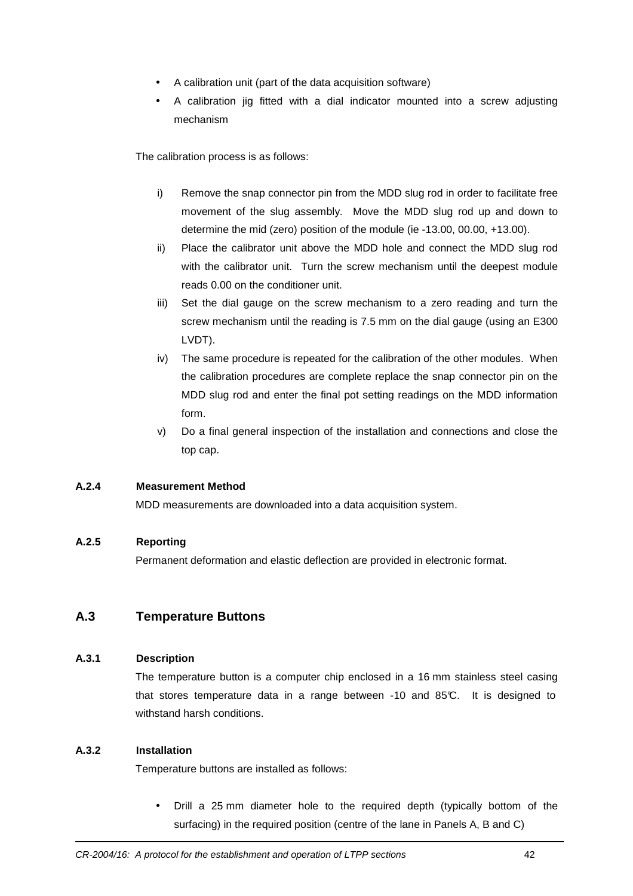- A calibration unit (part of the data acquisition software)
- A calibration jig fitted with a dial indicator mounted into a screw adjusting mechanism

The calibration process is as follows:

i) Remove the snap connector pin from the MDD slug rod in order to facilitate free movement of the slug assembly. Move the MDD slug rod up and down to determine the mid (zero) position of the module (ie -13.00, 00.00, +13.00).

ii) Place the calibrator unit above the MDD hole and connect the MDD slug rod with the calibrator unit. Turn the screw mechanism until the deepest module reads 0.00 on the conditioner unit.

iii) Set the dial gauge on the screw mechanism to a zero reading and turn the screw mechanism until the reading is 7.5 mm on the dial gauge (using an E300 LVDT).

iv) The same procedure is repeated for the calibration of the other modules. When the calibration procedures are complete replace the snap connector pin on the MDD slug rod and enter the final pot setting readings on the MDD information form.

v) Do a final general inspection of the installation and connections and close the top cap.

#### A.2.4 Measurement Method

MDD measurements are downloaded into a data acquisition system.

#### A.2.5 Reporting

Permanent deformation and elastic deflection are provided in electronic format.

### A.3 Temperature Buttons

#### A.3.1 Description

The temperature button is a computer chip enclosed in a 16 mm stainless steel casing that stores temperature data in a range between -10 and 85°C. It is designed to withstand harsh conditions.

#### A.3.2 Installation

Temperature buttons are installed as follows:

- Drill a 25 mm diameter hole to the required depth (typically bottom of the surfacing) in the required position (centre of the lane in Panels A, B and C)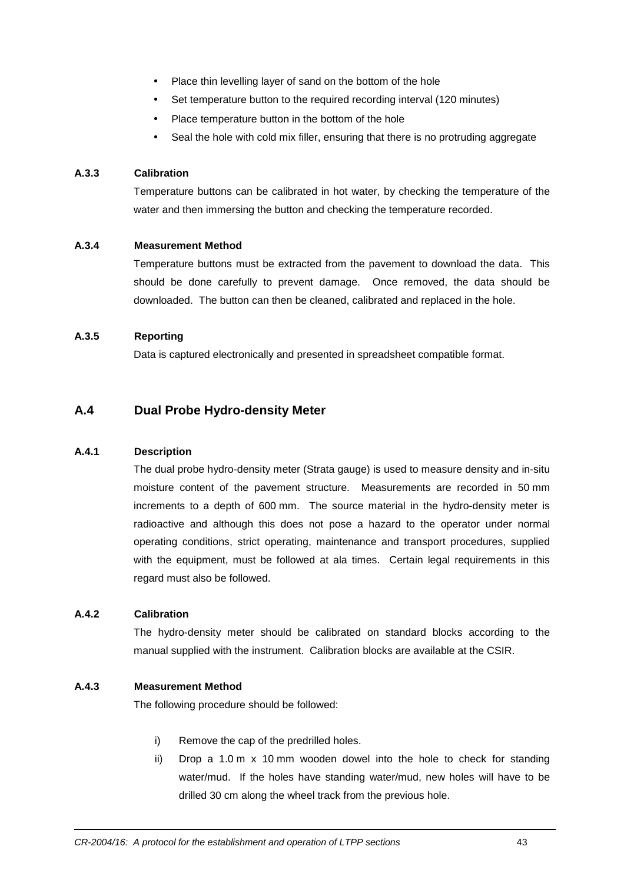- Place thin levelling layer of sand on the bottom of the hole
- Set temperature button to the required recording interval (120 minutes)
- Place temperature button in the bottom of the hole
- Seal the hole with cold mix filler, ensuring that there is no protruding aggregate

#### A.3.3 Calibration

Temperature buttons can be calibrated in hot water, by checking the temperature of the water and then immersing the button and checking the temperature recorded.

#### A.3.4 Measurement Method

Temperature buttons must be extracted from the pavement to download the data. This should be done carefully to prevent damage. Once removed, the data should be downloaded. The button can then be cleaned, calibrated and replaced in the hole.

#### A.3.5 Reporting

Data is captured electronically and presented in spreadsheet compatible format.

### A.4 Dual Probe Hydro-density Meter

#### A.4.1 Description

The dual probe hydro-density meter (Strata gauge) is used to measure density and in-situ moisture content of the pavement structure. Measurements are recorded in 50 mm increments to a depth of 600 mm. The source material in the hydro-density meter is radioactive and although this does not pose a hazard to the operator under normal operating conditions, strict operating, maintenance and transport procedures, supplied with the equipment, must be followed at ala times. Certain legal requirements in this regard must also be followed.

#### A.4.2 Calibration

The hydro-density meter should be calibrated on standard blocks according to the manual supplied with the instrument. Calibration blocks are available at the CSIR.

#### A.4.3 Measurement Method

The following procedure should be followed:

i) Remove the cap of the predrilled holes.

ii) Drop a 1.0 m x 10 mm wooden dowel into the hole to check for standing water/mud. If the holes have standing water/mud, new holes will have to be drilled 30 cm along the wheel track from the previous hole.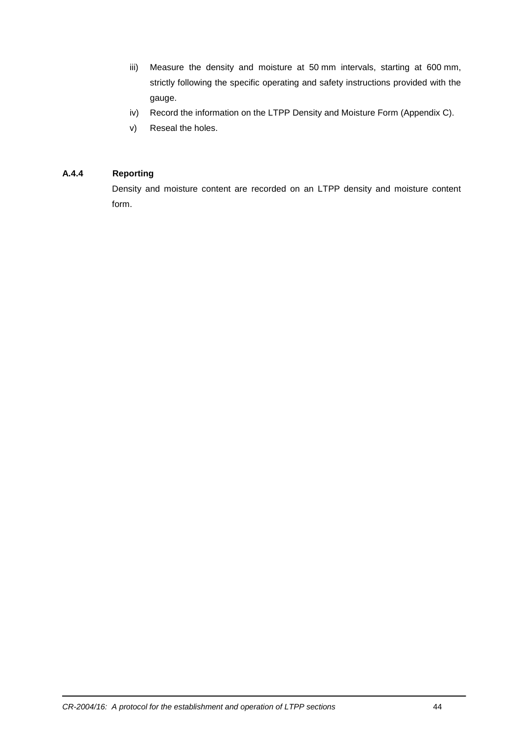iii) Measure the density and moisture at 50 mm intervals, starting at 600 mm, strictly following the specific operating and safety instructions provided with the gauge.

iv) Record the information on the LTPP Density and Moisture Form (Appendix C).

v) Reseal the holes.

### A.4.4 Reporting

Density and moisture content are recorded on an LTPP density and moisture content form.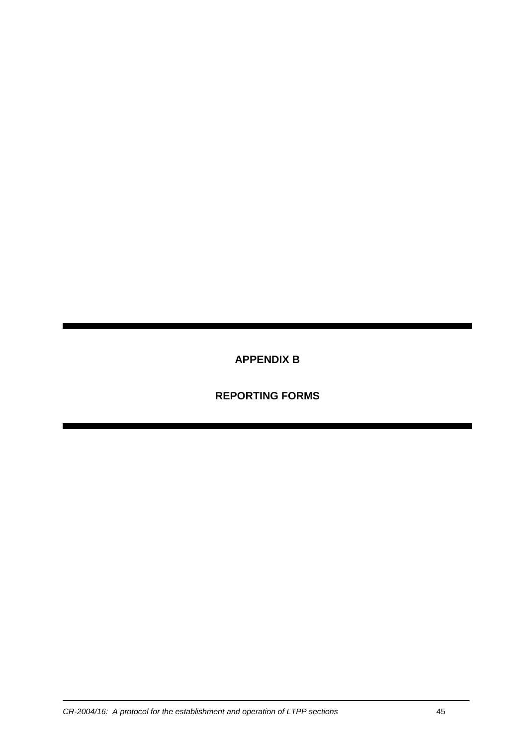# APPENDIX B

# REPORTING FORMS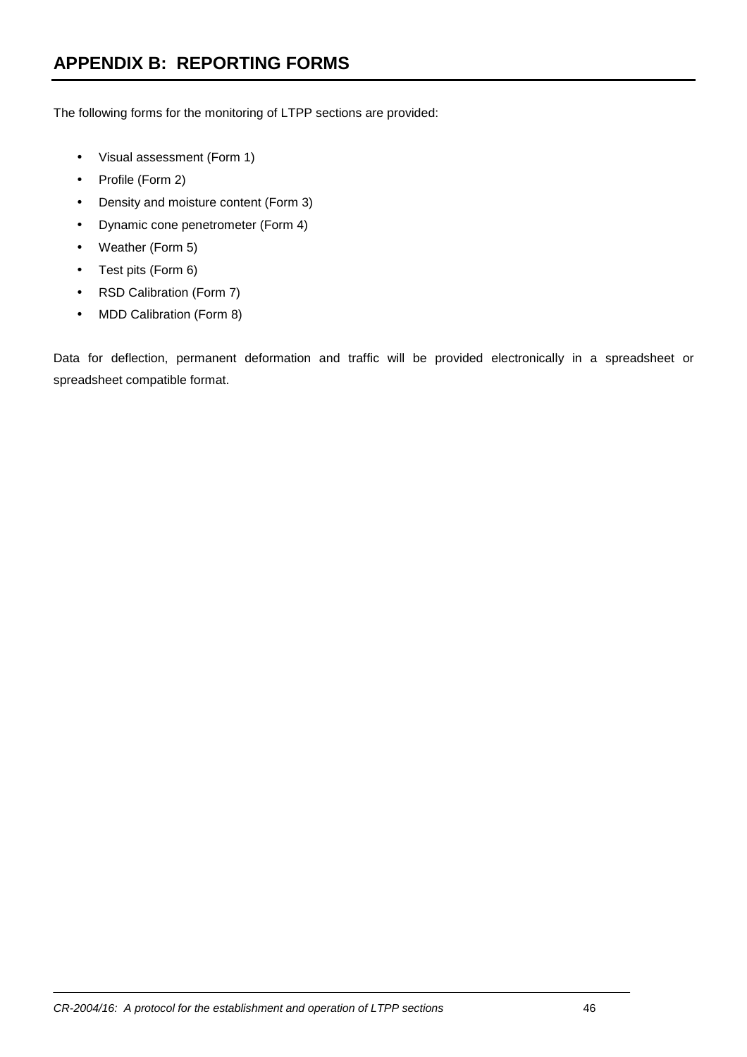# APPENDIX B: REPORTING FORMS

The following forms for the monitoring of LTPP sections are provided:

- Visual assessment (Form 1)
- Profile (Form 2)
- Density and moisture content (Form 3)
- Dynamic cone penetrometer (Form 4)
- Weather (Form 5)
- Test pits (Form 6)
- RSD Calibration (Form 7)
- MDD Calibration (Form 8)

Data for deflection, permanent deformation and traffic will be provided electronically in a spreadsheet or spreadsheet compatible format.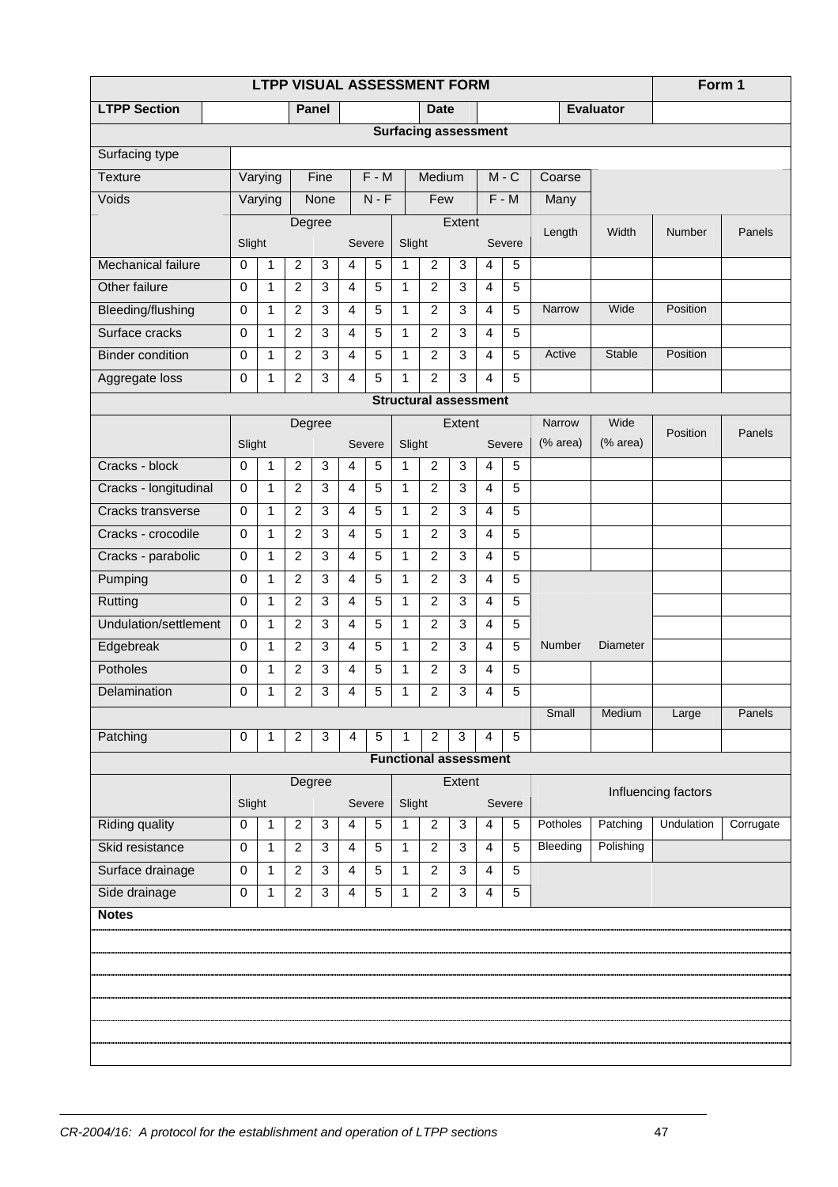| LTPP VISUAL ASSESSMENT FORM | | | | | | | | | | | | | | Form 1 |
|---|---|---|---|---|---|---|---|---|---|---|---|---|---|---|
| **LTPP Section** | | | **Panel** | | | | **Date** | | | | | **Evaluator** | | |
| **Surfacing assessment** | | | | | | | | | | | | | | |
| Surfacing type | | | | | | | | | | | | | | |
| Texture | Varying | | Fine | | F - M | | Medium | | M - C | | Coarse | | | |
| Voids | Varying | | None | | N - F | | Few | | F - M | | Many | | | |
| | Degree | | | | | | Extent | | | | | Length | Width | Number | Panels |

| | Degree | | | | | | Extent | | | | | | | | |
|---|---|---|---|---|---|---|---|---|---|---|---|---|---|---|---|
| | Slight | | | | | Severe | Slight | | | | Severe | Length | Width | Number | Panels |
| Mechanical failure | 0 | 1 | 2 | 3 | 4 | 5 | 1 | 2 | 3 | 4 | 5 | | | | |
| Other failure | 0 | 1 | 2 | 3 | 4 | 5 | 1 | 2 | 3 | 4 | 5 | | | | |
| Bleeding/flushing | 0 | 1 | 2 | 3 | 4 | 5 | 1 | 2 | 3 | 4 | 5 | Narrow | Wide | Position | |
| Surface cracks | 0 | 1 | 2 | 3 | 4 | 5 | 1 | 2 | 3 | 4 | 5 | | | | |
| Binder condition | 0 | 1 | 2 | 3 | 4 | 5 | 1 | 2 | 3 | 4 | 5 | Active | Stable | Position | |
| Aggregate loss | 0 | 1 | 2 | 3 | 4 | 5 | 1 | 2 | 3 | 4 | 5 | | | | |
| **Structural assessment** | | | | | | | | | | | | | | | |
| | Degree | | | | | | Extent | | | | | Narrow | Wide | Position | Panels |
| | Slight | | | | | Severe | Slight | | | | Severe | (% area) | (% area) | | |
| Cracks - block | 0 | 1 | 2 | 3 | 4 | 5 | 1 | 2 | 3 | 4 | 5 | | | | |
| Cracks - longitudinal | 0 | 1 | 2 | 3 | 4 | 5 | 1 | 2 | 3 | 4 | 5 | | | | |
| Cracks transverse | 0 | 1 | 2 | 3 | 4 | 5 | 1 | 2 | 3 | 4 | 5 | | | | |
| Cracks - crocodile | 0 | 1 | 2 | 3 | 4 | 5 | 1 | 2 | 3 | 4 | 5 | | | | |
| Cracks - parabolic | 0 | 1 | 2 | 3 | 4 | 5 | 1 | 2 | 3 | 4 | 5 | | | | |
| Pumping | 0 | 1 | 2 | 3 | 4 | 5 | 1 | 2 | 3 | 4 | 5 | | | | |
| Rutting | 0 | 1 | 2 | 3 | 4 | 5 | 1 | 2 | 3 | 4 | 5 | | | | |
| Undulation/settlement | 0 | 1 | 2 | 3 | 4 | 5 | 1 | 2 | 3 | 4 | 5 | | | | |
| Edgebreak | 0 | 1 | 2 | 3 | 4 | 5 | 1 | 2 | 3 | 4 | 5 | Number | Diameter | | |
| Potholes | 0 | 1 | 2 | 3 | 4 | 5 | 1 | 2 | 3 | 4 | 5 | | | | |
| Delamination | 0 | 1 | 2 | 3 | 4 | 5 | 1 | 2 | 3 | 4 | 5 | | | | |
| | | | | | | | | | | | | Small | Medium | Large | Panels |
| Patching | 0 | 1 | 2 | 3 | 4 | 5 | 1 | 2 | 3 | 4 | 5 | | | | |
| **Functional assessment** | | | | | | | | | | | | | | | |
| | Degree | | | | | | Extent | | | | | Influencing factors | | | |
| | Slight | | | | | Severe | Slight | | | | Severe | | | | |
| Riding quality | 0 | 1 | 2 | 3 | 4 | 5 | 1 | 2 | 3 | 4 | 5 | Potholes | Patching | Undulation | Corrugate |
| Skid resistance | 0 | 1 | 2 | 3 | 4 | 5 | 1 | 2 | 3 | 4 | 5 | Bleeding | Polishing | | |
| Surface drainage | 0 | 1 | 2 | 3 | 4 | 5 | 1 | 2 | 3 | 4 | 5 | | | | |
| Side drainage | 0 | 1 | 2 | 3 | 4 | 5 | 1 | 2 | 3 | 4 | 5 | | | | |

**Notes**

*CR-2004/16: A protocol for the establishment and operation of LTPP sections*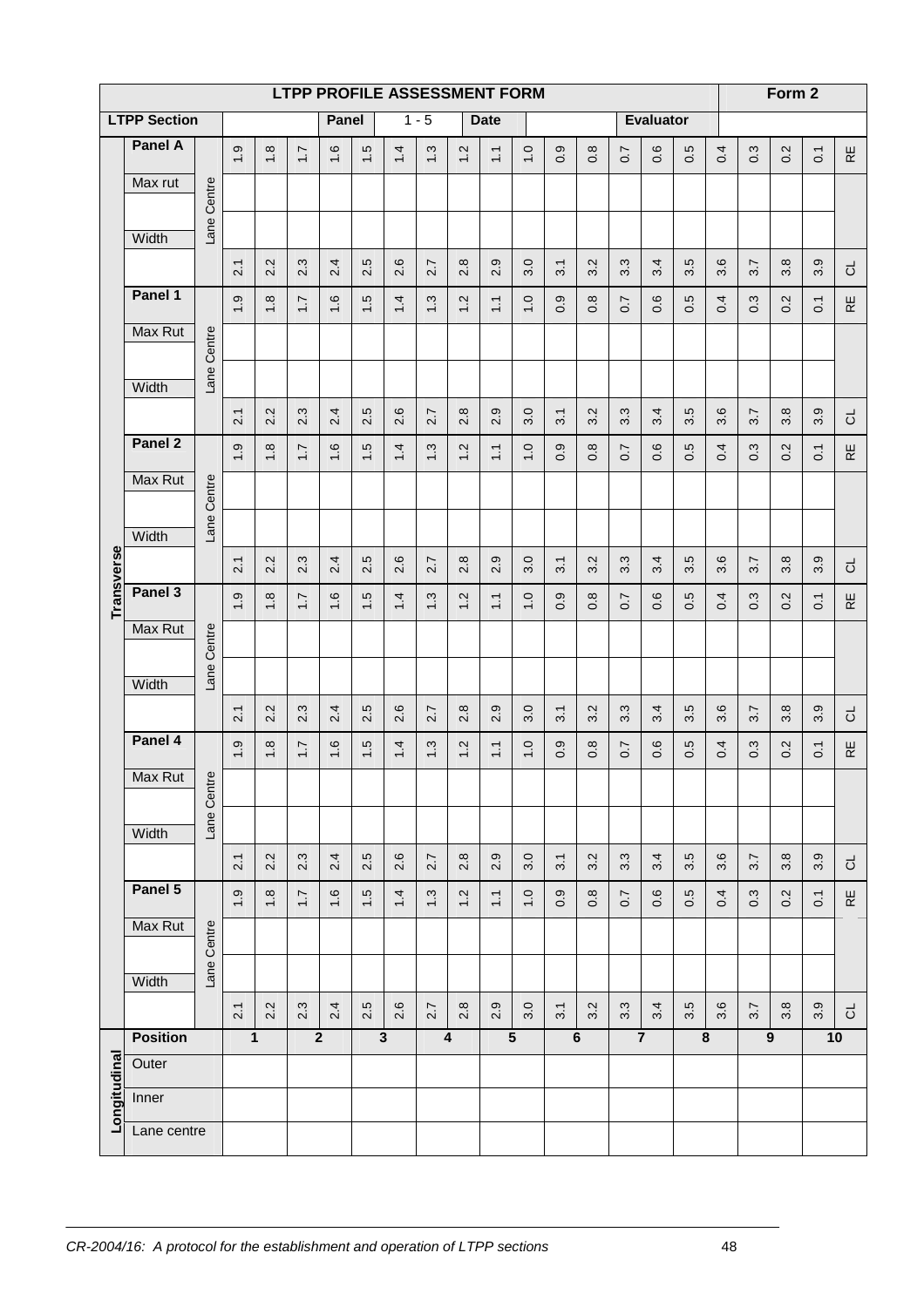# LTPP PROFILE ASSESSMENT FORM — Form 2

| LTPP Section | | Panel | 1 - 5 | Date | | Evaluator | |
|---|---|---|---|---|---|---|---|

**Transverse**

| Panel | | | 1.9 | 1.8 | 1.7 | 1.6 | 1.5 | 1.4 | 1.3 | 1.2 | 1.1 | 1.0 | 0.9 | 0.8 | 0.7 | 0.6 | 0.5 | 0.4 | 0.3 | 0.2 | 0.1 | RE |
|---|---|---|---|---|---|---|---|---|---|---|---|---|---|---|---|---|---|---|---|---|---|---|
| **Panel A** | Max rut | Lane Centre | | | | | | | | | | | | | | | | | | | | |
| | Width | | | | | | | | | | | | | | | | | | | | | |
| | | | 2.1 | 2.2 | 2.3 | 2.4 | 2.5 | 2.6 | 2.7 | 2.8 | 2.9 | 3.0 | 3.1 | 3.2 | 3.3 | 3.4 | 3.5 | 3.6 | 3.7 | 3.8 | 3.9 | CL |
| **Panel 1** | | | 1.9 | 1.8 | 1.7 | 1.6 | 1.5 | 1.4 | 1.3 | 1.2 | 1.1 | 1.0 | 0.9 | 0.8 | 0.7 | 0.6 | 0.5 | 0.4 | 0.3 | 0.2 | 0.1 | RE |
| | Max Rut | Lane Centre | | | | | | | | | | | | | | | | | | | | |
| | Width | | | | | | | | | | | | | | | | | | | | | |
| | | | 2.1 | 2.2 | 2.3 | 2.4 | 2.5 | 2.6 | 2.7 | 2.8 | 2.9 | 3.0 | 3.1 | 3.2 | 3.3 | 3.4 | 3.5 | 3.6 | 3.7 | 3.8 | 3.9 | CL |
| **Panel 2** | | | 1.9 | 1.8 | 1.7 | 1.6 | 1.5 | 1.4 | 1.3 | 1.2 | 1.1 | 1.0 | 0.9 | 0.8 | 0.7 | 0.6 | 0.5 | 0.4 | 0.3 | 0.2 | 0.1 | RE |
| | Max Rut | Lane Centre | | | | | | | | | | | | | | | | | | | | |
| | Width | | | | | | | | | | | | | | | | | | | | | |
| | | | 2.1 | 2.2 | 2.3 | 2.4 | 2.5 | 2.6 | 2.7 | 2.8 | 2.9 | 3.0 | 3.1 | 3.2 | 3.3 | 3.4 | 3.5 | 3.6 | 3.7 | 3.8 | 3.9 | CL |
| **Panel 3** | | | 1.9 | 1.8 | 1.7 | 1.6 | 1.5 | 1.4 | 1.3 | 1.2 | 1.1 | 1.0 | 0.9 | 0.8 | 0.7 | 0.6 | 0.5 | 0.4 | 0.3 | 0.2 | 0.1 | RE |
| | Max Rut | Lane Centre | | | | | | | | | | | | | | | | | | | | |
| | Width | | | | | | | | | | | | | | | | | | | | | |
| | | | 2.1 | 2.2 | 2.3 | 2.4 | 2.5 | 2.6 | 2.7 | 2.8 | 2.9 | 3.0 | 3.1 | 3.2 | 3.3 | 3.4 | 3.5 | 3.6 | 3.7 | 3.8 | 3.9 | CL |
| **Panel 4** | | | 1.9 | 1.8 | 1.7 | 1.6 | 1.5 | 1.4 | 1.3 | 1.2 | 1.1 | 1.0 | 0.9 | 0.8 | 0.7 | 0.6 | 0.5 | 0.4 | 0.3 | 0.2 | 0.1 | RE |
| | Max Rut | Lane Centre | | | | | | | | | | | | | | | | | | | | |
| | Width | | | | | | | | | | | | | | | | | | | | | |
| | | | 2.1 | 2.2 | 2.3 | 2.4 | 2.5 | 2.6 | 2.7 | 2.8 | 2.9 | 3.0 | 3.1 | 3.2 | 3.3 | 3.4 | 3.5 | 3.6 | 3.7 | 3.8 | 3.9 | CL |
| **Panel 5** | | | 1.9 | 1.8 | 1.7 | 1.6 | 1.5 | 1.4 | 1.3 | 1.2 | 1.1 | 1.0 | 0.9 | 0.8 | 0.7 | 0.6 | 0.5 | 0.4 | 0.3 | 0.2 | 0.1 | RE |
| | Max Rut | Lane Centre | | | | | | | | | | | | | | | | | | | | |
| | Width | | | | | | | | | | | | | | | | | | | | | |
| | | | 2.1 | 2.2 | 2.3 | 2.4 | 2.5 | 2.6 | 2.7 | 2.8 | 2.9 | 3.0 | 3.1 | 3.2 | 3.3 | 3.4 | 3.5 | 3.6 | 3.7 | 3.8 | 3.9 | CL |

**Longitudinal**

| Position | 1 | 2 | 3 | 4 | 5 | 6 | 7 | 8 | 9 | 10 |
|---|---|---|---|---|---|---|---|---|---|---|
| Outer | | | | | | | | | | |
| Inner | | | | | | | | | | |
| Lane centre | | | | | | | | | | |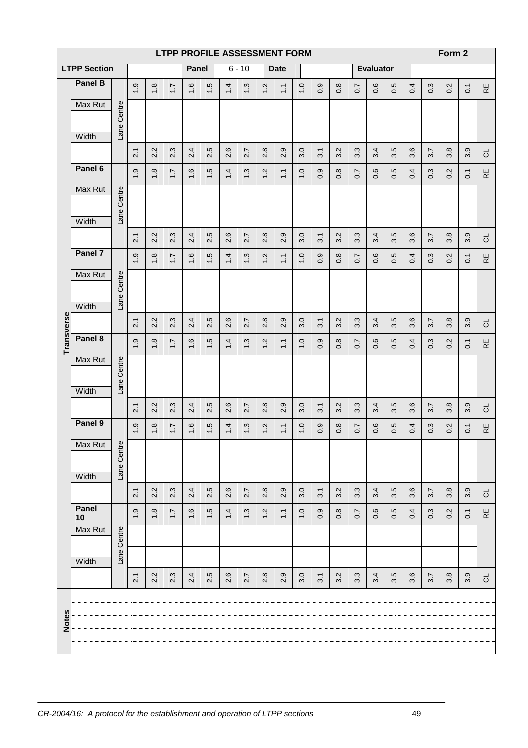# LTPP PROFILE ASSESSMENT FORM

**Form 2**

| LTPP Section | | Panel | 6 - 10 | Date | | Evaluator | |
|---|---|---|---|---|---|---|---|

**Transverse**

| Panel B | | 1.9 | 1.8 | 1.7 | 1.6 | 1.5 | 1.4 | 1.3 | 1.2 | 1.1 | 1.0 | 0.9 | 0.8 | 0.7 | 0.6 | 0.5 | 0.4 | 0.3 | 0.2 | 0.1 | RE |
|---|---|---|---|---|---|---|---|---|---|---|---|---|---|---|---|---|---|---|---|---|---|
| Max Rut | Lane Centre | | | | | | | | | | | | | | | | | | | | |
| Width | | | | | | | | | | | | | | | | | | | | | |
| | | 2.1 | 2.2 | 2.3 | 2.4 | 2.5 | 2.6 | 2.7 | 2.8 | 2.9 | 3.0 | 3.1 | 3.2 | 3.3 | 3.4 | 3.5 | 3.6 | 3.7 | 3.8 | 3.9 | CL |
| **Panel 6** | | 1.9 | 1.8 | 1.7 | 1.6 | 1.5 | 1.4 | 1.3 | 1.2 | 1.1 | 1.0 | 0.9 | 0.8 | 0.7 | 0.6 | 0.5 | 0.4 | 0.3 | 0.2 | 0.1 | RE |
| Max Rut | Lane Centre | | | | | | | | | | | | | | | | | | | | |
| Width | | | | | | | | | | | | | | | | | | | | | |
| | | 2.1 | 2.2 | 2.3 | 2.4 | 2.5 | 2.6 | 2.7 | 2.8 | 2.9 | 3.0 | 3.1 | 3.2 | 3.3 | 3.4 | 3.5 | 3.6 | 3.7 | 3.8 | 3.9 | CL |
| **Panel 7** | | 1.9 | 1.8 | 1.7 | 1.6 | 1.5 | 1.4 | 1.3 | 1.2 | 1.1 | 1.0 | 0.9 | 0.8 | 0.7 | 0.6 | 0.5 | 0.4 | 0.3 | 0.2 | 0.1 | RE |
| Max Rut | Lane Centre | | | | | | | | | | | | | | | | | | | | |
| Width | | | | | | | | | | | | | | | | | | | | | |
| | | 2.1 | 2.2 | 2.3 | 2.4 | 2.5 | 2.6 | 2.7 | 2.8 | 2.9 | 3.0 | 3.1 | 3.2 | 3.3 | 3.4 | 3.5 | 3.6 | 3.7 | 3.8 | 3.9 | CL |
| **Panel 8** | | 1.9 | 1.8 | 1.7 | 1.6 | 1.5 | 1.4 | 1.3 | 1.2 | 1.1 | 1.0 | 0.9 | 0.8 | 0.7 | 0.6 | 0.5 | 0.4 | 0.3 | 0.2 | 0.1 | RE |
| Max Rut | Lane Centre | | | | | | | | | | | | | | | | | | | | |
| Width | | | | | | | | | | | | | | | | | | | | | |
| | | 2.1 | 2.2 | 2.3 | 2.4 | 2.5 | 2.6 | 2.7 | 2.8 | 2.9 | 3.0 | 3.1 | 3.2 | 3.3 | 3.4 | 3.5 | 3.6 | 3.7 | 3.8 | 3.9 | CL |
| **Panel 9** | | 1.9 | 1.8 | 1.7 | 1.6 | 1.5 | 1.4 | 1.3 | 1.2 | 1.1 | 1.0 | 0.9 | 0.8 | 0.7 | 0.6 | 0.5 | 0.4 | 0.3 | 0.2 | 0.1 | RE |
| Max Rut | Lane Centre | | | | | | | | | | | | | | | | | | | | |
| Width | | | | | | | | | | | | | | | | | | | | | |
| | | 2.1 | 2.2 | 2.3 | 2.4 | 2.5 | 2.6 | 2.7 | 2.8 | 2.9 | 3.0 | 3.1 | 3.2 | 3.3 | 3.4 | 3.5 | 3.6 | 3.7 | 3.8 | 3.9 | CL |
| **Panel 10** | | 1.9 | 1.8 | 1.7 | 1.6 | 1.5 | 1.4 | 1.3 | 1.2 | 1.1 | 1.0 | 0.9 | 0.8 | 0.7 | 0.6 | 0.5 | 0.4 | 0.3 | 0.2 | 0.1 | RE |
| Max Rut | Lane Centre | | | | | | | | | | | | | | | | | | | | |
| Width | | | | | | | | | | | | | | | | | | | | | |
| | | 2.1 | 2.2 | 2.3 | 2.4 | 2.5 | 2.6 | 2.7 | 2.8 | 2.9 | 3.0 | 3.1 | 3.2 | 3.3 | 3.4 | 3.5 | 3.6 | 3.7 | 3.8 | 3.9 | CL |

**Notes**

...........................................................................................................................................

...........................................................................................................................................

...........................................................................................................................................

...........................................................................................................................................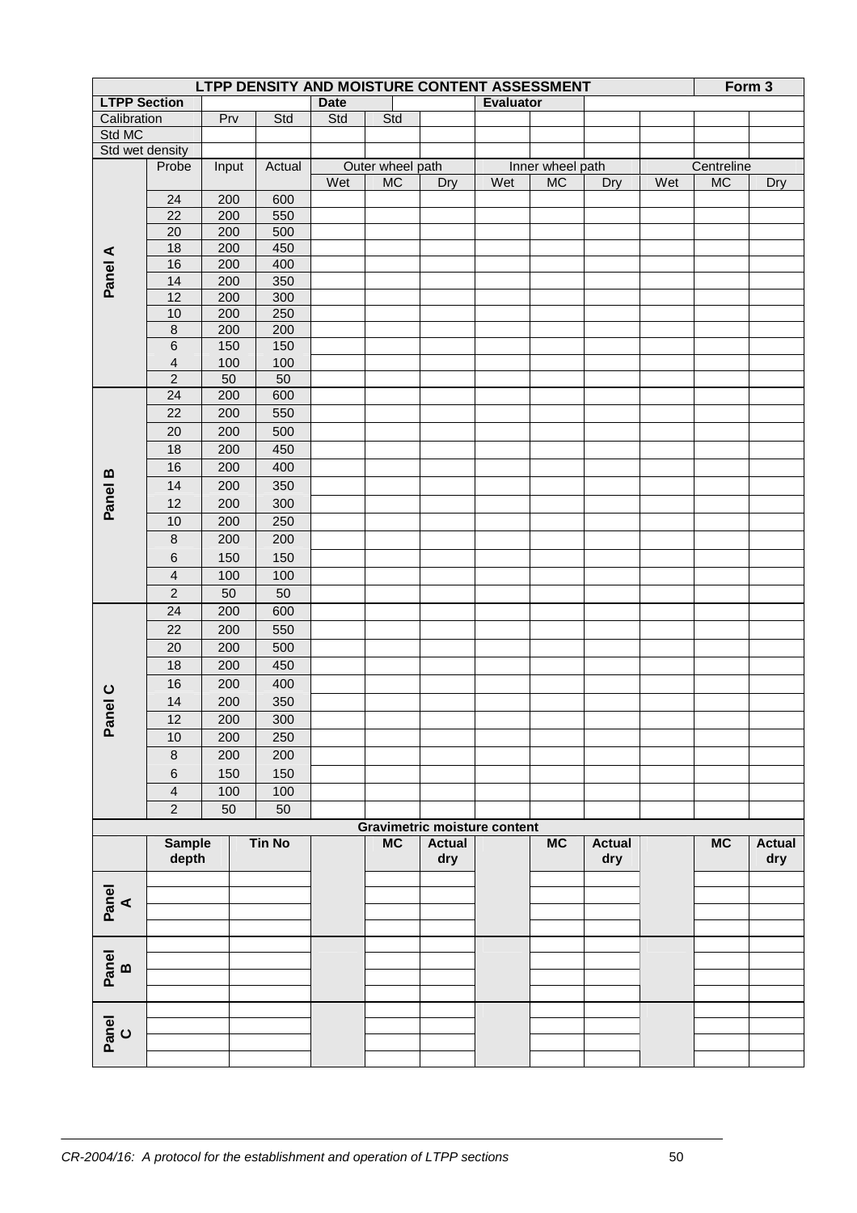| LTPP DENSITY AND MOISTURE CONTENT ASSESSMENT | | | | | | | | | | | | | Form 3 | |
|---|---|---|---|---|---|---|---|---|---|---|---|---|---|---|
| **LTPP Section** | | | | **Date** | | | | **Evaluator** | | | | | | |
| Calibration | | Prv | Std | Std | Std | | | | | | | | | |
| Std MC | | | | | | | | | | | | | | |
| Std wet density | | | | | | | | | | | | | | |
| | Probe | Input | Actual | Outer wheel path | | | Inner wheel path | | | Centreline | | | | |
| | | | | Wet | MC | Dry | Wet | MC | Dry | Wet | MC | Dry | | |
| **Panel A** | 24 | 200 | 600 | | | | | | | | | | | |
| | 22 | 200 | 550 | | | | | | | | | | | |
| | 20 | 200 | 500 | | | | | | | | | | | |
| | 18 | 200 | 450 | | | | | | | | | | | |
| | 16 | 200 | 400 | | | | | | | | | | | |
| | 14 | 200 | 350 | | | | | | | | | | | |
| | 12 | 200 | 300 | | | | | | | | | | | |
| | 10 | 200 | 250 | | | | | | | | | | | |
| | 8 | 200 | 200 | | | | | | | | | | | |
| | 6 | 150 | 150 | | | | | | | | | | | |
| | 4 | 100 | 100 | | | | | | | | | | | |
| | 2 | 50 | 50 | | | | | | | | | | | |
| **Panel B** | 24 | 200 | 600 | | | | | | | | | | | |
| | 22 | 200 | 550 | | | | | | | | | | | |
| | 20 | 200 | 500 | | | | | | | | | | | |
| | 18 | 200 | 450 | | | | | | | | | | | |
| | 16 | 200 | 400 | | | | | | | | | | | |
| | 14 | 200 | 350 | | | | | | | | | | | |
| | 12 | 200 | 300 | | | | | | | | | | | |
| | 10 | 200 | 250 | | | | | | | | | | | |
| | 8 | 200 | 200 | | | | | | | | | | | |
| | 6 | 150 | 150 | | | | | | | | | | | |
| | 4 | 100 | 100 | | | | | | | | | | | |
| | 2 | 50 | 50 | | | | | | | | | | | |
| **Panel C** | 24 | 200 | 600 | | | | | | | | | | | |
| | 22 | 200 | 550 | | | | | | | | | | | |
| | 20 | 200 | 500 | | | | | | | | | | | |
| | 18 | 200 | 450 | | | | | | | | | | | |
| | 16 | 200 | 400 | | | | | | | | | | | |
| | 14 | 200 | 350 | | | | | | | | | | | |
| | 12 | 200 | 300 | | | | | | | | | | | |
| | 10 | 200 | 250 | | | | | | | | | | | |
| | 8 | 200 | 200 | | | | | | | | | | | |
| | 6 | 150 | 150 | | | | | | | | | | | |
| | 4 | 100 | 100 | | | | | | | | | | | |
| | 2 | 50 | 50 | | | | | | | | | | | |

**Gravimetric moisture content**

| | Sample depth | Tin No | | MC | Actual dry | | MC | Actual dry | | MC | Actual dry |
|---|---|---|---|---|---|---|---|---|---|---|---|
| **Panel A** | | | | | | | | | | | |
| | | | | | | | | | | | |
| | | | | | | | | | | | |
| | | | | | | | | | | | |
| **Panel B** | | | | | | | | | | | |
| | | | | | | | | | | | |
| | | | | | | | | | | | |
| | | | | | | | | | | | |
| **Panel C** | | | | | | | | | | | |
| | | | | | | | | | | | |
| | | | | | | | | | | | |
| | | | | | | | | | | | |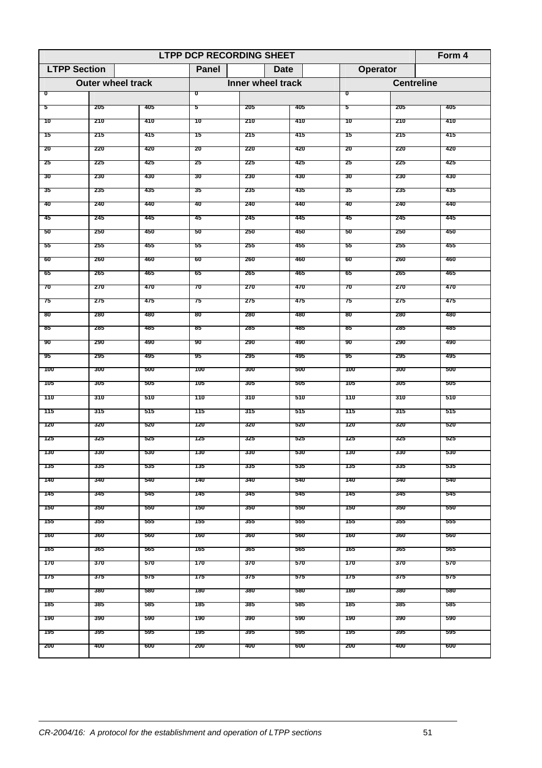| LTPP DCP RECORDING SHEET | | | | | | | | Form 4 |
|---|---|---|---|---|---|---|---|---|
| LTPP Section | | | Panel | | Date | Operator | | |
| Outer wheel track | | | Inner wheel track | | | Centreline | | |
| 0 | | | 0 | | | 0 | | |
| 5 | 205 | 405 | 5 | 205 | 405 | 5 | 205 | 405 |
| 10 | 210 | 410 | 10 | 210 | 410 | 10 | 210 | 410 |
| 15 | 215 | 415 | 15 | 215 | 415 | 15 | 215 | 415 |
| 20 | 220 | 420 | 20 | 220 | 420 | 20 | 220 | 420 |
| 25 | 225 | 425 | 25 | 225 | 425 | 25 | 225 | 425 |
| 30 | 230 | 430 | 30 | 230 | 430 | 30 | 230 | 430 |
| 35 | 235 | 435 | 35 | 235 | 435 | 35 | 235 | 435 |
| 40 | 240 | 440 | 40 | 240 | 440 | 40 | 240 | 440 |
| 45 | 245 | 445 | 45 | 245 | 445 | 45 | 245 | 445 |
| 50 | 250 | 450 | 50 | 250 | 450 | 50 | 250 | 450 |
| 55 | 255 | 455 | 55 | 255 | 455 | 55 | 255 | 455 |
| 60 | 260 | 460 | 60 | 260 | 460 | 60 | 260 | 460 |
| 65 | 265 | 465 | 65 | 265 | 465 | 65 | 265 | 465 |
| 70 | 270 | 470 | 70 | 270 | 470 | 70 | 270 | 470 |
| 75 | 275 | 475 | 75 | 275 | 475 | 75 | 275 | 475 |
| 80 | 280 | 480 | 80 | 280 | 480 | 80 | 280 | 480 |
| 85 | 285 | 485 | 85 | 285 | 485 | 85 | 285 | 485 |
| 90 | 290 | 490 | 90 | 290 | 490 | 90 | 290 | 490 |
| 95 | 295 | 495 | 95 | 295 | 495 | 95 | 295 | 495 |
| 100 | 300 | 500 | 100 | 300 | 500 | 100 | 300 | 500 |
| 105 | 305 | 505 | 105 | 305 | 505 | 105 | 305 | 505 |
| 110 | 310 | 510 | 110 | 310 | 510 | 110 | 310 | 510 |
| 115 | 315 | 515 | 115 | 315 | 515 | 115 | 315 | 515 |
| 120 | 320 | 520 | 120 | 320 | 520 | 120 | 320 | 520 |
| 125 | 325 | 525 | 125 | 325 | 525 | 125 | 325 | 525 |
| 130 | 330 | 530 | 130 | 330 | 530 | 130 | 330 | 530 |
| 135 | 335 | 535 | 135 | 335 | 535 | 135 | 335 | 535 |
| 140 | 340 | 540 | 140 | 340 | 540 | 140 | 340 | 540 |
| 145 | 345 | 545 | 145 | 345 | 545 | 145 | 345 | 545 |
| 150 | 350 | 550 | 150 | 350 | 550 | 150 | 350 | 550 |
| 155 | 355 | 555 | 155 | 355 | 555 | 155 | 355 | 555 |
| 160 | 360 | 560 | 160 | 360 | 560 | 160 | 360 | 560 |
| 165 | 365 | 565 | 165 | 365 | 565 | 165 | 365 | 565 |
| 170 | 370 | 570 | 170 | 370 | 570 | 170 | 370 | 570 |
| 175 | 375 | 575 | 175 | 375 | 575 | 175 | 375 | 575 |
| 180 | 380 | 580 | 180 | 380 | 580 | 180 | 380 | 580 |
| 185 | 385 | 585 | 185 | 385 | 585 | 185 | 385 | 585 |
| 190 | 390 | 590 | 190 | 390 | 590 | 190 | 390 | 590 |
| 195 | 395 | 595 | 195 | 395 | 595 | 195 | 395 | 595 |
| 200 | 400 | 600 | 200 | 400 | 600 | 200 | 400 | 600 |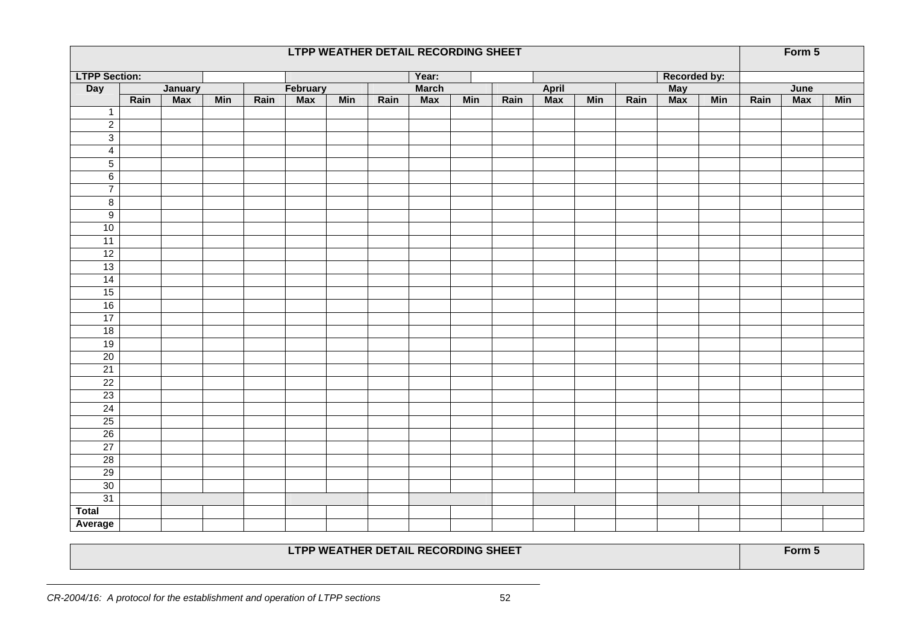| LTPP WEATHER DETAIL RECORDING SHEET | | | | | | | | | | | | | | | | | | Form 5 |
|---|---|---|---|---|---|---|---|---|---|---|---|---|---|---|---|---|---|---|
| **LTPP Section:** | | | | | | | **Year:** | | | | | | | **Recorded by:** | | | | |
| **Day** | **January** | | | **February** | | | **March** | | | **April** | | | **May** | | | **June** | | |
| | **Rain** | **Max** | **Min** | **Rain** | **Max** | **Min** | **Rain** | **Max** | **Min** | **Rain** | **Max** | **Min** | **Rain** | **Max** | **Min** | **Rain** | **Max** | **Min** |
| 1 | | | | | | | | | | | | | | | | | | |
| 2 | | | | | | | | | | | | | | | | | | |
| 3 | | | | | | | | | | | | | | | | | | |
| 4 | | | | | | | | | | | | | | | | | | |
| 5 | | | | | | | | | | | | | | | | | | |
| 6 | | | | | | | | | | | | | | | | | | |
| 7 | | | | | | | | | | | | | | | | | | |
| 8 | | | | | | | | | | | | | | | | | | |
| 9 | | | | | | | | | | | | | | | | | | |
| 10 | | | | | | | | | | | | | | | | | | |
| 11 | | | | | | | | | | | | | | | | | | |
| 12 | | | | | | | | | | | | | | | | | | |
| 13 | | | | | | | | | | | | | | | | | | |
| 14 | | | | | | | | | | | | | | | | | | |
| 15 | | | | | | | | | | | | | | | | | | |
| 16 | | | | | | | | | | | | | | | | | | |
| 17 | | | | | | | | | | | | | | | | | | |
| 18 | | | | | | | | | | | | | | | | | | |
| 19 | | | | | | | | | | | | | | | | | | |
| 20 | | | | | | | | | | | | | | | | | | |
| 21 | | | | | | | | | | | | | | | | | | |
| 22 | | | | | | | | | | | | | | | | | | |
| 23 | | | | | | | | | | | | | | | | | | |
| 24 | | | | | | | | | | | | | | | | | | |
| 25 | | | | | | | | | | | | | | | | | | |
| 26 | | | | | | | | | | | | | | | | | | |
| 27 | | | | | | | | | | | | | | | | | | |
| 28 | | | | | | | | | | | | | | | | | | |
| 29 | | | | | | | | | | | | | | | | | | |
| 30 | | | | | | | | | | | | | | | | | | |
| 31 | | | | | | | | | | | | | | | | | | |
| **Total** | | | | | | | | | | | | | | | | | | |
| **Average** | | | | | | | | | | | | | | | | | | |

| LTPP WEATHER DETAIL RECORDING SHEET | Form 5 |
|---|---|

*CR-2004/16: A protocol for the establishment and operation of LTPP sections*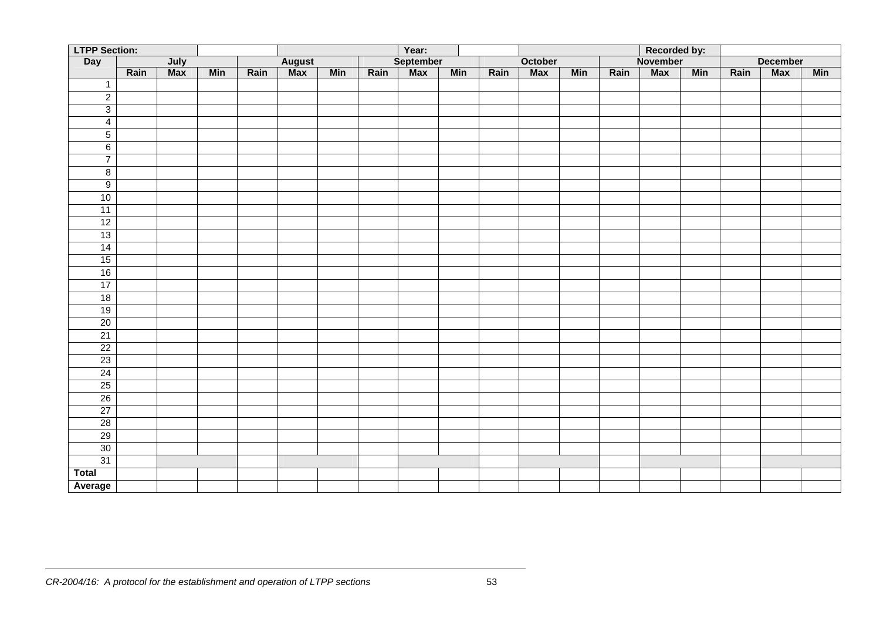| LTPP Section: | | | | | | | Year: | | | | | | | Recorded by: | | | | |
|---|---|---|---|---|---|---|---|---|---|---|---|---|---|---|---|---|---|---|
| **Day** | **July** | | | **August** | | | **September** | | | **October** | | | **November** | | | **December** | | |
| | **Rain** | **Max** | **Min** | **Rain** | **Max** | **Min** | **Rain** | **Max** | **Min** | **Rain** | **Max** | **Min** | **Rain** | **Max** | **Min** | **Rain** | **Max** | **Min** |
| 1 | | | | | | | | | | | | | | | | | | |
| 2 | | | | | | | | | | | | | | | | | | |
| 3 | | | | | | | | | | | | | | | | | | |
| 4 | | | | | | | | | | | | | | | | | | |
| 5 | | | | | | | | | | | | | | | | | | |
| 6 | | | | | | | | | | | | | | | | | | |
| 7 | | | | | | | | | | | | | | | | | | |
| 8 | | | | | | | | | | | | | | | | | | |
| 9 | | | | | | | | | | | | | | | | | | |
| 10 | | | | | | | | | | | | | | | | | | |
| 11 | | | | | | | | | | | | | | | | | | |
| 12 | | | | | | | | | | | | | | | | | | |
| 13 | | | | | | | | | | | | | | | | | | |
| 14 | | | | | | | | | | | | | | | | | | |
| 15 | | | | | | | | | | | | | | | | | | |
| 16 | | | | | | | | | | | | | | | | | | |
| 17 | | | | | | | | | | | | | | | | | | |
| 18 | | | | | | | | | | | | | | | | | | |
| 19 | | | | | | | | | | | | | | | | | | |
| 20 | | | | | | | | | | | | | | | | | | |
| 21 | | | | | | | | | | | | | | | | | | |
| 22 | | | | | | | | | | | | | | | | | | |
| 23 | | | | | | | | | | | | | | | | | | |
| 24 | | | | | | | | | | | | | | | | | | |
| 25 | | | | | | | | | | | | | | | | | | |
| 26 | | | | | | | | | | | | | | | | | | |
| 27 | | | | | | | | | | | | | | | | | | |
| 28 | | | | | | | | | | | | | | | | | | |
| 29 | | | | | | | | | | | | | | | | | | |
| 30 | | | | | | | | | | | | | | | | | | |
| 31 | | | | | | | | | | | | | | | | | | |
| **Total** | | | | | | | | | | | | | | | | | | |
| **Average** | | | | | | | | | | | | | | | | | | |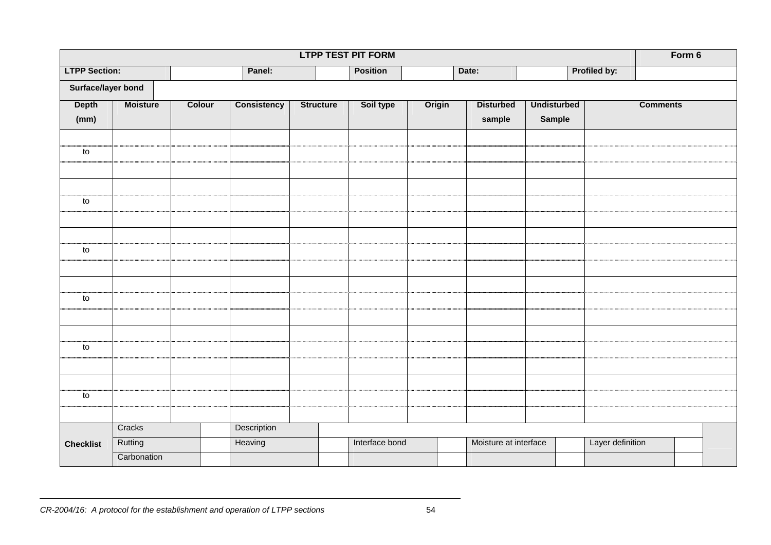| LTPP TEST PIT FORM | | | | | | | | | | Form 6 |
|---|---|---|---|---|---|---|---|---|---|---|
| **LTPP Section:** | | | **Panel:** | | **Position** | | **Date:** | | **Profiled by:** | |
| **Surface/layer bond** | | | | | | | | | | |
| **Depth (mm)** | **Moisture** | **Colour** | **Consistency** | **Structure** | **Soil type** | **Origin** | **Disturbed sample** | **Undisturbed Sample** | **Comments** | |
| | | | | | | | | | | |
| to | | | | | | | | | | |
| | | | | | | | | | | |
| | | | | | | | | | | |
| to | | | | | | | | | | |
| | | | | | | | | | | |
| | | | | | | | | | | |
| to | | | | | | | | | | |
| | | | | | | | | | | |
| | | | | | | | | | | |
| to | | | | | | | | | | |
| | | | | | | | | | | |
| | | | | | | | | | | |
| to | | | | | | | | | | |
| | | | | | | | | | | |
| | | | | | | | | | | |
| to | | | | | | | | | | |
| | | | | | | | | | | |

| **Checklist** | Cracks | | Description | | | | | | | | | | |
|---|---|---|---|---|---|---|---|---|---|---|---|---|---|
| | Rutting | | Heaving | | Interface bond | | Moisture at interface | | Layer definition | | |
| | Carbonation | | | | | | | | | | |

*CR-2004/16: A protocol for the establishment and operation of LTPP sections*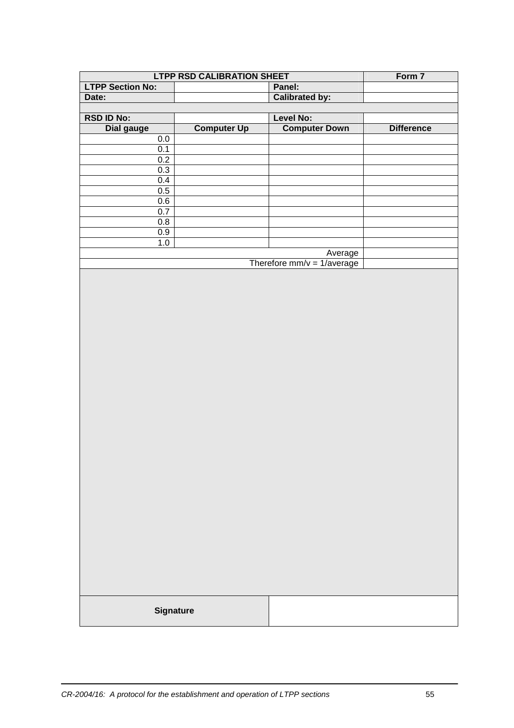| **LTPP RSD CALIBRATION SHEET** | | | **Form 7** |
|---|---|---|---|
| **LTPP Section No:** | | **Panel:** | |
| **Date:** | | **Calibrated by:** | |
| | | | |
| **RSD ID No:** | | **Level No:** | |
| **Dial gauge** | **Computer Up** | **Computer Down** | **Difference** |
| 0.0 | | | |
| 0.1 | | | |
| 0.2 | | | |
| 0.3 | | | |
| 0.4 | | | |
| 0.5 | | | |
| 0.6 | | | |
| 0.7 | | | |
| 0.8 | | | |
| 0.9 | | | |
| 1.0 | | | |
| | | Average | |
| | | Therefore mm/v = 1/average | |

| **Signature** | |
|---|---|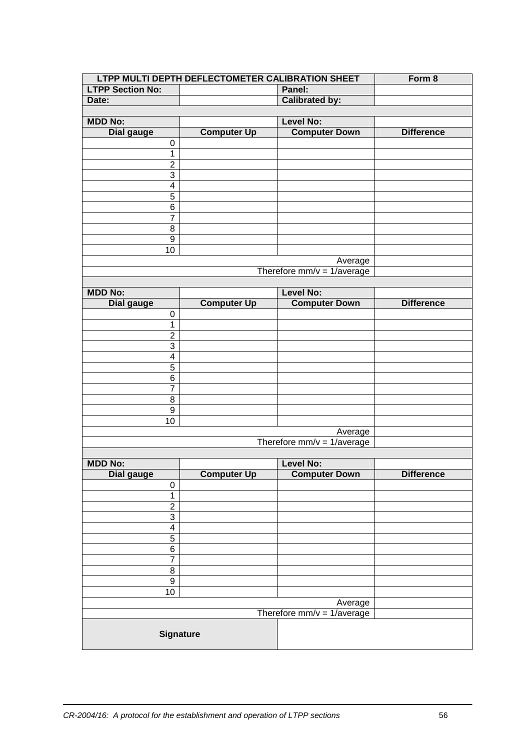| LTPP MULTI DEPTH DEFLECTOMETER CALIBRATION SHEET | | | Form 8 |
|---|---|---|---|
| **LTPP Section No:** | | **Panel:** | |
| **Date:** | | **Calibrated by:** | |
| | | | |
| **MDD No:** | | **Level No:** | |
| **Dial gauge** | **Computer Up** | **Computer Down** | **Difference** |
| 0 | | | |
| 1 | | | |
| 2 | | | |
| 3 | | | |
| 4 | | | |
| 5 | | | |
| 6 | | | |
| 7 | | | |
| 8 | | | |
| 9 | | | |
| 10 | | | |
| | | Average | |
| | | Therefore mm/v = 1/average | |
| | | | |
| **MDD No:** | | **Level No:** | |
| **Dial gauge** | **Computer Up** | **Computer Down** | **Difference** |
| 0 | | | |
| 1 | | | |
| 2 | | | |
| 3 | | | |
| 4 | | | |
| 5 | | | |
| 6 | | | |
| 7 | | | |
| 8 | | | |
| 9 | | | |
| 10 | | | |
| | | Average | |
| | | Therefore mm/v = 1/average | |
| | | | |
| **MDD No:** | | **Level No:** | |
| **Dial gauge** | **Computer Up** | **Computer Down** | **Difference** |
| 0 | | | |
| 1 | | | |
| 2 | | | |
| 3 | | | |
| 4 | | | |
| 5 | | | |
| 6 | | | |
| 7 | | | |
| 8 | | | |
| 9 | | | |
| 10 | | | |
| | | Average | |
| | | Therefore mm/v = 1/average | |
| **Signature** | | | |